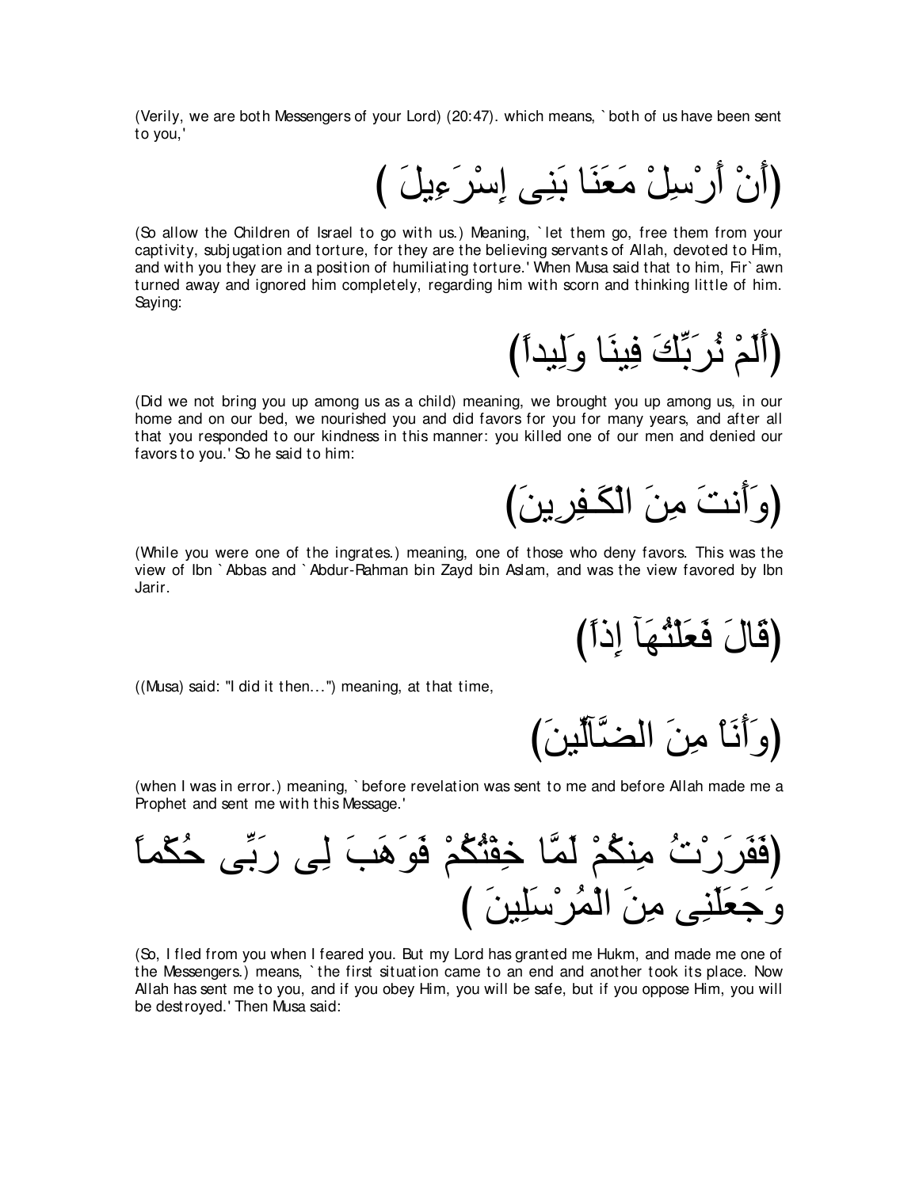(Verily, we are both Messengers of your Lord) (20:47). which means, `both of us have been sent to you,'

(أَنْ أَرْسِلْ مَعَنَا بَنِى إِسْرَءِيلَ )

(So allow the Children of Israel to go with us.) Meaning, `let them go, free them from your captivity, subjugation and torture, for they are the believing servants of Allah, devoted to Him, and with you they are in a position of humiliating torture.' When Musa said that to him, Fir`awn turned away and ignored him completely, regarding him with scorn and thinking little of him. Saying:

(أَلَمْ نُرَبِّكَ فِينَا وَلِيداً)

(Did we not bring you up among us as a child) meaning, we brought you up among us, in our home and on our bed, we nourished you and did favors for you for many years, and after all that you responded to our kindness in this manner: you killed one of our men and denied our favors to you.' So he said to him:

(وَأَنتَ مِنَ الْكَـفِرِينَ)

(While you were one of the ingrates.) meaning, one of those who deny favors. This was the view of Ibn `Abbas and `Abdur-Rahman bin Zayd bin Aslam, and was the view favored by Ibn Jarir.

(قَالَ فَعَلْتُهَآ إِذاً)

((Musa) said: "I did it then...") meaning, at that time,

(وَأَنَاْ مِنَ الضَّآلِّينَ)

(when I was in error.) meaning, `before revelation was sent to me and before Allah made me a Prophet and sent me with this Message.'

(فَفَرَرْتُ مِنكُمْ لَمَّا خِفْتُكُمْ فَوَهَبَ لِى رَبِّى حُكْماً وَجَعَلَنِى مِنَ الْمُرْسَلِينَ )

(So, I fled from you when I feared you. But my Lord has granted me Hukm, and made me one of the Messengers.) means, `the first situation came to an end and another took its place. Now Allah has sent me to you, and if you obey Him, you will be safe, but if you oppose Him, you will be destroyed.' Then Musa said: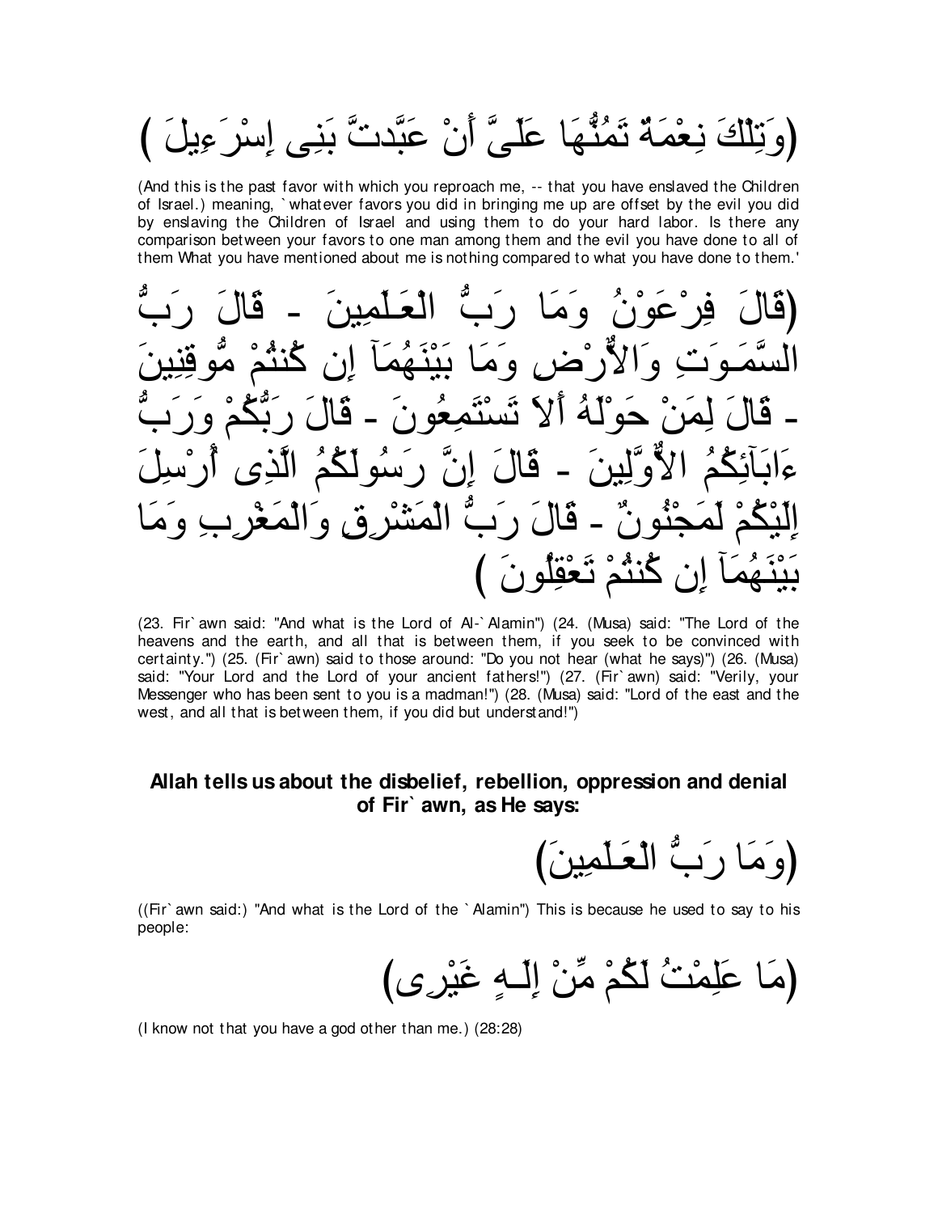(وَتِلْكَ نِعْمَةٌ تَمُنُّهَا عَلَىَّ أَنْ عَبَّدتَّ بَنِى إِسْرَءِيلَ )

(And this is the past favor with which you reproach me, -- that you have enslaved the Children of Israel.) meaning, `whatever favors you did in bringing me up are offset by the evil you did by enslaving the Children of Israel and using them to do your hard labor. Is there any comparison between your favors to one man among them and the evil you have done to all of them What you have mentioned about me is nothing compared to what you have done to them.'

(قَالَ فِرْعَوْنُ وَمَا رَبُّ الْعَـلَمِينَ - قَالَ رَبُّ السَّمَـوَتِ وَالاٌّرْضِ وَمَا بَيْنَهُمَآ إن كُنتُمْ مُّوقِنِينَ - قَالَ لِمَنْ حَوْلَهُ أَلاَ تَسْتَمِعُونَ - قَالَ رَبُّكُمْ وَرَبُّ ءَابَآئِكُمُ الاٌّوَّلِينَ - قَالَ إِنَّ رَسُولَكُمُ الَّذِى أُرْسِلَ إِلَيْكُمْ لَمَجْنُونٌ - قَالَ رَبُّ الْمَشْرِقِ وَالْمَغْرِبِ وَمَا بَيْنَهُمَآ إِن كُنتُمْ تَعْقِلُونَ )

(23. Fir`awn said: "And what is the Lord of Al-`Alamin") (24. (Musa) said: "The Lord of the heavens and the earth, and all that is between them, if you seek to be convinced with certainty.") (25. (Fir`awn) said to those around: "Do you not hear (what he says)") (26. (Musa) said: "Your Lord and the Lord of your ancient fathers!") (27. (Fir`awn) said: "Verily, your Messenger who has been sent to you is a madman!") (28. (Musa) said: "Lord of the east and the west, and all that is between them, if you did but understand!")

**Allah tells us about the disbelief, rebellion, oppression and denial of Fir`awn, as He says:**

(وَمَا رَبُّ الْعَـلَمِينَ)

((Fir`awn said:) "And what is the Lord of the `Alamin") This is because he used to say to his people:

(مَا عَلِمْتُ لَكُمْ مِّنْ إِلَـهٍ غَيْرِى)

(I know not that you have a god other than me.) (28:28)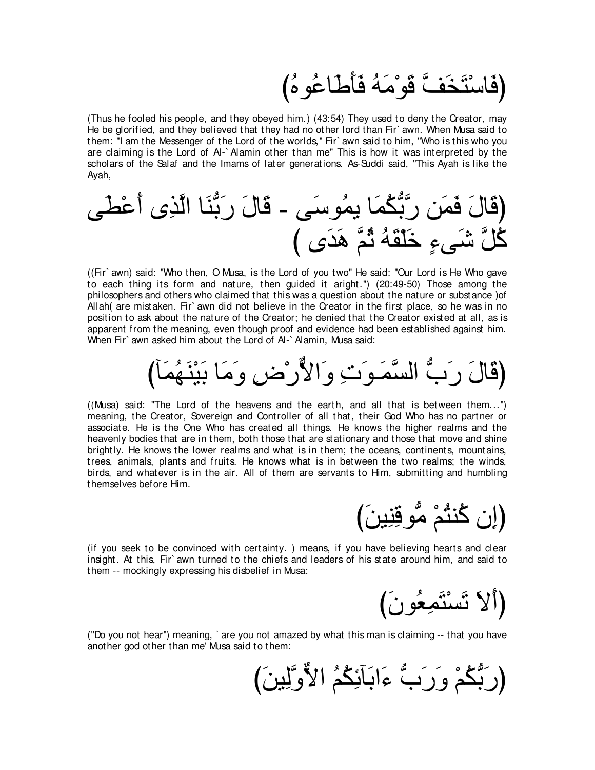(فَاسْتَخَفَّ قَوْمَهُ فَأَطَاعُوهُ)

(Thus he fooled his people, and they obeyed him.) (43:54) They used to deny the Creator, may He be glorified, and they believed that they had no other lord than Fir`awn. When Musa said to them: "I am the Messenger of the Lord of the worlds," Fir`awn said to him, "Who is this who you are claiming is the Lord of Al-`Alamin other than me" This is how it was interpreted by the scholars of the Salaf and the Imams of later generations. As-Suddi said, "This Ayah is like the Ayah,

(قَالَ فَمَن رَّبُّكُمَا يمُوسَى - قَالَ رَبُّنَا الَّذِى أَعْطَى كُلَّ شَىءٍ خَلْقَهُ ثُمَّ هَدَى )

((Fir`awn) said: "Who then, O Musa, is the Lord of you two" He said: "Our Lord is He Who gave to each thing its form and nature, then guided it aright.") (20:49-50) Those among the philosophers and others who claimed that this was a question about the nature or substance )of Allah( are mistaken. Fir`awn did not believe in the Creator in the first place, so he was in no position to ask about the nature of the Creator; he denied that the Creator existed at all, as is apparent from the meaning, even though proof and evidence had been established against him. When Fir`awn asked him about the Lord of Al-`Alamin, Musa said:

(قَالَ رَبُّ السَّمَـوَتِ وَالاٌّرْضِ وَمَا بَيْنَهُمَآ)

((Musa) said: "The Lord of the heavens and the earth, and all that is between them...") meaning, the Creator, Sovereign and Controller of all that, their God Who has no partner or associate. He is the One Who has created all things. He knows the higher realms and the heavenly bodies that are in them, both those that are stationary and those that move and shine brightly. He knows the lower realms and what is in them; the oceans, continents, mountains, trees, animals, plants and fruits. He knows what is in between the two realms; the winds, birds, and whatever is in the air. All of them are servants to Him, submitting and humbling themselves before Him.

(إِن كُنتُمْ مُّوقِنِينَ)

(if you seek to be convinced with certainty. ) means, if you have believing hearts and clear insight. At this, Fir`awn turned to the chiefs and leaders of his state around him, and said to them -- mockingly expressing his disbelief in Musa:

(أَلاَ تَسْتَمِعُونَ)

("Do you not hear") meaning, `are you not amazed by what this man is claiming -- that you have another god other than me' Musa said to them:

(رَبُّكُمْ وَرَبُّ ءَابَآئِكُمُ الاٌّوَّلِينَ)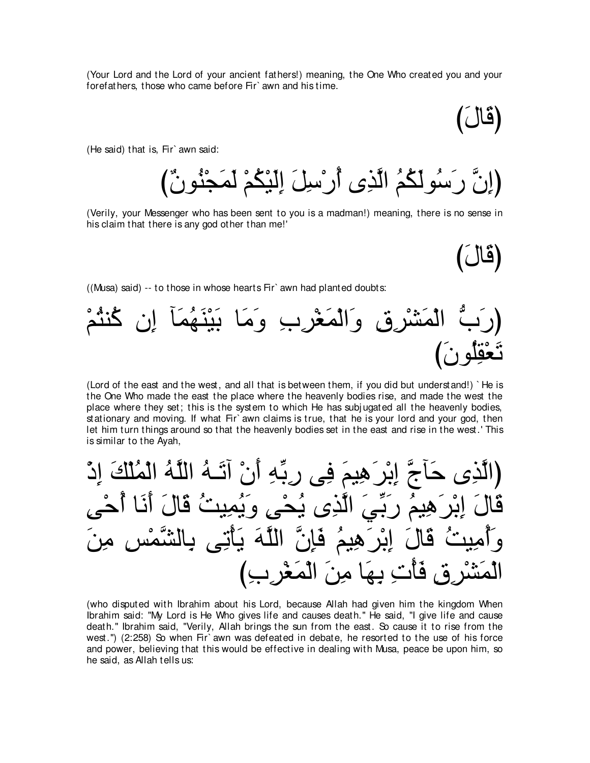(Your Lord and the Lord of your ancient fathers!) meaning, the One Who created you and your forefathers, those who came before Fir` awn and his time.

(قَالَ)

(He said) that is, Fir` awn said:

(إِنَّ رَسُولَكُمُ الَّذِى أُرْسِلَ إِلَيْكُمْ لَمَجْنُونٌ)

(Verily, your Messenger who has been sent to you is a madman!) meaning, there is no sense in his claim that there is any god other than me!'

(قَالَ)

((Musa) said) -- to those in whose hearts Fir` awn had planted doubts:

(رَبُّ الْمَشْرِقِ وَالْمَغْرِبِ وَمَا بَيْنَهُمَآ إِن كُنتُمْ تَعْقِلُونَ)

(Lord of the east and the west, and all that is between them, if you did but understand!) `He is the One Who made the east the place where the heavenly bodies rise, and made the west the place where they set; this is the system to which He has subjugated all the heavenly bodies, stationary and moving. If what Fir` awn claims is true, that he is your lord and your god, then let him turn things around so that the heavenly bodies set in the east and rise in the west.' This is similar to the Ayah,

(الَّذِى حَآجَّ إِبْرَهِيمَ فِى رِبِّهِ أَنْ آتَـهُ اللَّهُ الْمُلْكَ إِذْ قَالَ إِبْرَهِيمُ رَبِّيَ الَّذِى يُحْىِ وَيُمِيتُ قَالَ أَنَا أُحْىِ وَأُمِيتُ قَالَ إِبْرَهِيمُ فَإِنَّ اللَّهَ يَأْتِى بِالشَّمْسِ مِنَ الْمَشْرِقِ فَأْتِ بِهَا مِنَ الْمَغْرِبِ)

(who disputed with Ibrahim about his Lord, because Allah had given him the kingdom When Ibrahim said: "My Lord is He Who gives life and causes death." He said, "I give life and cause death." Ibrahim said, "Verily, Allah brings the sun from the east. So cause it to rise from the west.") (2:258) So when Fir` awn was defeated in debate, he resorted to the use of his force and power, believing that this would be effective in dealing with Musa, peace be upon him, so he said, as Allah tells us: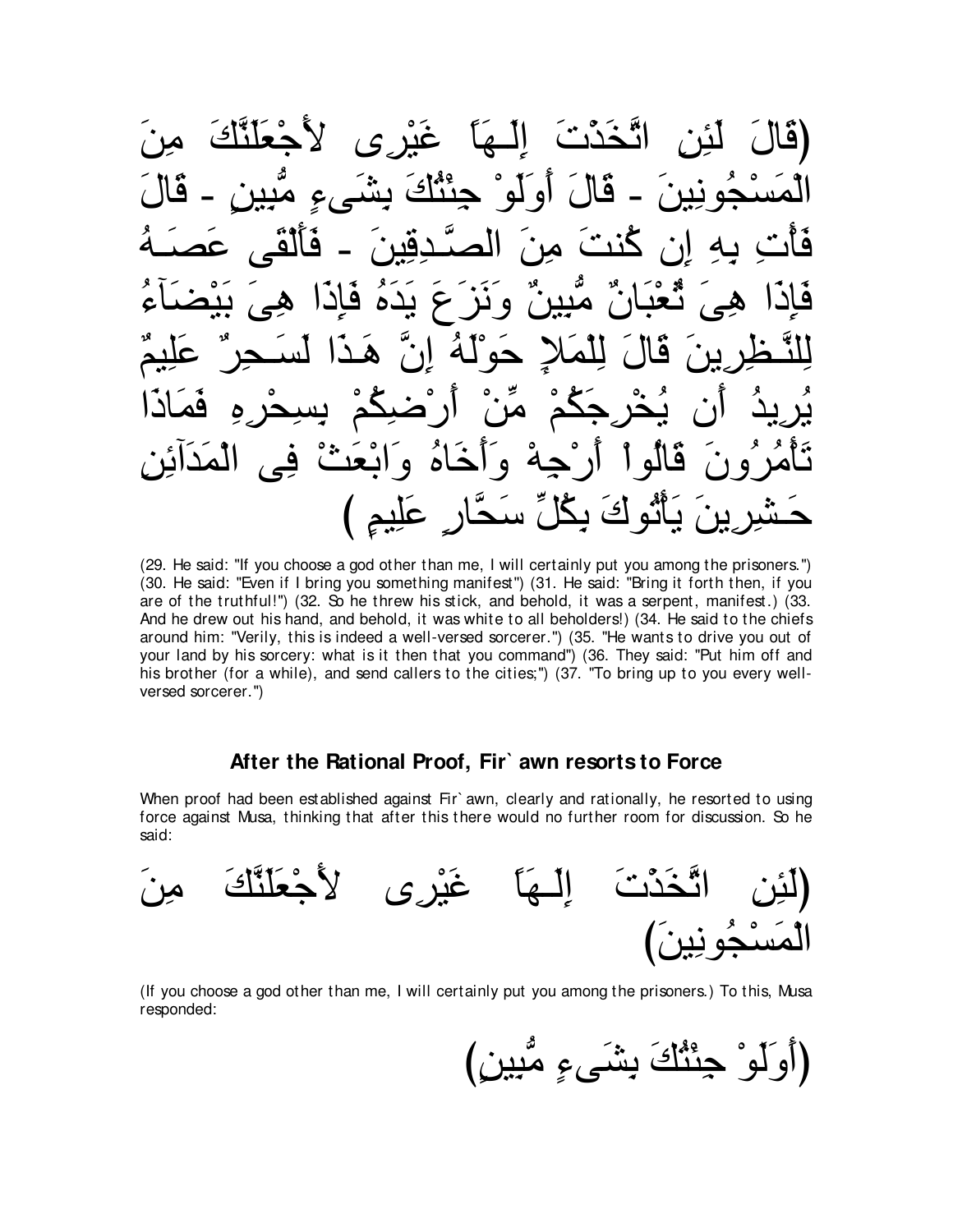(قَالَ لَئِنِ اتَّخَذْتَ إِلَـهَاً غَيْرِى لأَجْعَلَنَّكَ مِنَ الْمَسْجُونِينَ - قَالَ أَوَلَوْ جِئْتُكَ بِشَىءٍ مُّبِينٍ - قَالَ فَأْتِ بِهِ إِن كُنتَ مِنَ الصَّـدِقِينَ - فَأَلْقَى عَصَـهُ فَإِذَا هِىَ ثُعْبَانٌ مُّبِينٌ وَنَزَعَ يَدَهُ فَإِذَا هِىَ بَيْضَآءُ لِلنَّـظِرِينَ قَالَ لِلْمَلإِ حَوْلَهُ إِنَّ هَـذَا لَسَـحِرٌ عَلِيمٌ يُرِيدُ أَن يُخْرِجَكُمْ مِّنْ أَرْضِكُمْ بِسِحْرِهِ فَمَاذَا تَأْمُرُونَ قَالُواْ أَرْجِهْ وَأَخَاهُ وَابْعَثْ فِى الْمَدَآئِنِ حَـشِرِينَ يَأْتُوكَ بِكُلِّ سَحَّارٍ عَلِيمٍ )

(29. He said: "If you choose a god other than me, I will certainly put you among the prisoners.") (30. He said: "Even if I bring you something manifest") (31. He said: "Bring it forth then, if you are of the truthful!") (32. So he threw his stick, and behold, it was a serpent, manifest.) (33. And he drew out his hand, and behold, it was white to all beholders!) (34. He said to the chiefs around him: "Verily, this is indeed a well-versed sorcerer.") (35. "He wants to drive you out of your land by his sorcery: what is it then that you command") (36. They said: "Put him off and his brother (for a while), and send callers to the cities;") (37. "To bring up to you every well-versed sorcerer.")

## After the Rational Proof, Fir`awn resorts to Force

When proof had been established against Fir`awn, clearly and rationally, he resorted to using force against Musa, thinking that after this there would no further room for discussion. So he said:

(لَئِنِ اتَّخَذْتَ إِلَـهَاً غَيْرِى لأَجْعَلَنَّكَ مِنَ الْمَسْجُونِينَ)

(If you choose a god other than me, I will certainly put you among the prisoners.) To this, Musa responded:

(أَوَلَوْ جِئْتُكَ بِشَىءٍ مُّبِينٍ)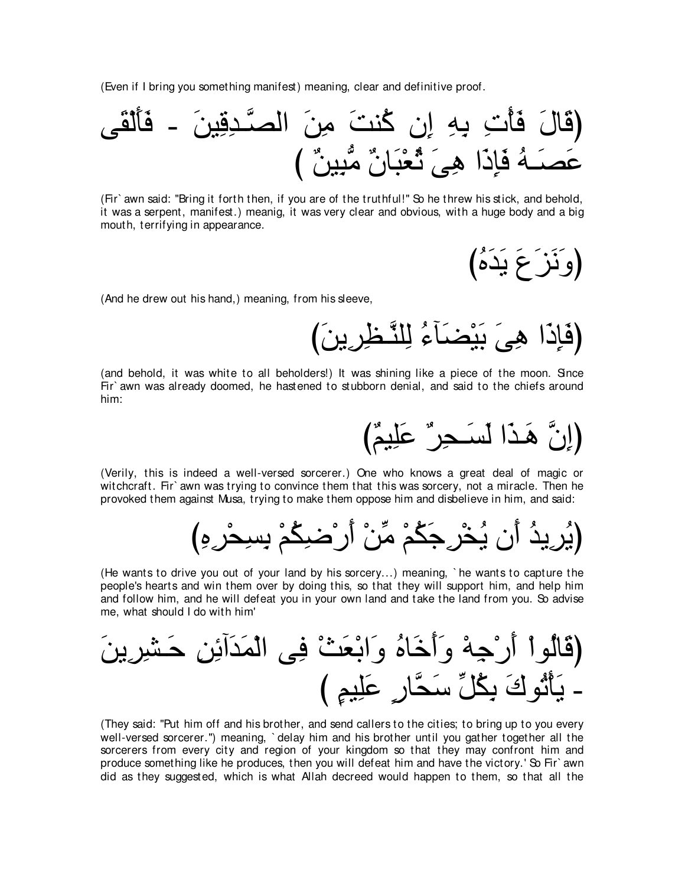(Even if I bring you something manifest) meaning, clear and definitive proof.

(قَالَ فَأْتِ بِهِ إِن كُنتَ مِنَ الصَّـدِقِينَ - فَأَلْقَى عَصَـهُ فَإِذَا هِىَ ثُعْبَانٌ مُّبِينٌ )

(Fir`awn said: "Bring it forth then, if you are of the truthful!" So he threw his stick, and behold, it was a serpent, manifest.) meanig, it was very clear and obvious, with a huge body and a big mouth, terrifying in appearance.

(وَنَزَعَ يَدَهُ)

(And he drew out his hand,) meaning, from his sleeve,

(فَإِذَا هِىَ بَيْضَآءُ لِلنَّـظِرِينَ)

(and behold, it was white to all beholders!) It was shining like a piece of the moon. Since Fir`awn was already doomed, he hastened to stubborn denial, and said to the chiefs around him:

(إِنَّ هَـذَا لَسَـحِرٌ عَلِيمٌ)

(Verily, this is indeed a well-versed sorcerer.) One who knows a great deal of magic or witchcraft. Fir`awn was trying to convince them that this was sorcery, not a miracle. Then he provoked them against Musa, trying to make them oppose him and disbelieve in him, and said:

(يُرِيدُ أَن يُخْرِجَكُمْ مِّنْ أَرْضِكُمْ بِسِحْرِهِ)

(He wants to drive you out of your land by his sorcery...) meaning, `he wants to capture the people's hearts and win them over by doing this, so that they will support him, and help him and follow him, and he will defeat you in your own land and take the land from you. So advise me, what should I do with him'

(قَالُواْ أَرْجِهْ وَأَخَاهُ وَابْعَثْ فِى الْمَدَآئِنِ حَـشِرِينَ - يَأْتُوكَ بِكُلِّ سَحَّارٍ عَلِيمٍ )

(They said: "Put him off and his brother, and send callers to the cities; to bring up to you every well-versed sorcerer.") meaning, `delay him and his brother until you gather together all the sorcerers from every city and region of your kingdom so that they may confront him and produce something like he produces, then you will defeat him and have the victory.' So Fir`awn did as they suggested, which is what Allah decreed would happen to them, so that all the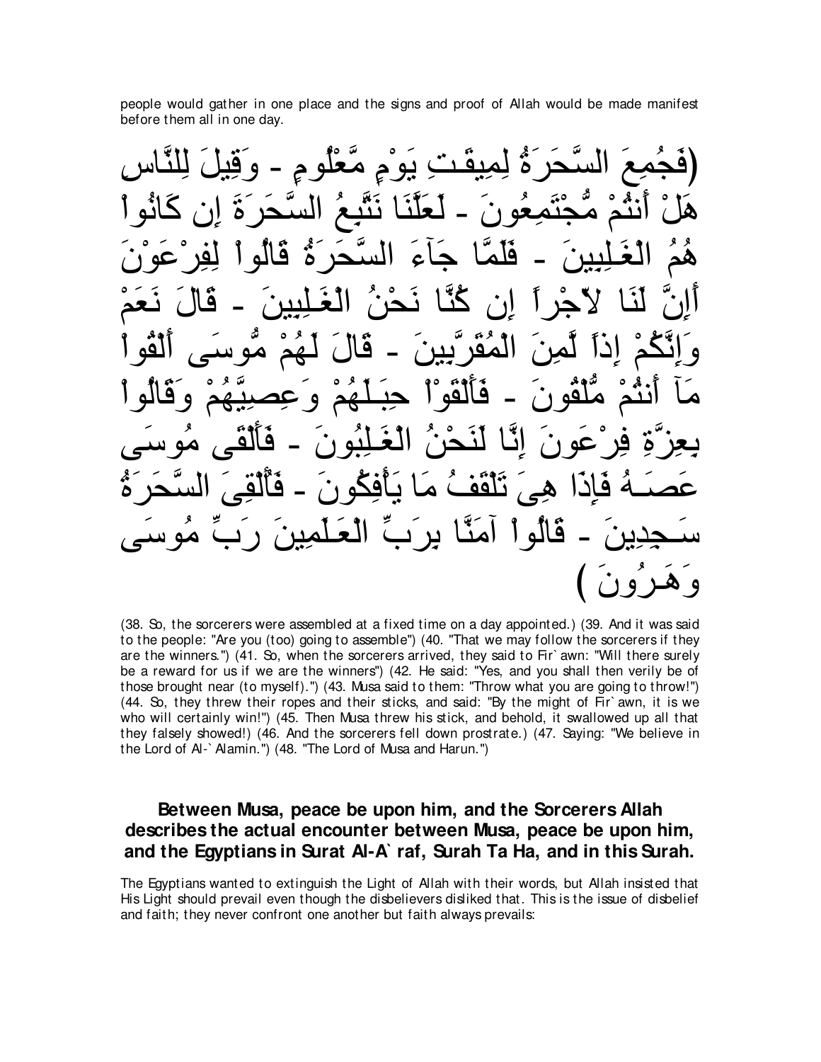people would gather in one place and the signs and proof of Allah would be made manifest before them all in one day.

(فَجُمِعَ السَّحَرَةُ لِمِيقَـتِ يَوْمٍ مَّعْلُومٍ - وَقِيلَ لِلنَّاسِ هَلْ أَنتُمْ مُّجْتَمِعُونَ - لَعَلَّنَا نَتَّبِعُ السَّحَرَةَ إِن كَانُواْ هُمُ الْغَـلِبِينَ - فَلَمَّا جَآءَ السَّحَرَةُ قَالُوا لِفِرْعَوْنَ أَإِنَّ لَنَا لاّجْراً إِن كُنَّا نَحْنُ الْغَـلِبِينَ - قَالَ نَعَمْ وَإِنَّكُمْ إِذاً لَّمِنَ الْمُقَرَّبِينَ - قَالَ لَهُمْ مُّوسَى أَلْقُواْ مَآ أَنتُمْ مُّلْقُونَ - فَأَلْقَوْاْ حِبَـلَهُمْ وَعِصِيَّهُمْ وَقَالُواْ بِعِزَّةِ فِرْعَونَ إِنَّا لَنَحْنُ الْغَـلِبُونَ - فَأَلْقَى مُوسَى عَصَـهُ فَإِذَا هِىَ تَلْقَفُ مَا يَأْفِكُونَ - فَأُلْقِىَ السَّحَرَةُ سَـجِدِينَ - قَالُواْ آمَنَّا بِرَبِّ الْعَـلَمِينَ رَبِّ مُوسَى وَهَـرُونَ )

(38. So, the sorcerers were assembled at a fixed time on a day appointed.) (39. And it was said to the people: "Are you (too) going to assemble") (40. "That we may follow the sorcerers if they are the winners.") (41. So, when the sorcerers arrived, they said to Fir`awn: "Will there surely be a reward for us if we are the winners") (42. He said: "Yes, and you shall then verily be of those brought near (to myself).") (43. Musa said to them: "Throw what you are going to throw!") (44. So, they threw their ropes and their sticks, and said: "By the might of Fir`awn, it is we who will certainly win!") (45. Then Musa threw his stick, and behold, it swallowed up all that they falsely showed!) (46. And the sorcerers fell down prostrate.) (47. Saying: "We believe in the Lord of Al-`Alamin.") (48. "The Lord of Musa and Harun.")

## Between Musa, peace be upon him, and the Sorcerers Allah describes the actual encounter between Musa, peace be upon him, and the Egyptians in Surat Al-A`raf, Surah Ta Ha, and in this Surah.

The Egyptians wanted to extinguish the Light of Allah with their words, but Allah insisted that His Light should prevail even though the disbelievers disliked that. This is the issue of disbelief and faith; they never confront one another but faith always prevails: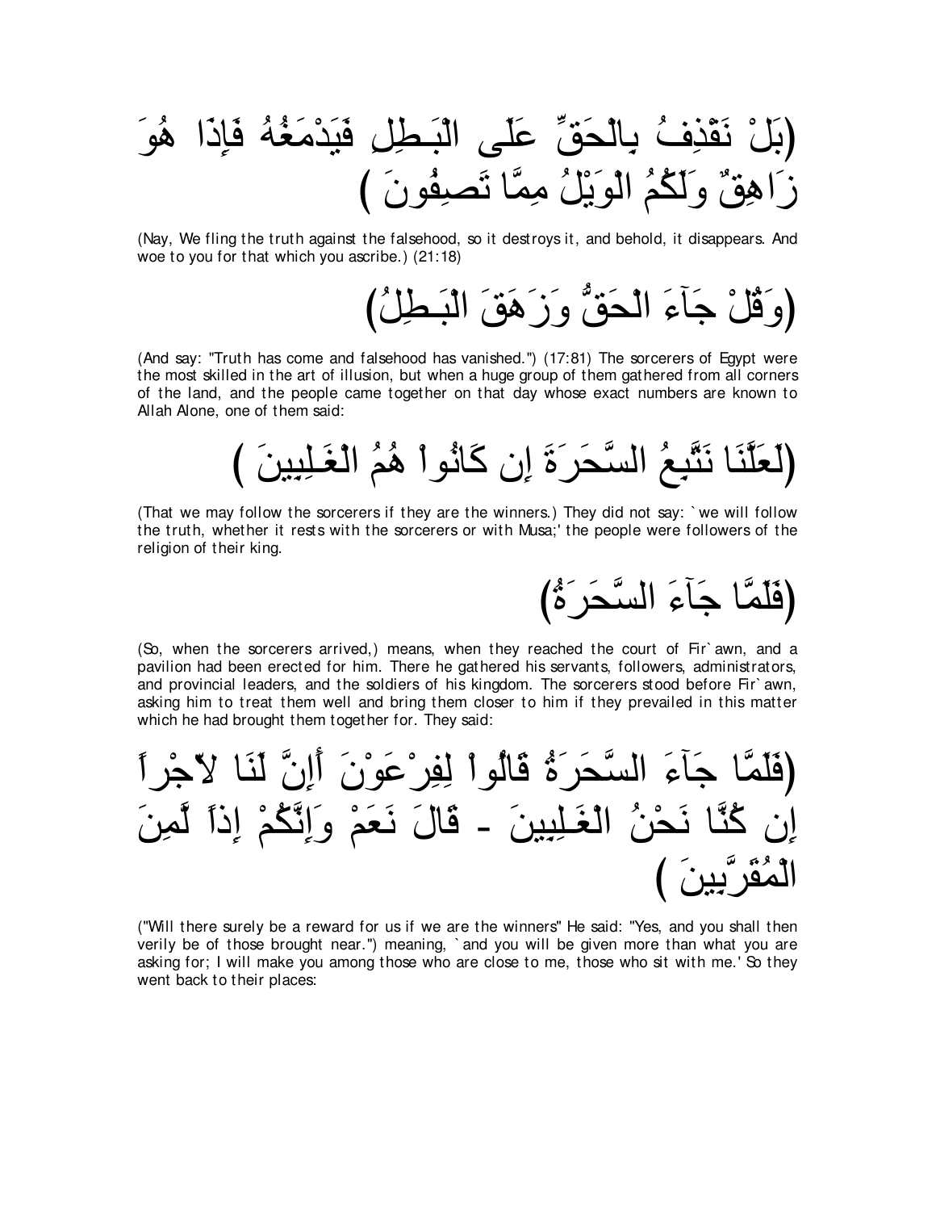(بَلْ نَقْذِفُ بِالْحَقِّ عَلَى الْبَـطِلِ فَيَدْمَغُهُ فَإِذَا هُوَ زَاهِقٌ وَلَكُمُ الْوَيْلُ مِمَّا تَصِفُونَ )

(Nay, We fling the truth against the falsehood, so it destroys it, and behold, it disappears. And woe to you for that which you ascribe.) (21:18)

(وَقُلْ جَآءَ الْحَقُّ وَزَهَقَ الْبَـطِلُ)

(And say: "Truth has come and falsehood has vanished.") (17:81) The sorcerers of Egypt were the most skilled in the art of illusion, but when a huge group of them gathered from all corners of the land, and the people came together on that day whose exact numbers are known to Allah Alone, one of them said:

(لَعَلَّنَا نَتَّبِعُ السَّحَرَةَ إِن كَانُواْ هُمُ الْغَـلِبِينَ )

(That we may follow the sorcerers if they are the winners.) They did not say: `we will follow the truth, whether it rests with the sorcerers or with Musa;' the people were followers of the religion of their king.

(فَلَمَّا جَآءَ السَّحَرَةُ)

(So, when the sorcerers arrived,) means, when they reached the court of Fir`awn, and a pavilion had been erected for him. There he gathered his servants, followers, administrators, and provincial leaders, and the soldiers of his kingdom. The sorcerers stood before Fir`awn, asking him to treat them well and bring them closer to him if they prevailed in this matter which he had brought them together for. They said:

(فَلَمَّا جَآءَ السَّحَرَةُ قَالُواْ لِفِرْعَوْنَ أَإِنَّ لَنَا لأَجْراً إِن كُنَّا نَحْنُ الْغَـلِبِينَ - قَالَ نَعَمْ وَإِنَّكُمْ إِذاً لَّمِنَ الْمُقَرَّبِينَ )

("Will there surely be a reward for us if we are the winners" He said: "Yes, and you shall then verily be of those brought near.") meaning, `and you will be given more than what you are asking for; I will make you among those who are close to me, those who sit with me.' So they went back to their places: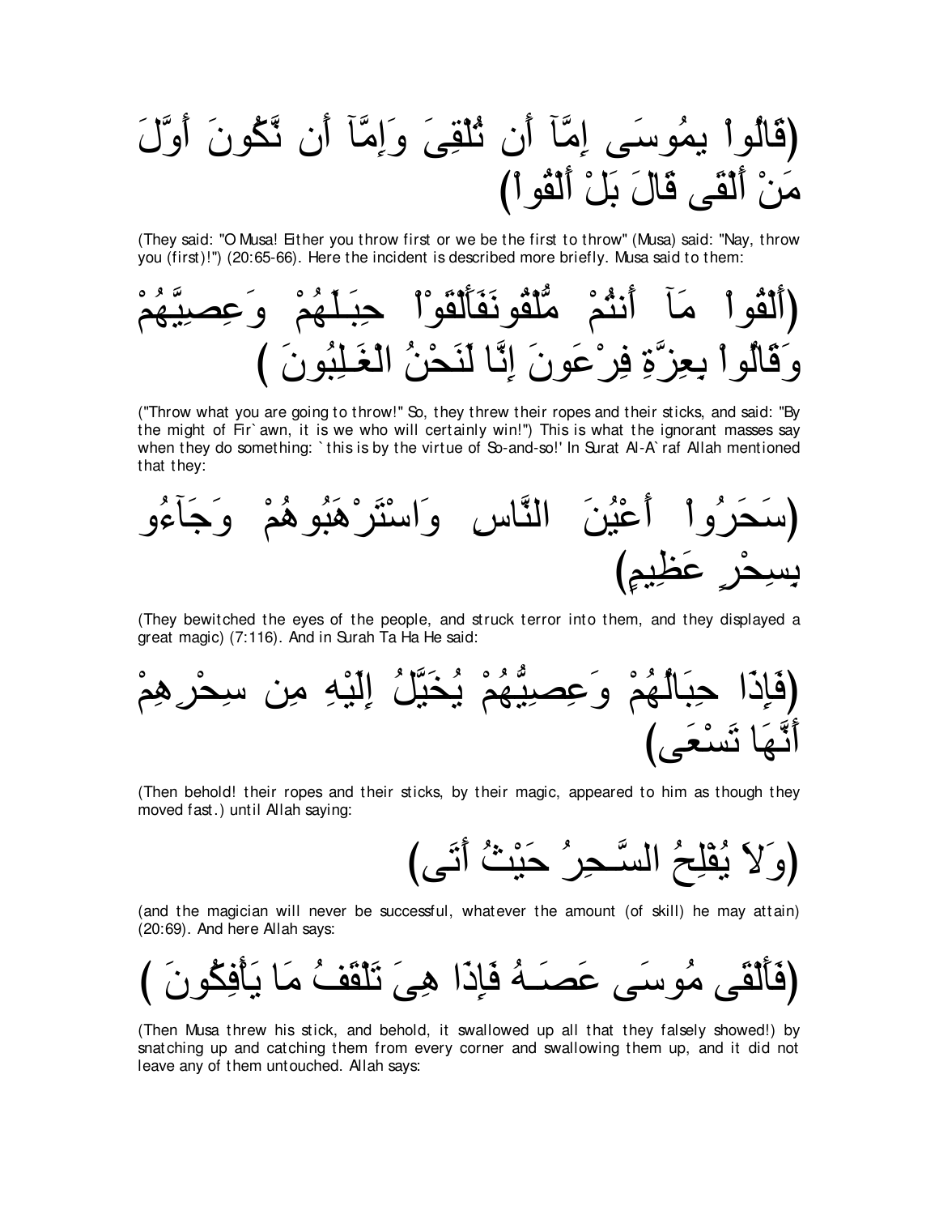(قَالُواْ يمُوسَى إِمَّآ أَن تُلْقِىَ وَإِمَّآ أَن نَّكُونَ أَوَّلَ مَنْ أَلْقَى قَالَ بَلْ أَلْقُواْ)

(They said: "O Musa! Either you throw first or we be the first to throw" (Musa) said: "Nay, throw you (first)!") (20:65-66). Here the incident is described more briefly. Musa said to them:

(أَلْقُواْ مَآ أَنتُمْ مُّلْقُونَفَأَلْقَوْاْ حِبَـلَهُمْ وَعِصِيَّهُمْ وَقَالُواْ بِعِزَّةِ فِرْعَونَ إِنَّا لَنَحْنُ الْغَـلِبُونَ )

("Throw what you are going to throw!" So, they threw their ropes and their sticks, and said: "By the might of Fir`awn, it is we who will certainly win!") This is what the ignorant masses say when they do something: `this is by the virtue of So-and-so!' In Surat Al-A`raf Allah mentioned that they:

(سَحَرُواْ أَعْيُنَ النَّاسِ وَاسْتَرْهَبُوهُمْ وَجَآءُو بِسِحْرٍ عَظِيمٍ)

(They bewitched the eyes of the people, and struck terror into them, and they displayed a great magic) (7:116). And in Surah Ta Ha He said:

(فَإِذَا حِبَالُهُمْ وَعِصِيُّهُمْ يُخَيَّلُ إِلَيْهِ مِن سِحْرِهِمْ أَنَّهَا تَسْعَى)

(Then behold! their ropes and their sticks, by their magic, appeared to him as though they moved fast.) until Allah saying:

(وَلاَ يُفْلِحُ السَّـحِرُ حَيْثُ أَتَى)

(and the magician will never be successful, whatever the amount (of skill) he may attain) (20:69). And here Allah says:

(فَأَلْقَى مُوسَى عَصَـهُ فَإِذَا هِىَ تَلْقَفُ مَا يَأْفِكُونَ )

(Then Musa threw his stick, and behold, it swallowed up all that they falsely showed!) by snatching up and catching them from every corner and swallowing them up, and it did not leave any of them untouched. Allah says: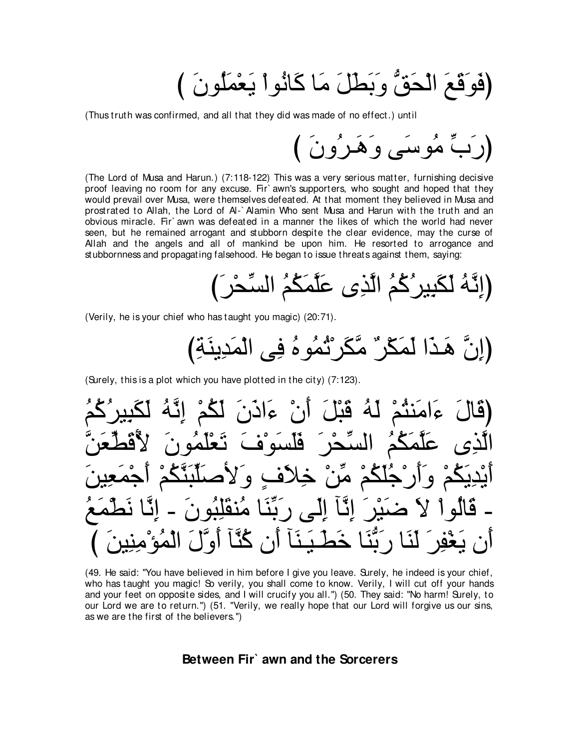(فَوَقَعَ الْحَقُّ وَبَطَلَ مَا كَانُواْ يَعْمَلُونَ )

(Thus truth was confirmed, and all that they did was made of no effect.) until

(رَبِّ مُوسَى وَهَـرُونَ )

(The Lord of Musa and Harun.) (7:118-122) This was a very serious matter, furnishing decisive proof leaving no room for any excuse. Fir`awn's supporters, who sought and hoped that they would prevail over Musa, were themselves defeated. At that moment they believed in Musa and prostrated to Allah, the Lord of Al-`Alamin Who sent Musa and Harun with the truth and an obvious miracle. Fir`awn was defeated in a manner the likes of which the world had never seen, but he remained arrogant and stubborn despite the clear evidence, may the curse of Allah and the angels and all of mankind be upon him. He resorted to arrogance and stubbornness and propagating falsehood. He began to issue threats against them, saying:

(إِنَّهُ لَكَبِيرُكُمُ الَّذِى عَلَّمَكُمُ السِّحْرَ)

(Verily, he is your chief who has taught you magic) (20:71).

(إِنَّ هَـذَا لَمَكْرٌ مَّكَرْتُمُوهُ فِى الْمَدِينَةِ)

(Surely, this is a plot which you have plotted in the city) (7:123).

(قَالَ ءَامَنتُمْ لَهُ قَبْلَ أَنْ ءَاذَنَ لَكُمْ إِنَّهُ لَكَبِيرُكُمُ الَّذِى عَلَّمَكُمُ السِّحْرَ فَلَسَوْفَ تَعْلَمُونَ لأُقَطِّعَنَّ أَيْدِيَكُمْ وَأَرْجُلَكُمْ مِّنْ خِلاَفٍ وَلأُصَلِّبَنَّكُمْ أَجْمَعِينَ - قَالُواْ لاَ ضَيْرَ إِنَّآ إِلَى رَبِّنَا مُنقَلِبُونَ - إِنَّا نَطْمَعُ أَن يَغْفِرَ لَنَا رَبُّنَا خَطَـيَـنَآ أَن كُنَّآ أَوَّلَ الْمُؤْمِنِينَ )

(49. He said: "You have believed in him before I give you leave. Surely, he indeed is your chief, who has taught you magic! So verily, you shall come to know. Verily, I will cut off your hands and your feet on opposite sides, and I will crucify you all.") (50. They said: "No harm! Surely, to our Lord we are to return.") (51. "Verily, we really hope that our Lord will forgive us our sins, as we are the first of the believers.")

## Between Fir`awn and the Sorcerers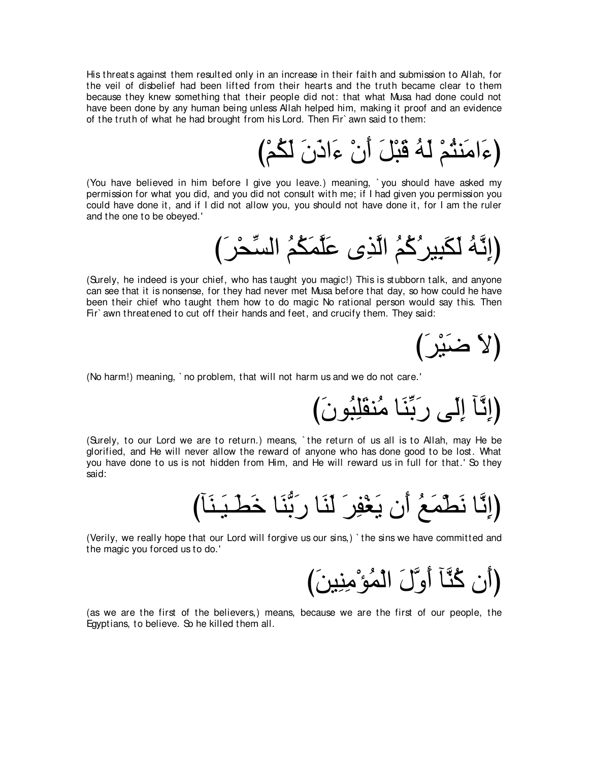His threats against them resulted only in an increase in their faith and submission to Allah, for the veil of disbelief had been lifted from their hearts and the truth became clear to them because they knew something that their people did not: that what Musa had done could not have been done by any human being unless Allah helped him, making it proof and an evidence of the truth of what he had brought from his Lord. Then Fir`awn said to them:

(ءَامَنتُمْ لَهُ قَبْلَ أَنْ ءَاذَنَ لَكُمْ)

(You have believed in him before I give you leave.) meaning, `you should have asked my permission for what you did, and you did not consult with me; if I had given you permission you could have done it, and if I did not allow you, you should not have done it, for I am the ruler and the one to be obeyed.'

(إِنَّهُ لَكَبِيرُكُمُ الَّذِى عَلَّمَكُمُ السِّحْرَ)

(Surely, he indeed is your chief, who has taught you magic!) This is stubborn talk, and anyone can see that it is nonsense, for they had never met Musa before that day, so how could he have been their chief who taught them how to do magic No rational person would say this. Then Fir`awn threatened to cut off their hands and feet, and crucify them. They said:

(لاَ ضَيْرَ)

(No harm!) meaning, `no problem, that will not harm us and we do not care.'

(إِنَّآ إِلَى رَبِّنَا مُنقَلِبُونَ)

(Surely, to our Lord we are to return.) means, `the return of us all is to Allah, may He be glorified, and He will never allow the reward of anyone who has done good to be lost. What you have done to us is not hidden from Him, and He will reward us in full for that.' So they said:

(إِنَّا نَطْمَعُ أَن يَغْفِرَ لَنَا رَبُّنَا خَطَـيَـنَآ)

(Verily, we really hope that our Lord will forgive us our sins,) `the sins we have committed and the magic you forced us to do.'

(أَن كُنَّآ أَوَّلَ الْمُؤْمِنِينَ)

(as we are the first of the believers,) means, because we are the first of our people, the Egyptians, to believe. So he killed them all.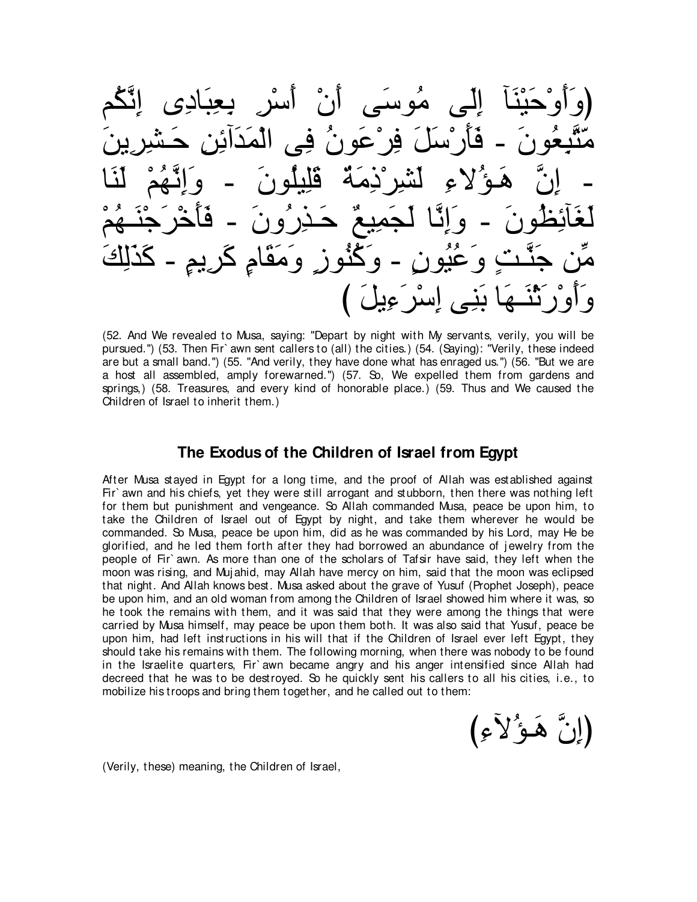(وَأَوْحَيْنَآ إِلَى مُوسَى أَنْ أَسْرِ بِعِبَادِى إِنَّكُم مّتَّبَعُونَ - فَأَرْسَلَ فِرْعَونُ فِى الْمَدَآئِنِ حَـشِرِينَ - إِنَّ هَـؤُلاءِ لَشِرْذِمَةٌ قَلِيلُونَ - وَإِنَّهُمْ لَنَا لَغَآئِظُونَ - وَإِنَّا لَجَمِيعٌ حَـذِرُونَ - فَأَخْرَجْنَـهُمْ مِّن جَنَّـتٍ وَعُيُونٍ - وَكُنُوزٍ وَمَقَامٍ كَرِيمٍ - كَذَلِكَ وَأَوْرَثْنَـهَا بَنِى إِسْرَءِيلَ )

(52. And We revealed to Musa, saying: "Depart by night with My servants, verily, you will be pursued.") (53. Then Fir`awn sent callers to (all) the cities.) (54. (Saying): "Verily, these indeed are but a small band.") (55. "And verily, they have done what has enraged us.") (56. "But we are a host all assembled, amply forewarned.") (57. So, We expelled them from gardens and springs,) (58. Treasures, and every kind of honorable place.) (59. Thus and We caused the Children of Israel to inherit them.)

## The Exodus of the Children of Israel from Egypt

After Musa stayed in Egypt for a long time, and the proof of Allah was established against Fir`awn and his chiefs, yet they were still arrogant and stubborn, then there was nothing left for them but punishment and vengeance. So Allah commanded Musa, peace be upon him, to take the Children of Israel out of Egypt by night, and take them wherever he would be commanded. So Musa, peace be upon him, did as he was commanded by his Lord, may He be glorified, and he led them forth after they had borrowed an abundance of jewelry from the people of Fir`awn. As more than one of the scholars of Tafsir have said, they left when the moon was rising, and Mujahid, may Allah have mercy on him, said that the moon was eclipsed that night. And Allah knows best. Musa asked about the grave of Yusuf (Prophet Joseph), peace be upon him, and an old woman from among the Children of Israel showed him where it was, so he took the remains with them, and it was said that they were among the things that were carried by Musa himself, may peace be upon them both. It was also said that Yusuf, peace be upon him, had left instructions in his will that if the Children of Israel ever left Egypt, they should take his remains with them. The following morning, when there was nobody to be found in the Israelite quarters, Fir`awn became angry and his anger intensified since Allah had decreed that he was to be destroyed. So he quickly sent his callers to all his cities, i.e., to mobilize his troops and bring them together, and he called out to them:

(إِنَّ هَـؤُلآءِ)

(Verily, these) meaning, the Children of Israel,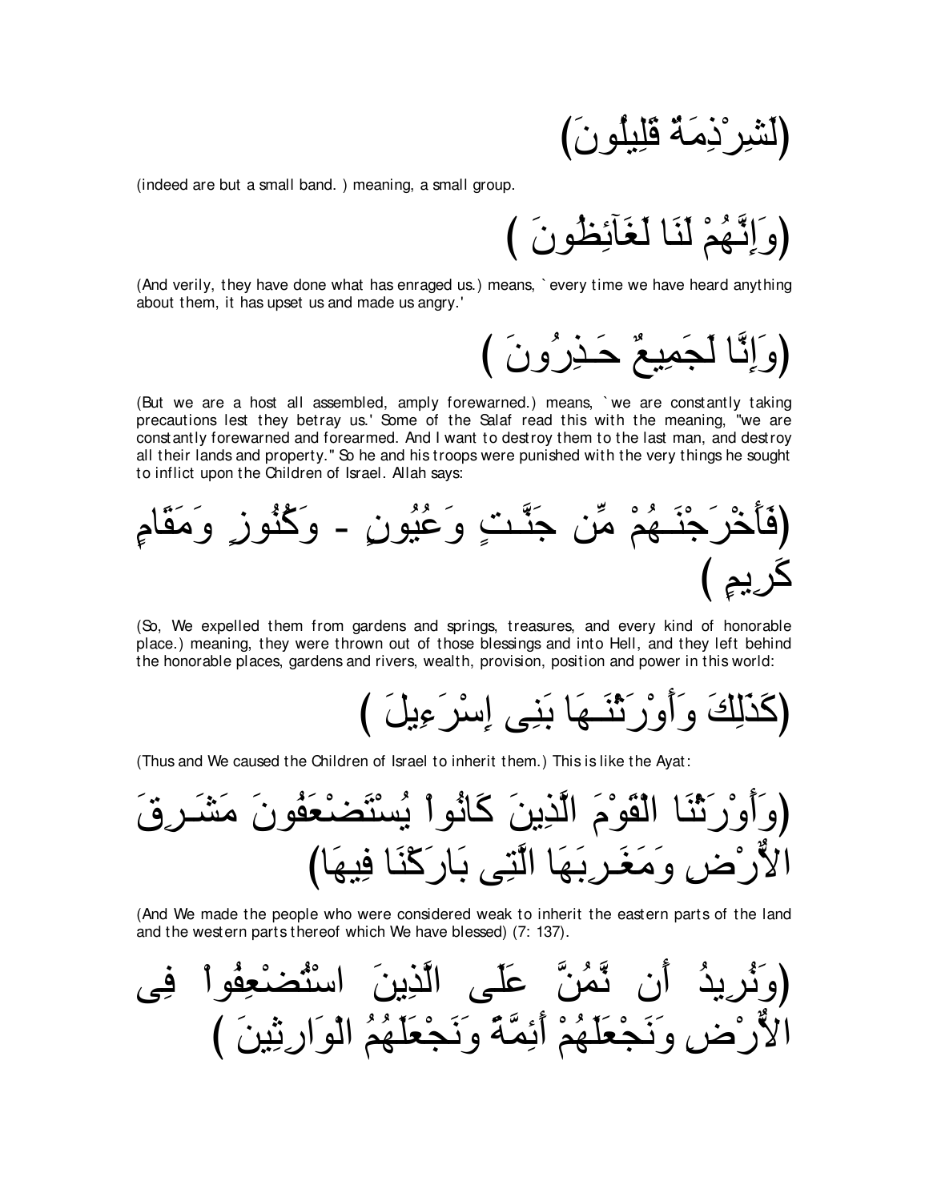(لَشِرْذِمَةٌ قَلِيلُونَ)

(indeed are but a small band. ) meaning, a small group.

(وَإِنَّهُمْ لَنَا لَغَآئِظُونَ )

(And verily, they have done what has enraged us.) means, `every time we have heard anything about them, it has upset us and made us angry.'

(وَإِنَّا لَجَمِيعٌ حَـذِرُونَ )

(But we are a host all assembled, amply forewarned.) means, `we are constantly taking precautions lest they betray us.' Some of the Salaf read this with the meaning, "we are constantly forewarned and forearmed. And I want to destroy them to the last man, and destroy all their lands and property." So he and his troops were punished with the very things he sought to inflict upon the Children of Israel. Allah says:

(فَأَخْرَجْنَـهُمْ مِّن جَنَّـتٍ وَعُيُونٍ - وَكُنُوزٍ وَمَقَامٍ كَرِيمٍ )

(So, We expelled them from gardens and springs, treasures, and every kind of honorable place.) meaning, they were thrown out of those blessings and into Hell, and they left behind the honorable places, gardens and rivers, wealth, provision, position and power in this world:

(كَذَلِكَ وَأَوْرَثْنَـهَا بَنِى إِسْرَءِيلَ )

(Thus and We caused the Children of Israel to inherit them.) This is like the Ayat:

(وَأَوْرَثْنَا الْقَوْمَ الَّذِينَ كَانُواْ يُسْتَضْعَفُونَ مَشَـرِقَ الاٌّرْضِ وَمَغَـرِبَهَا الَّتِى بَارَكْنَا فِيهَا)

(And We made the people who were considered weak to inherit the eastern parts of the land and the western parts thereof which We have blessed) (7: 137).

(وَنُرِيدُ أَن نَّمُنَّ عَلَى الَّذِينَ اسْتُضْعِفُواْ فِى الاٌّرْضِ وَنَجْعَلَهُمْ أَئِمَّةً وَنَجْعَلَهُمُ الْوَارِثِينَ )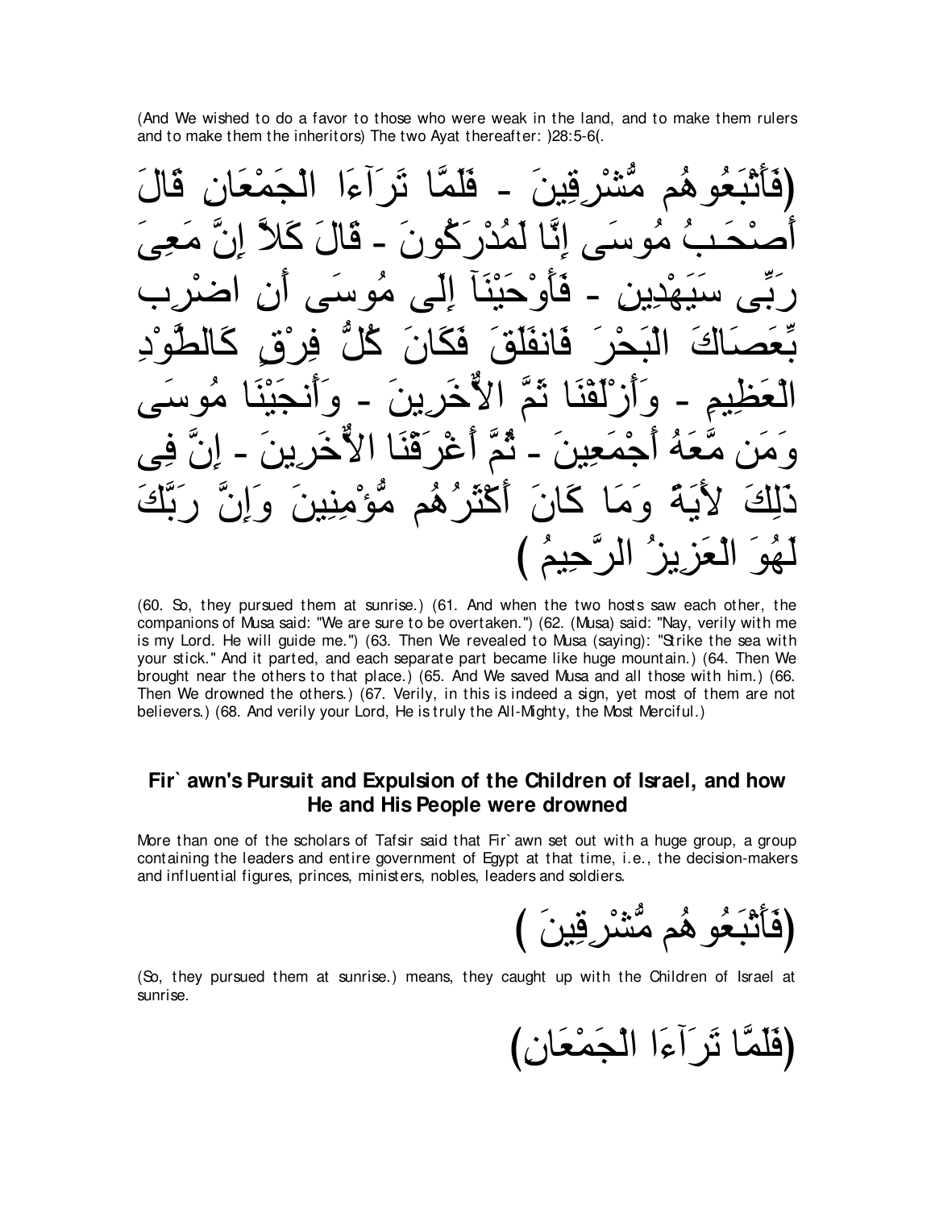(And We wished to do a favor to those who were weak in the land, and to make them rulers and to make them the inheritors) The two Ayat thereafter: )28:5-6(.

(فَأَتْبَعُوهُم مُّشْرِقِينَ - فَلَمَّا تَرَآءَا الْجَمْعَانِ قَالَ أَصْحَـبُ مُوسَى إِنَّا لَمُدْرَكُونَ - قَالَ كَلاَّ إِنَّ مَعِىَ رَبِّى سَيَهْدِينِ - فَأَوْحَيْنَآ إِلَى مُوسَى أَنِ اضْرِب بِّعَصَاكَ الْبَحْرَ فَانفَلَقَ فَكَانَ كُلُّ فِرْقٍ كَالطَّوْدِ الْعَظِيمِ - وَأَزْلَفْنَا ثَمَّ الاٌّخَرِينَ - وَأَنجَيْنَا مُوسَى وَمَن مَّعَهُ أَجْمَعِينَ - ثُمَّ أَغْرَقْنَا الاٌّخَرِينَ - إِنَّ فِى ذَلِكَ لأَيَةً وَمَا كَانَ أَكْثَرُهُم مُّؤْمِنِينَ وَإِنَّ رَبَّكَ لَهُوَ الْعَزِيزُ الرَّحِيمُ )

(60. So, they pursued them at sunrise.) (61. And when the two hosts saw each other, the companions of Musa said: "We are sure to be overtaken.") (62. (Musa) said: "Nay, verily with me is my Lord. He will guide me.") (63. Then We revealed to Musa (saying): "Strike the sea with your stick." And it parted, and each separate part became like huge mountain.) (64. Then We brought near the others to that place.) (65. And We saved Musa and all those with him.) (66. Then We drowned the others.) (67. Verily, in this is indeed a sign, yet most of them are not believers.) (68. And verily your Lord, He is truly the All-Mighty, the Most Merciful.)

## Fir`awn's Pursuit and Expulsion of the Children of Israel, and how He and His People were drowned

More than one of the scholars of Tafsir said that Fir`awn set out with a huge group, a group containing the leaders and entire government of Egypt at that time, i.e., the decision-makers and influential figures, princes, ministers, nobles, leaders and soldiers.

(فَأَتْبَعُوهُم مُّشْرِقِينَ )

(So, they pursued them at sunrise.) means, they caught up with the Children of Israel at sunrise.

(فَلَمَّا تَرَآءَا الْجَمْعَانِ)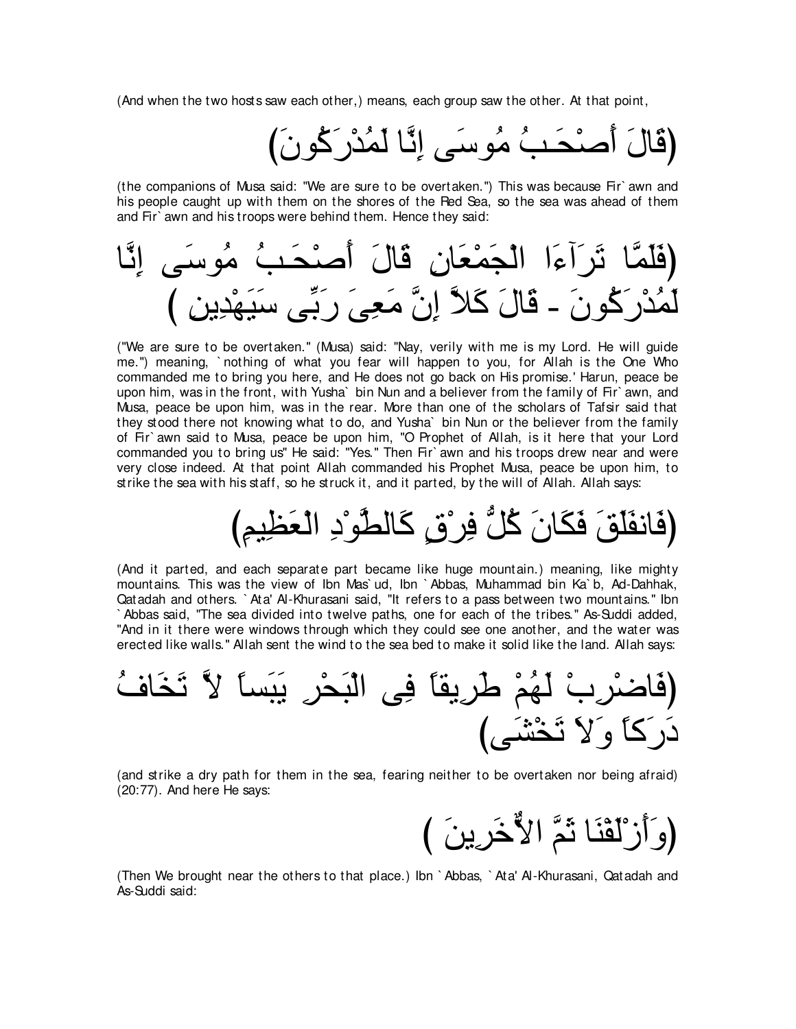(And when the two hosts saw each other,) means, each group saw the other. At that point,

(قَالَ أَصْحَـبُ مُوسَى إِنَّا لَمُدْرَكُونَ)

(the companions of Musa said: "We are sure to be overtaken.") This was because Fir`awn and his people caught up with them on the shores of the Red Sea, so the sea was ahead of them and Fir`awn and his troops were behind them. Hence they said:

(فَلَمَّا تَرَآءَا الْجَمْعَانِ قَالَ أَصْحَـبُ مُوسَى إِنَّا لَمُدْرَكُونَ - قَالَ كَلاَّ إِنَّ مَعِىَ رَبِّى سَيَهْدِينِ )

("We are sure to be overtaken." (Musa) said: "Nay, verily with me is my Lord. He will guide me.") meaning, `nothing of what you fear will happen to you, for Allah is the One Who commanded me to bring you here, and He does not go back on His promise.' Harun, peace be upon him, was in the front, with Yusha` bin Nun and a believer from the family of Fir`awn, and Musa, peace be upon him, was in the rear. More than one of the scholars of Tafsir said that they stood there not knowing what to do, and Yusha` bin Nun or the believer from the family of Fir`awn said to Musa, peace be upon him, "O Prophet of Allah, is it here that your Lord commanded you to bring us" He said: "Yes." Then Fir`awn and his troops drew near and were very close indeed. At that point Allah commanded his Prophet Musa, peace be upon him, to strike the sea with his staff, so he struck it, and it parted, by the will of Allah. Allah says:

(فَانفَلَقَ فَكَانَ كُلُّ فِرْقٍ كَالطَّوْدِ الْعَظِيمِ)

(And it parted, and each separate part became like huge mountain.) meaning, like mighty mountains. This was the view of Ibn Mas`ud, Ibn `Abbas, Muhammad bin Ka`b, Ad-Dahhak, Qatadah and others. `Ata' Al-Khurasani said, "It refers to a pass between two mountains." Ibn `Abbas said, "The sea divided into twelve paths, one for each of the tribes." As-Suddi added, "And in it there were windows through which they could see one another, and the water was erected like walls." Allah sent the wind to the sea bed to make it solid like the land. Allah says:

(فَاضْرِبْ لَهُمْ طَرِيقاً فِى الْبَحْرِ يَبَساً لاَّ تَخَافُ دَرَكاً وَلاَ تَخْشَى)

(and strike a dry path for them in the sea, fearing neither to be overtaken nor being afraid) (20:77). And here He says:

(وَأَزْلَفْنَا ثَمَّ الاٌّخَرِينَ )

(Then We brought near the others to that place.) Ibn `Abbas, `Ata' Al-Khurasani, Qatadah and As-Suddi said: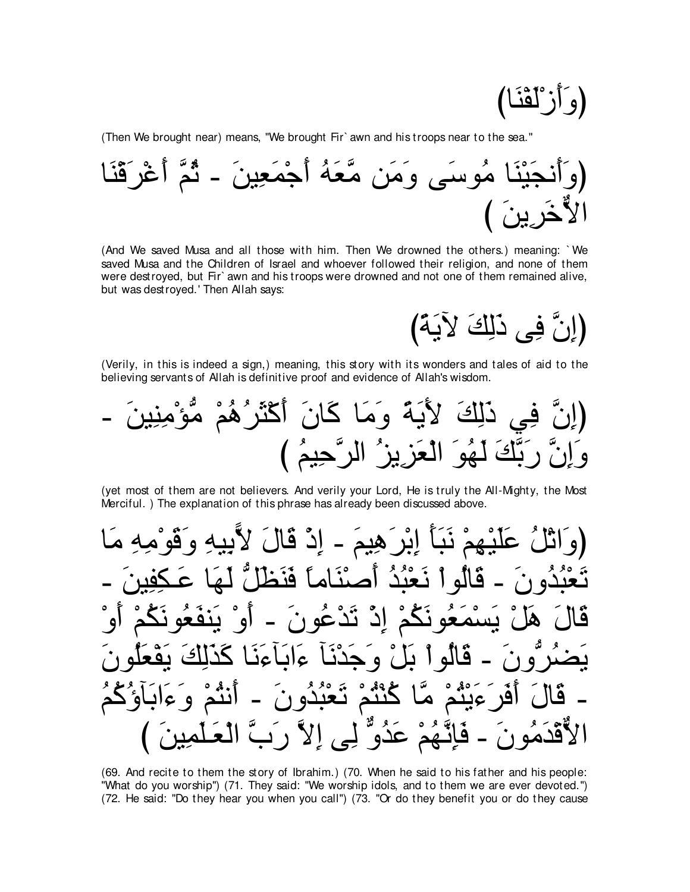(وَأَزْلَفْنَا)

(Then We brought near) means, "We brought Fir`awn and his troops near to the sea."

(وَأَنجَيْنَا مُوسَى وَمَن مَّعَهُ أَجْمَعِينَ - ثُمَّ أَغْرَقْنَا الاٌّخَرِينَ )

(And We saved Musa and all those with him. Then We drowned the others.) meaning: `We saved Musa and the Children of Israel and whoever followed their religion, and none of them were destroyed, but Fir`awn and his troops were drowned and not one of them remained alive, but was destroyed.' Then Allah says:

(إِنَّ فِى ذَلِكَ لآيَةً)

(Verily, in this is indeed a sign,) meaning, this story with its wonders and tales of aid to the believing servants of Allah is definitive proof and evidence of Allah's wisdom.

(إِنَّ فِي ذَلِكَ لأَيَةً وَمَا كَانَ أَكْثَرُهُمْ مُّؤْمِنِينَ - وَإِنَّ رَبَّكَ لَهُوَ الْعَزِيزُ الرَّحِيمُ )

(yet most of them are not believers. And verily your Lord, He is truly the All-Mighty, the Most Merciful. ) The explanation of this phrase has already been discussed above.

(وَاتْلُ عَلَيْهِمْ نَبَأَ إِبْرَهِيمَ - إِذْ قَالَ لأَبِيهِ وَقَوْمِهِ مَا تَعْبُدُونَ - قَالُواْ نَعْبُدُ أَصْنَاماً فَنَظَلُّ لَهَا عَـكِفِينَ - قَالَ هَلْ يَسْمَعُونَكُمْ إِذْ تَدْعُونَ - أَوْ يَنفَعُونَكُمْ أَوْ يَضُرُّونَ - قَالُواْ بَلْ وَجَدْنَآ ءَابَآءَنَا كَذَلِكَ يَفْعَلُونَ - قَالَ أَفَرَءَيْتُمْ مَّا كُنْتُمْ تَعْبُدُونَ - أَنتُمْ وَءَابَآؤُكُمُ الأٌّقْدَمُونَ - فَإِنَّهُمْ عَدُوٌّ لِى إِلاَّ رَبَّ الْعَـلَمِينَ )

(69. And recite to them the story of Ibrahim.) (70. When he said to his father and his people: "What do you worship") (71. They said: "We worship idols, and to them we are ever devoted.") (72. He said: "Do they hear you when you call") (73. "Or do they benefit you or do they cause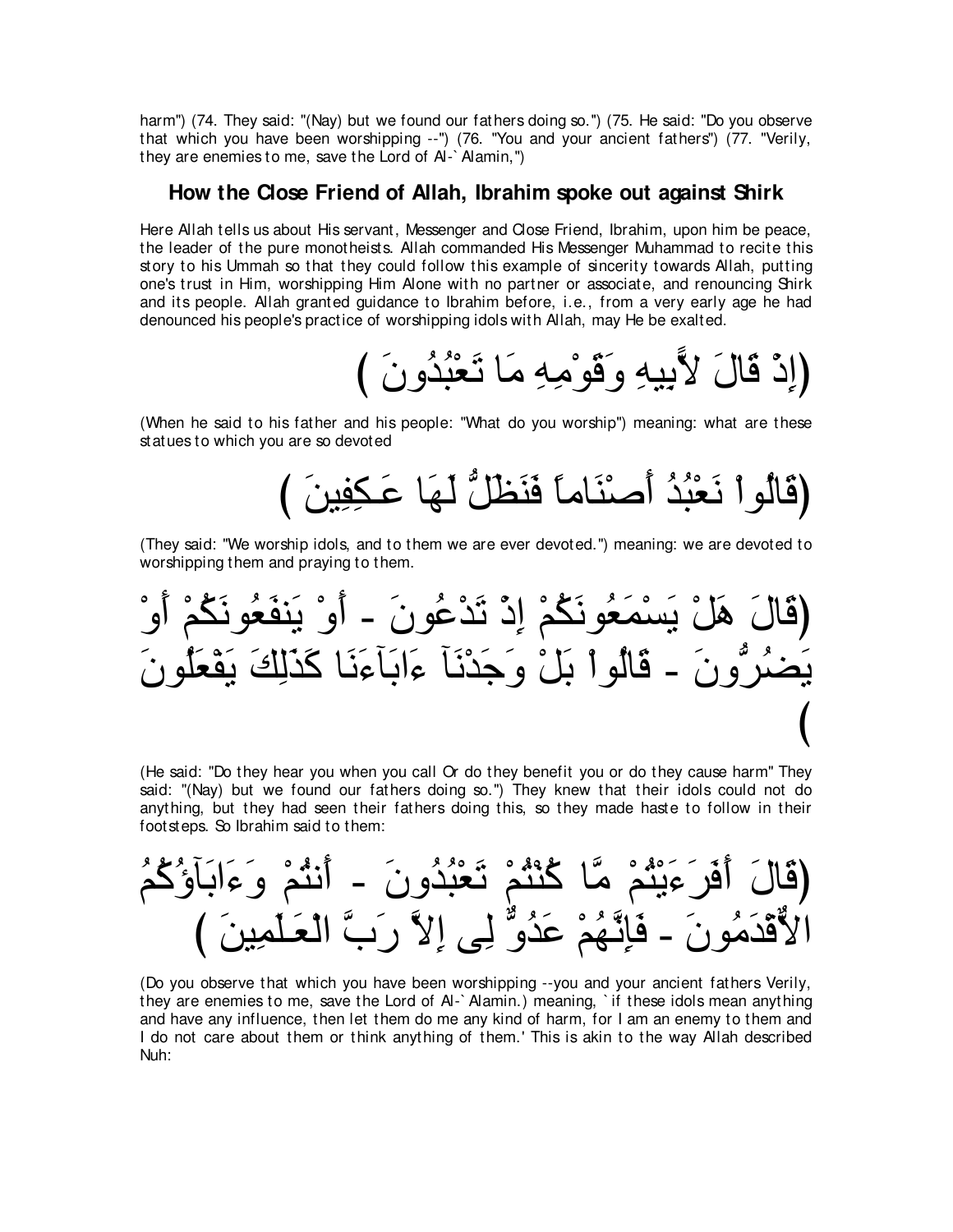harm") (74. They said: "(Nay) but we found our fathers doing so.") (75. He said: "Do you observe that which you have been worshipping --") (76. "You and your ancient fathers") (77. "Verily, they are enemies to me, save the Lord of Al-`Alamin,")

### How the Close Friend of Allah, Ibrahim spoke out against Shirk

Here Allah tells us about His servant, Messenger and Close Friend, Ibrahim, upon him be peace, the leader of the pure monotheists. Allah commanded His Messenger Muhammad to recite this story to his Ummah so that they could follow this example of sincerity towards Allah, putting one's trust in Him, worshipping Him Alone with no partner or associate, and renouncing Shirk and its people. Allah granted guidance to Ibrahim before, i.e., from a very early age he had denounced his people's practice of worshipping idols with Allah, may He be exalted.

(إِذْ قَالَ لأَبِيهِ وَقَوْمِهِ مَا تَعْبُدُونَ )

(When he said to his father and his people: "What do you worship") meaning: what are these statues to which you are so devoted

(قَالُواْ نَعْبُدُ أَصْنَاماً فَنَظَلُّ لَهَا عَـكِفِينَ )

(They said: "We worship idols, and to them we are ever devoted.") meaning: we are devoted to worshipping them and praying to them.

(قَالَ هَلْ يَسْمَعُونَكُمْ إِذْ تَدْعُونَ - أَوْ يَنفَعُونَكُمْ أَوْ يَضُرُّونَ - قَالُواْ بَلْ وَجَدْنَآ ءَابَآءَنَا كَذَلِكَ يَفْعَلُونَ )

(He said: "Do they hear you when you call Or do they benefit you or do they cause harm" They said: "(Nay) but we found our fathers doing so.") They knew that their idols could not do anything, but they had seen their fathers doing this, so they made haste to follow in their footsteps. So Ibrahim said to them:

(قَالَ أَفَرَءَيْتُمْ مَّا كُنْتُمْ تَعْبُدُونَ - أَنتُمْ وَءَابَآؤُكُمُ الأَقْدَمُونَ - فَإِنَّهُمْ عَدُوٌّ لِى إِلاَّ رَبَّ الْعَـلَمِينَ )

(Do you observe that which you have been worshipping --you and your ancient fathers Verily, they are enemies to me, save the Lord of Al-`Alamin.) meaning, `if these idols mean anything and have any influence, then let them do me any kind of harm, for I am an enemy to them and I do not care about them or think anything of them.' This is akin to the way Allah described Nuh: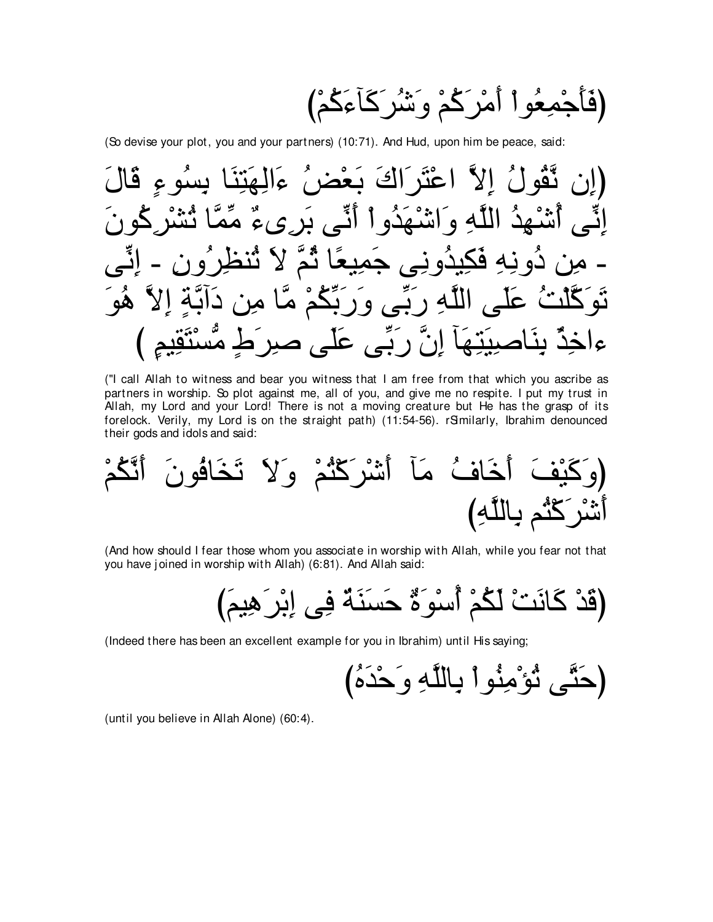(فَأَجْمِعُواْ أَمْرَكُمْ وَشُرَكَآءَكُمْ)

(So devise your plot, you and your partners) (10:71). And Hud, upon him be peace, said:

(إِن نَّقُولُ إِلاَّ اعْتَرَاكَ بَعْضُ ءَالِهَتِنَا بِسُوءٍ قَالَ إِنِّى أُشْهِدُ اللَّهِ وَاشْهَدُواْ أَنِّى بَرِىءٌ مِّمَّا تُشْرِكُونَ - مِن دُونِهِ فَكِيدُونِى جَمِيعًا ثُمَّ لاَ تُنظِرُونِ - إِنِّى تَوَكَّلْتُ عَلَى اللَّهِ رَبِّى وَرَبِّكُمْ مَّا مِن دَآبَّةٍ إِلاَّ هُوَ ءاخِذٌ بِنَاصِيَتِهَآ إِنَّ رَبِّى عَلَى صِرَطٍ مُّسْتَقِيمٍ )

("I call Allah to witness and bear you witness that I am free from that which you ascribe as partners in worship. So plot against me, all of you, and give me no respite. I put my trust in Allah, my Lord and your Lord! There is not a moving creature but He has the grasp of its forelock. Verily, my Lord is on the straight path) (11:54-56). rSimilarly, Ibrahim denounced their gods and idols and said:

(وَكَيْفَ أَخَافُ مَآ أَشْرَكْتُمْ وَلاَ تَخَافُونَ أَنَّكُمْ أَشْرَكْتُم بِاللَّهِ)

(And how should I fear those whom you associate in worship with Allah, while you fear not that you have joined in worship with Allah) (6:81). And Allah said:

(قَدْ كَانَتْ لَكُمْ أُسْوَةٌ حَسَنَةٌ فِى إِبْرَهِيمَ)

(Indeed there has been an excellent example for you in Ibrahim) until His saying;

(حَتَّى تُؤْمِنُواْ بِاللَّهِ وَحْدَهُ)

(until you believe in Allah Alone) (60:4).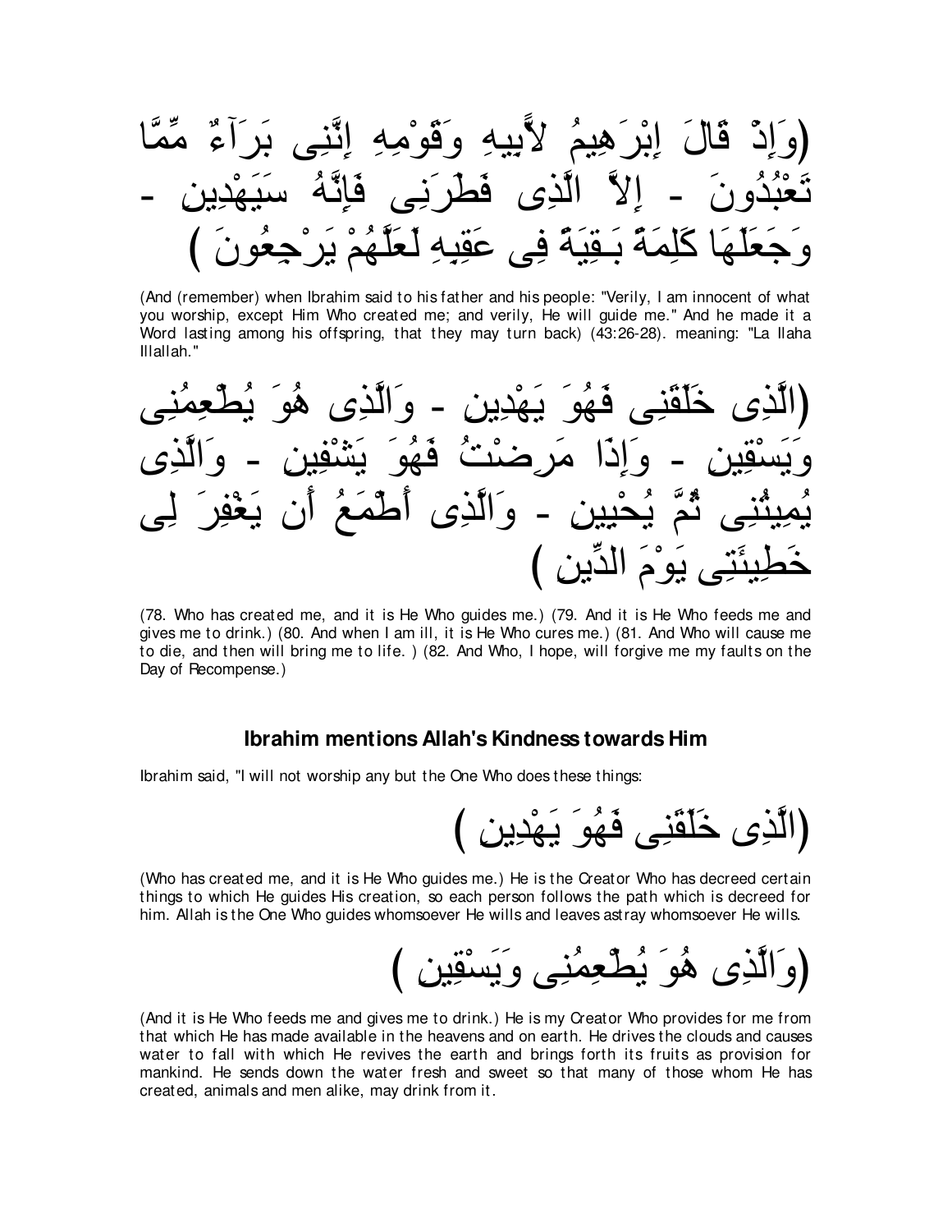(وَإِذْ قَالَ إِبْرَهِيمُ لأَبِيهِ وَقَوْمِهِ إِنَّنِى بَرَآءٌ مِّمَّا تَعْبُدُونَ - إِلاَّ الَّذِى فَطَرَنِى فَإِنَّهُ سَيَهْدِينِ - وَجَعَلَهَا كَلِمَةً بَـقِيَةً فِى عَقِبِهِ لَعَلَّهُمْ يَرْجِعُونَ )

(And (remember) when Ibrahim said to his father and his people: "Verily, I am innocent of what you worship, except Him Who created me; and verily, He will guide me." And he made it a Word lasting among his offspring, that they may turn back) (43:26-28). meaning: "La Ilaha Illallah."

(الَّذِى خَلَقَنِى فَهُوَ يَهْدِينِ - وَالَّذِى هُوَ يُطْعِمُنِى وَيَسْقِينِ - وَإِذَا مَرِضْتُ فَهُوَ يَشْفِينِ - وَالَّذِى يُمِيتُنِى ثُمَّ يُحْيِينِ - وَالَّذِى أَطْمَعُ أَن يَغْفِرَ لِى خَطِيئَتِى يَوْمَ الدِّينِ )

(78. Who has created me, and it is He Who guides me.) (79. And it is He Who feeds me and gives me to drink.) (80. And when I am ill, it is He Who cures me.) (81. And Who will cause me to die, and then will bring me to life. ) (82. And Who, I hope, will forgive me my faults on the Day of Recompense.)

### Ibrahim mentions Allah's Kindness towards Him

Ibrahim said, "I will not worship any but the One Who does these things:

(الَّذِى خَلَقَنِى فَهُوَ يَهْدِينِ )

(Who has created me, and it is He Who guides me.) He is the Creator Who has decreed certain things to which He guides His creation, so each person follows the path which is decreed for him. Allah is the One Who guides whomsoever He wills and leaves astray whomsoever He wills.

(وَالَّذِى هُوَ يُطْعِمُنِى وَيَسْقِينِ )

(And it is He Who feeds me and gives me to drink.) He is my Creator Who provides for me from that which He has made available in the heavens and on earth. He drives the clouds and causes water to fall with which He revives the earth and brings forth its fruits as provision for mankind. He sends down the water fresh and sweet so that many of those whom He has created, animals and men alike, may drink from it.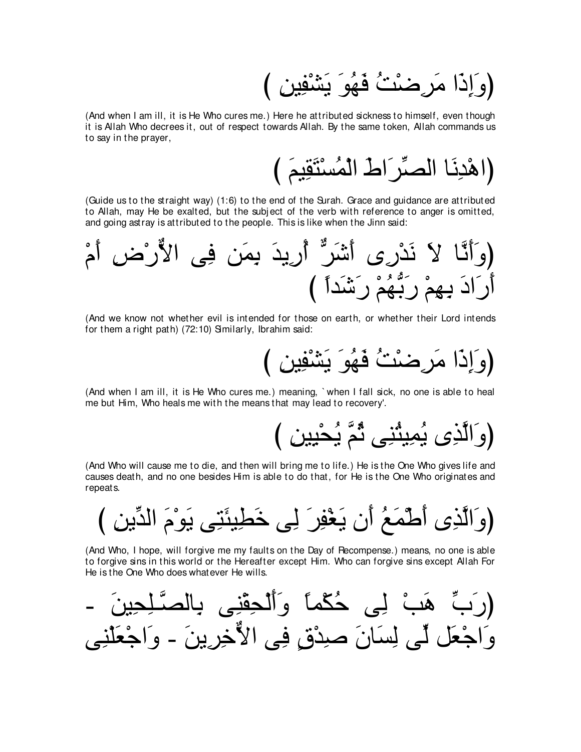(وَإِذَا مَرِضْتُ فَهُوَ يَشْفِينِ )

(And when I am ill, it is He Who cures me.) Here he attributed sickness to himself, even though it is Allah Who decrees it, out of respect towards Allah. By the same token, Allah commands us to say in the prayer,

(اهْدِنَا الصِّرَاطَ الْمُسْتَقِيمَ )

(Guide us to the straight way) (1:6) to the end of the Surah. Grace and guidance are attributed to Allah, may He be exalted, but the subject of the verb with reference to anger is omitted, and going astray is attributed to the people. This is like when the Jinn said:

(وَأَنَّا لاَ نَدْرِى أَشَرٌّ أُرِيدَ بِمَن فِى الاٌّرْضِ أَمْ أَرَادَ بِهِمْ رَبُّهُمْ رَشَداً )

(And we know not whether evil is intended for those on earth, or whether their Lord intends for them a right path) (72:10) Similarly, Ibrahim said:

(وَإِذَا مَرِضْتُ فَهُوَ يَشْفِينِ )

(And when I am ill, it is He Who cures me.) meaning, `when I fall sick, no one is able to heal me but Him, Who heals me with the means that may lead to recovery'.

(وَالَّذِى يُمِيتُنِى ثُمَّ يُحْيِينِ )

(And Who will cause me to die, and then will bring me to life.) He is the One Who gives life and causes death, and no one besides Him is able to do that, for He is the One Who originates and repeats.

(وَالَّذِى أَطْمَعُ أَن يَغْفِرَ لِى خَطِيئَتِى يَوْمَ الدِّينِ )

(And Who, I hope, will forgive me my faults on the Day of Recompense.) means, no one is able to forgive sins in this world or the Hereafter except Him. Who can forgive sins except Allah For He is the One Who does whatever He wills.

(رَبِّ هَبْ لِى حُكْماً وَأَلْحِقْنِى بِالصَّـلِحِينَ - وَاجْعَل لِّى لِسَانَ صِدْقٍ فِى الاٌّخِرِينَ - وَاجْعَلْنِى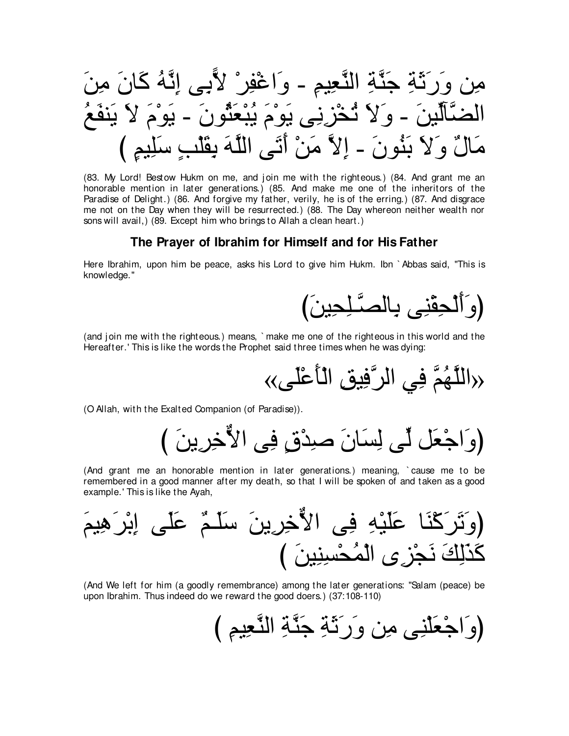مِن وَرَثَةِ جَنَّةِ النَّعِيمِ - وَاغْفِرْ لأَبِى إِنَّهُ كَانَ مِنَ الضَّآلِّينَ - وَلاَ تُخْزِنِى يَوْمَ يُبْعَثُونَ - يَوْمَ لاَ يَنفَعُ مَالٌ وَلاَ بَنُونَ - إِلاَّ مَنْ أَتَى اللَّهَ بِقَلْبٍ سَلِيمٍ )

(83. My Lord! Bestow Hukm on me, and join me with the righteous.) (84. And grant me an honorable mention in later generations.) (85. And make me one of the inheritors of the Paradise of Delight.) (86. And forgive my father, verily, he is of the erring.) (87. And disgrace me not on the Day when they will be resurrected.) (88. The Day whereon neither wealth nor sons will avail,) (89. Except him who brings to Allah a clean heart.)

## The Prayer of Ibrahim for Himself and for His Father

Here Ibrahim, upon him be peace, asks his Lord to give him Hukm. Ibn `Abbas said, "This is knowledge."

(وَأَلْحِقْنِى بِالصَّـلِحِينَ)

(and join me with the righteous.) means, `make me one of the righteous in this world and the Hereafter.' This is like the words the Prophet said three times when he was dying:

«اللَّهُمَّ فِي الرَّفِيقِ الْأَعْلَى»

(O Allah, with the Exalted Companion (of Paradise)).

(وَاجْعَل لِّى لِسَانَ صِدْقٍ فِى الاٌّخِرِينَ )

(And grant me an honorable mention in later generations.) meaning, `cause me to be remembered in a good manner after my death, so that I will be spoken of and taken as a good example.' This is like the Ayah,

(وَتَرَكْنَا عَلَيْهِ فِى الاٌّخِرِينَ سَلَـمٌ عَلَى إِبْرَهِيمَ كَذَلِكَ نَجْزِى الْمُحْسِنِينَ )

(And We left for him (a goodly remembrance) among the later generations: "Salam (peace) be upon Ibrahim. Thus indeed do we reward the good doers.) (37:108-110)

(وَاجْعَلْنِى مِن وَرَثَةِ جَنَّةِ النَّعِيمِ )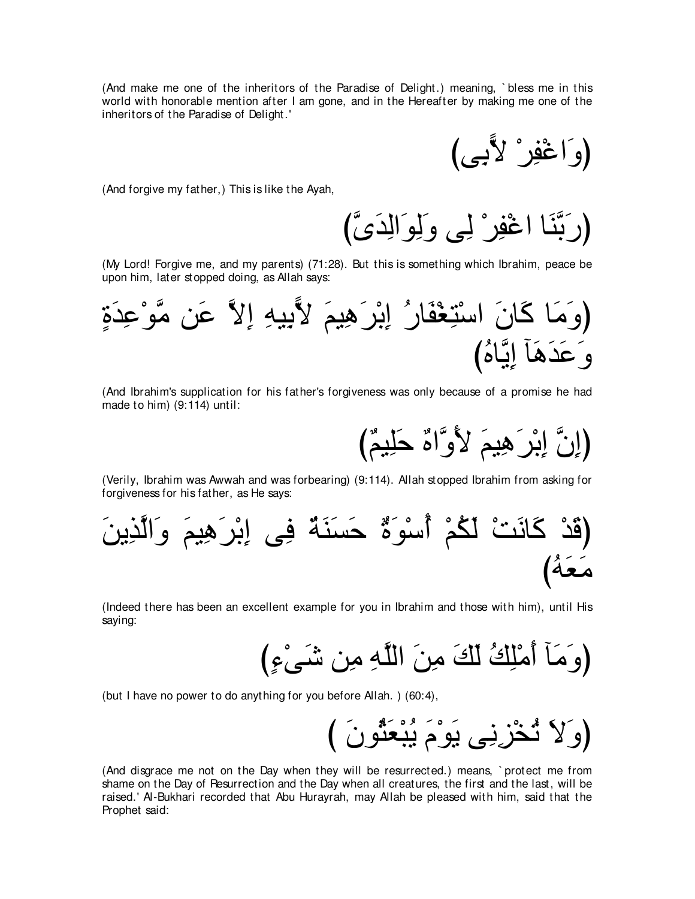(And make me one of the inheritors of the Paradise of Delight.) meaning, `bless me in this world with honorable mention after I am gone, and in the Hereafter by making me one of the inheritors of the Paradise of Delight.'

(وَاغْفِرْ لأَبِى)

(And forgive my father,) This is like the Ayah,

(رَبَّنَا اغْفِرْ لِى وَلِوَالِدَىَّ)

(My Lord! Forgive me, and my parents) (71:28). But this is something which Ibrahim, peace be upon him, later stopped doing, as Allah says:

(وَمَا كَانَ اسْتِغْفَارُ إِبْرَهِيمَ لأَبِيهِ إِلاَّ عَن مَّوْعِدَةٍ وَعَدَهَآ إِيَّاهُ)

(And Ibrahim's supplication for his father's forgiveness was only because of a promise he had made to him) (9:114) until:

(إِنَّ إِبْرَهِيمَ لأَوَّاهٌ حَلِيمٌ)

(Verily, Ibrahim was Awwah and was forbearing) (9:114). Allah stopped Ibrahim from asking for forgiveness for his father, as He says:

(قَدْ كَانَتْ لَكُمْ أُسْوَةٌ حَسَنَةٌ فِى إِبْرَهِيمَ وَالَّذِينَ مَعَهُ)

(Indeed there has been an excellent example for you in Ibrahim and those with him), until His saying:

(وَمَآ أَمْلِكُ لَكَ مِنَ اللَّهِ مِن شَىْءٍ)

(but I have no power to do anything for you before Allah. ) (60:4),

(وَلاَ تُخْزِنِى يَوْمَ يُبْعَثُونَ )

(And disgrace me not on the Day when they will be resurrected.) means, `protect me from shame on the Day of Resurrection and the Day when all creatures, the first and the last, will be raised.' Al-Bukhari recorded that Abu Hurayrah, may Allah be pleased with him, said that the Prophet said: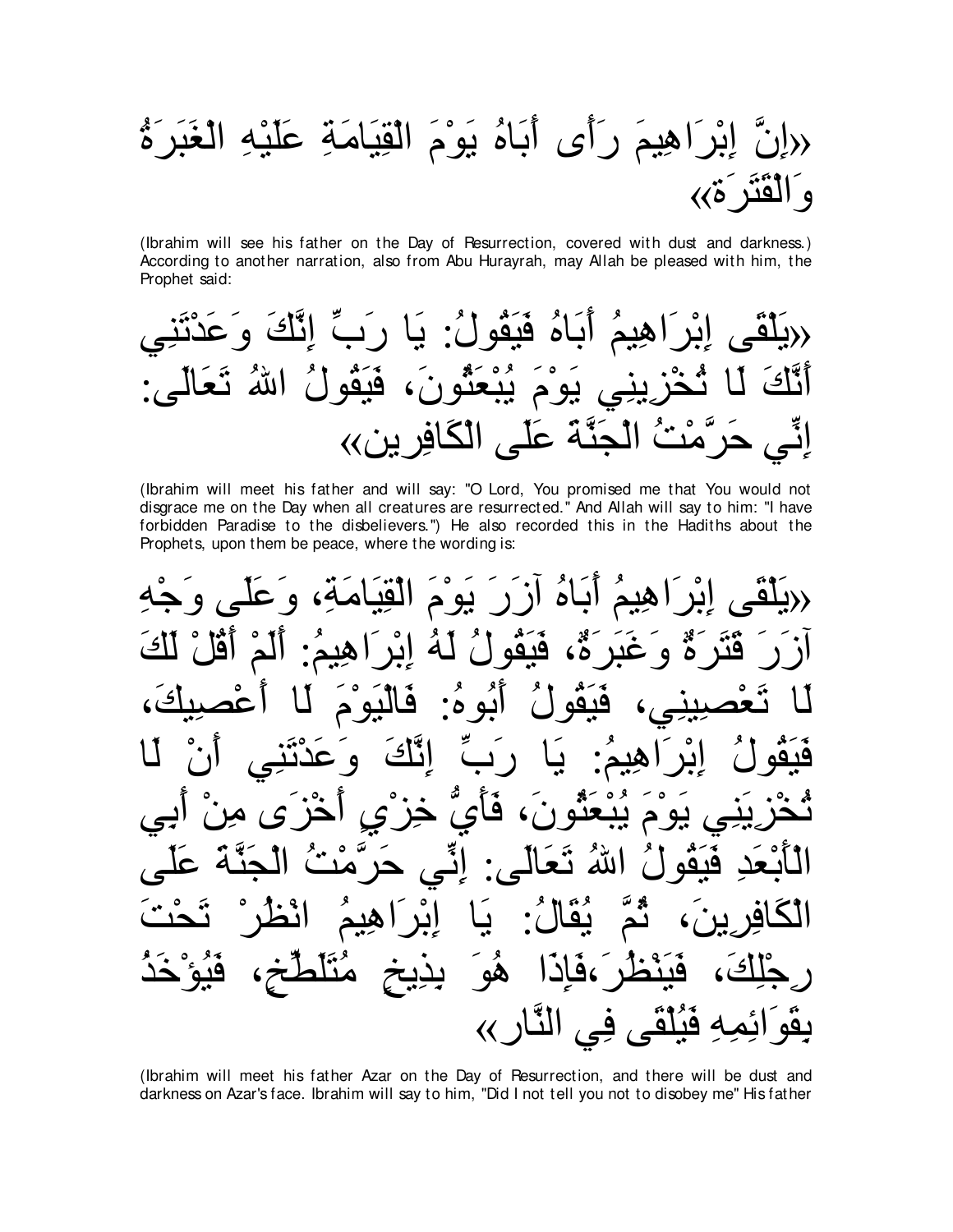«إِنَّ إِبْرَاهِيمَ رَأَى أَبَاهُ يَوْمَ الْقِيَامَةِ عَلَيْهِ الْغَبَرَةُ وَالْقَتَرَة»

(Ibrahim will see his father on the Day of Resurrection, covered with dust and darkness.) According to another narration, also from Abu Hurayrah, may Allah be pleased with him, the Prophet said:

«يَلْقَى إِبْرَاهِيمُ أَبَاهُ فَيَقُولُ: يَا رَبِّ إِنَّكَ وَعَدْتَنِي أَنَّكَ لَا تُخْزِينِي يَوْمَ يُبْعَثُونَ، فَيَقُولُ اللهُ تَعَالَى: إِنِّي حَرَّمْتُ الْجَنَّةَ عَلَى الْكَافِرِين»

(Ibrahim will meet his father and will say: "O Lord, You promised me that You would not disgrace me on the Day when all creatures are resurrected." And Allah will say to him: "I have forbidden Paradise to the disbelievers.") He also recorded this in the Hadiths about the Prophets, upon them be peace, where the wording is:

«يَلْقَى إِبْرَاهِيمُ أَبَاهُ آزَرَ يَوْمَ الْقِيَامَةِ، وَعَلَى وَجْهِ آزَرَ قَتَرَةٌ وَغَبَرَةٌ، فَيَقُولُ لَهُ إِبْرَاهِيمُ: أَلَمْ أَقُلْ لَكَ لَا تَعْصِينِي، فَيَقُولُ أَبُوهُ: فَالْيَوْمَ لَا أَعْصِيكَ، فَيَقُولُ إِبْرَاهِيمُ: يَا رَبِّ إِنَّكَ وَعَدْتَنِي أَنْ لَا تُخْزِيَنِي يَوْمَ يُبْعَثُونَ، فَأَيُّ خِزْيٍ أَخْزَى مِنْ أَبِي الْأَبْعَدِ فَيَقُولُ اللهُ تَعَالَى: إِنِّي حَرَّمْتُ الْجَنَّةَ عَلَى الْكَافِرِينَ، ثُمَّ يُقَالُ: يَا إِبْرَاهِيمُ انْظُرْ تَحْتَ رِجْلِكَ، فَيَنْظُرَ،فَإِذَا هُوَ بِذِيخٍ مُتَلَطِّخٍ، فَيُؤْخَذُ بِقَوَائِمِهِ فَيُلْقَى فِي النَّار»

(Ibrahim will meet his father Azar on the Day of Resurrection, and there will be dust and darkness on Azar's face. Ibrahim will say to him, "Did I not tell you not to disobey me" His father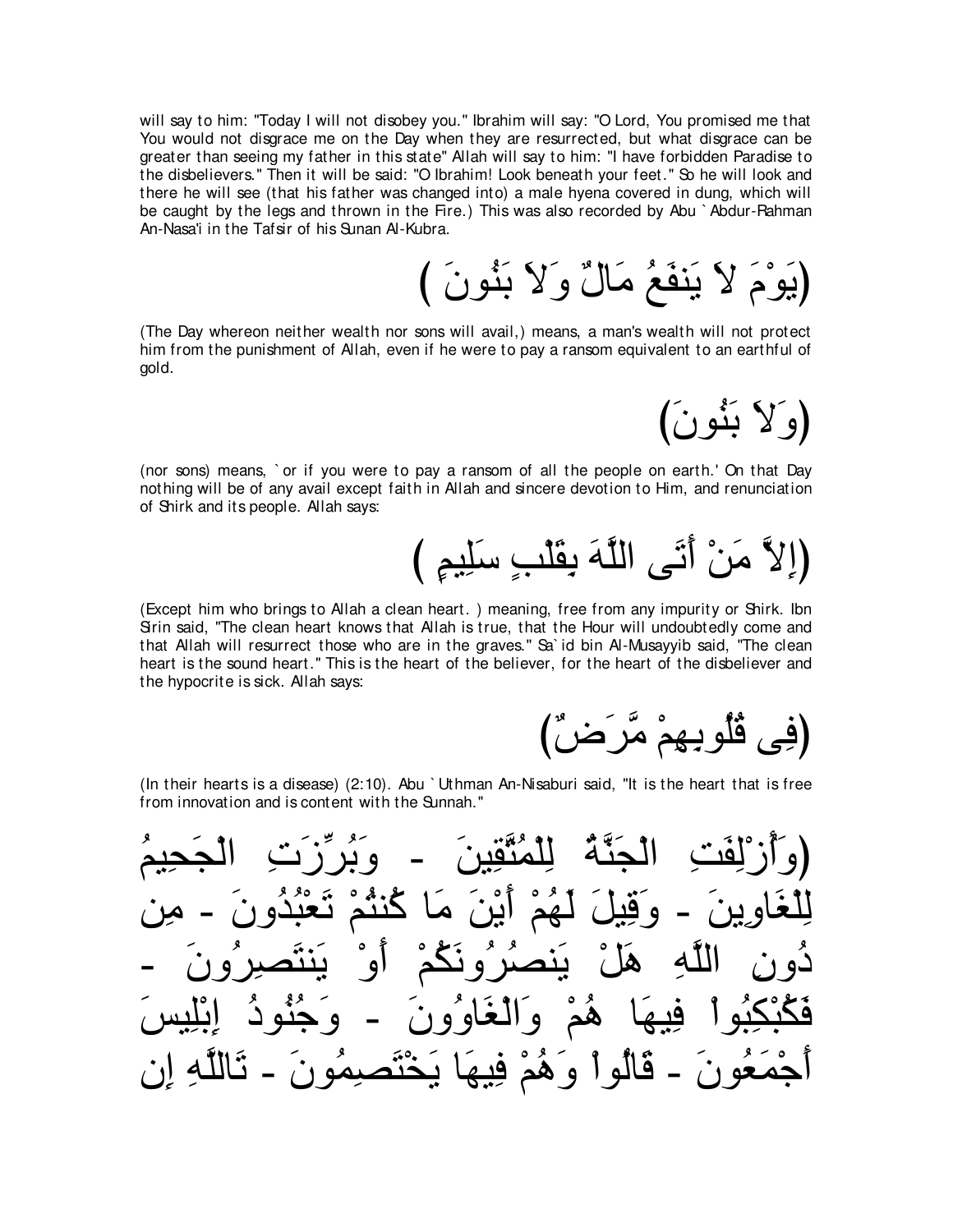will say to him: "Today I will not disobey you." Ibrahim will say: "O Lord, You promised me that You would not disgrace me on the Day when they are resurrected, but what disgrace can be greater than seeing my father in this state" Allah will say to him: "I have forbidden Paradise to the disbelievers." Then it will be said: "O Ibrahim! Look beneath your feet." So he will look and there he will see (that his father was changed into) a male hyena covered in dung, which will be caught by the legs and thrown in the Fire.) This was also recorded by Abu `Abdur-Rahman An-Nasa'i in the Tafsir of his Sunan Al-Kubra.

(يَوْمَ لاَ يَنفَعُ مَالٌ وَلاَ بَنُونَ )

(The Day whereon neither wealth nor sons will avail,) means, a man's wealth will not protect him from the punishment of Allah, even if he were to pay a ransom equivalent to an earthful of gold.

(وَلاَ بَنُونَ)

(nor sons) means, `or if you were to pay a ransom of all the people on earth.' On that Day nothing will be of any avail except faith in Allah and sincere devotion to Him, and renunciation of Shirk and its people. Allah says:

(إِلاَّ مَنْ أَتَى اللَّهَ بِقَلْبٍ سَلِيمٍ )

(Except him who brings to Allah a clean heart. ) meaning, free from any impurity or Shirk. Ibn Sirin said, "The clean heart knows that Allah is true, that the Hour will undoubtedly come and that Allah will resurrect those who are in the graves." Sa`id bin Al-Musayyib said, "The clean heart is the sound heart." This is the heart of the believer, for the heart of the disbeliever and the hypocrite is sick. Allah says:

(فِى قُلُوبِهِمْ مَّرَضٌ)

(In their hearts is a disease) (2:10). Abu `Uthman An-Nisaburi said, "It is the heart that is free from innovation and is content with the Sunnah."

(وَأُزْلِفَتِ الْجَنَّةُ لِلْمُتَّقِينَ - وَبُرِّزَتِ الْجَحِيمُ لِلْغَاوِينَ - وَقِيلَ لَهُمْ أَيْنَ مَا كُنتُمْ تَعْبُدُونَ - مِن دُونِ اللَّهِ هَلْ يَنصُرُونَكُمْ أَوْ يَنتَصِرُونَ - فَكُبْكِبُواْ فِيهَا هُمْ وَالْغَاوُونَ - وَجُنُودُ إِبْلِيسَ أَجْمَعُونَ - قَالُواْ وَهُمْ فِيهَا يَخْتَصِمُونَ - تَاللَّهِ إِن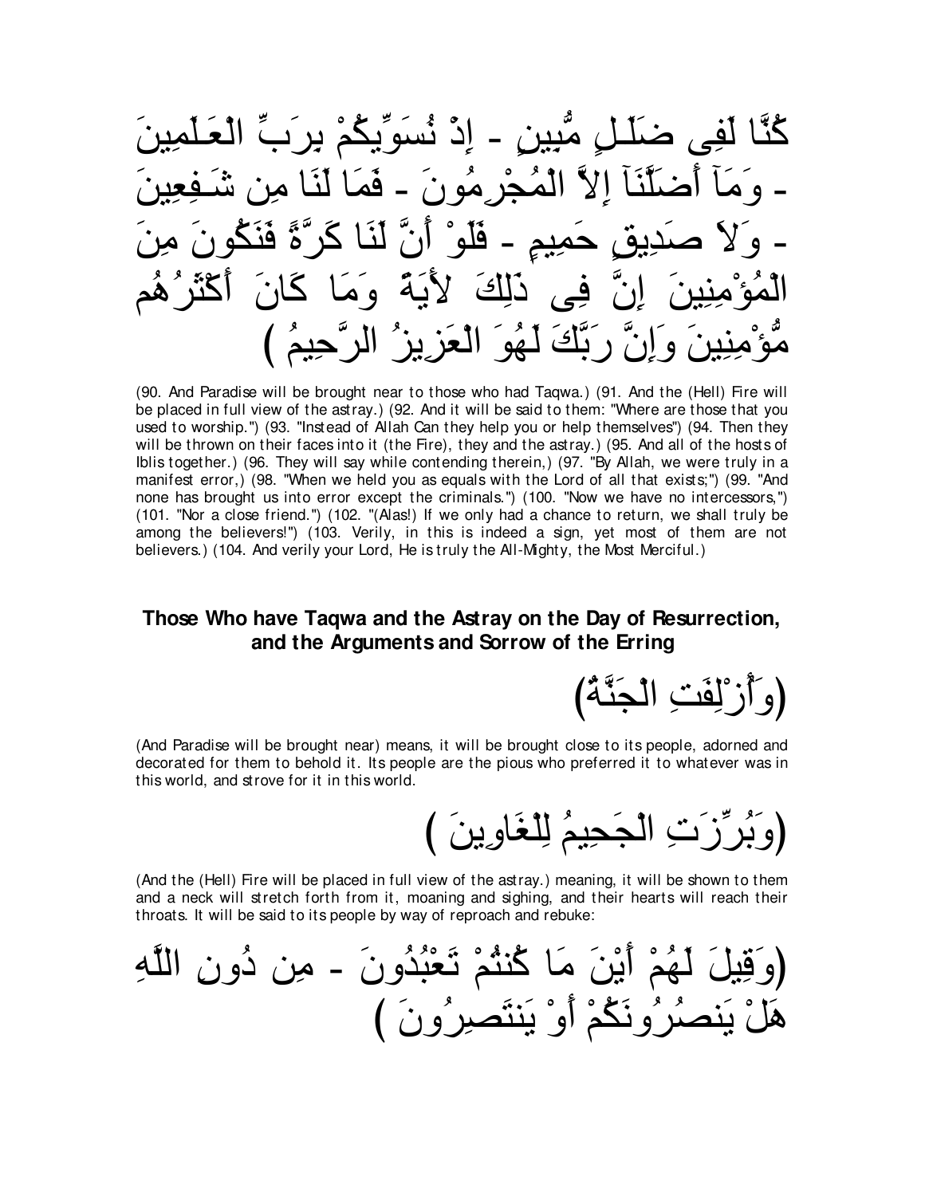كُنَّا لَفِى ضَلَـلٍ مُّبِينٍ - إِذْ نُسَوِّيكُمْ بِرَبِّ الْعَـلَمِينَ - وَمَآ أَضَلَّنَآ إِلاَّ الْمُجْرِمُونَ - فَمَا لَنَا مِن شَـفِعِينَ - وَلاَ صَدِيقٍ حَمِيمٍ - فَلَوْ أَنَّ لَنَا كَرَّةً فَنَكُونَ مِنَ الْمُؤْمِنِينَ إِنَّ فِى ذَلِكَ لأَيَةً وَمَا كَانَ أَكْثَرُهُم مُّؤْمِنِينَ وَإِنَّ رَبَّكَ لَهُوَ الْعَزِيزُ الرَّحِيمُ )

(90. And Paradise will be brought near to those who had Taqwa.) (91. And the (Hell) Fire will be placed in full view of the astray.) (92. And it will be said to them: "Where are those that you used to worship.") (93. "Instead of Allah Can they help you or help themselves") (94. Then they will be thrown on their faces into it (the Fire), they and the astray.) (95. And all of the hosts of Iblis together.) (96. They will say while contending therein,) (97. "By Allah, we were truly in a manifest error,) (98. "When we held you as equals with the Lord of all that exists;") (99. "And none has brought us into error except the criminals.") (100. "Now we have no intercessors,") (101. "Nor a close friend.") (102. "(Alas!) If we only had a chance to return, we shall truly be among the believers!") (103. Verily, in this is indeed a sign, yet most of them are not believers.) (104. And verily your Lord, He is truly the All-Mighty, the Most Merciful.)

## Those Who have Taqwa and the Astray on the Day of Resurrection, and the Arguments and Sorrow of the Erring

(وَأُزْلِفَتِ الْجَنَّةُ)

(And Paradise will be brought near) means, it will be brought close to its people, adorned and decorated for them to behold it. Its people are the pious who preferred it to whatever was in this world, and strove for it in this world.

(وَبُرِّزَتِ الْجَحِيمُ لِلْغَاوِينَ )

(And the (Hell) Fire will be placed in full view of the astray.) meaning, it will be shown to them and a neck will stretch forth from it, moaning and sighing, and their hearts will reach their throats. It will be said to its people by way of reproach and rebuke:

(وَقِيلَ لَهُمْ أَيْنَ مَا كُنتُمْ تَعْبُدُونَ - مِن دُونِ اللَّهِ هَلْ يَنصُرُونَكُمْ أَوْ يَنتَصِرُونَ )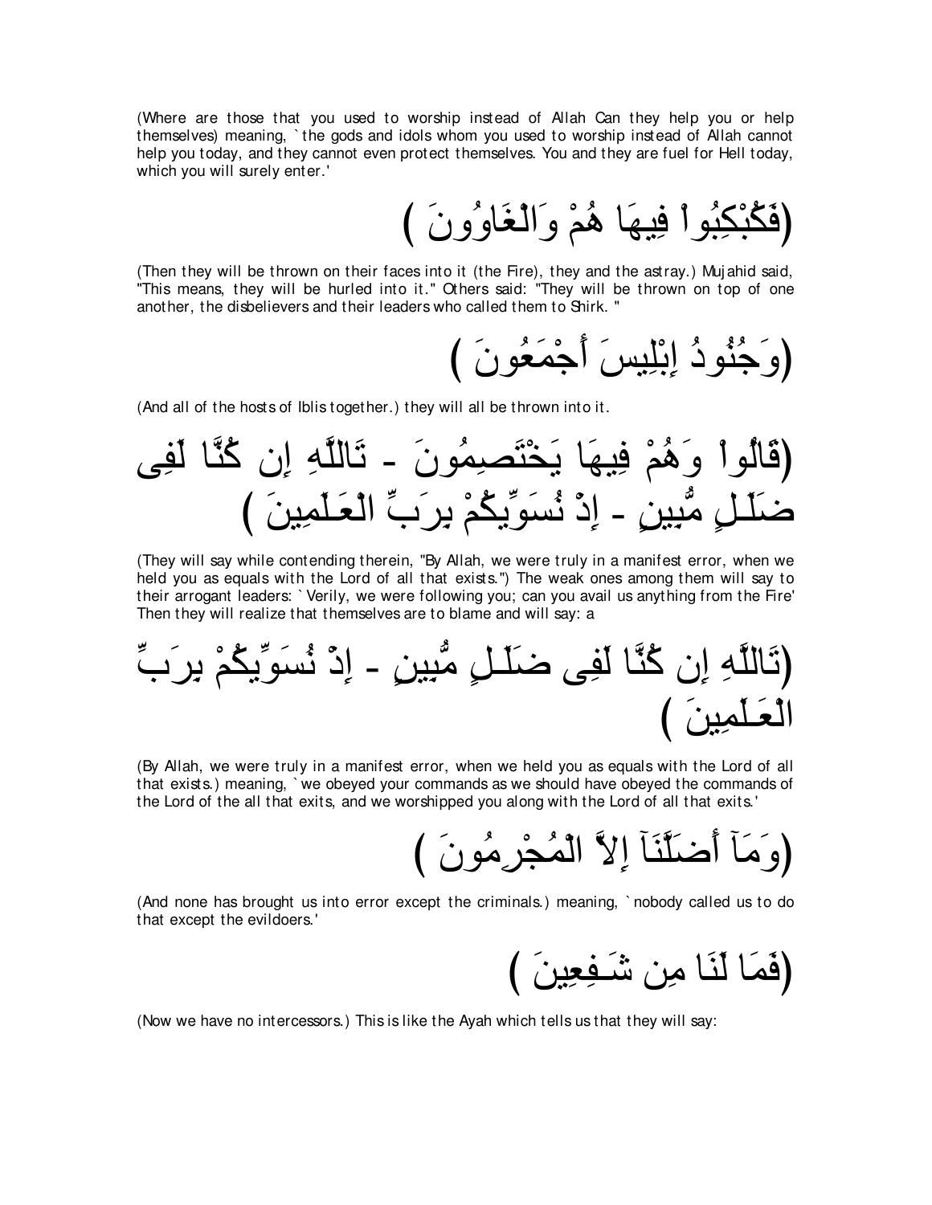(Where are those that you used to worship instead of Allah Can they help you or help themselves) meaning, `the gods and idols whom you used to worship instead of Allah cannot help you today, and they cannot even protect themselves. You and they are fuel for Hell today, which you will surely enter.'

(فَكُبْكِبُواْ فِيهَا هُمْ وَالْغَاوُونَ )

(Then they will be thrown on their faces into it (the Fire), they and the astray.) Mujahid said, "This means, they will be hurled into it." Others said: "They will be thrown on top of one another, the disbelievers and their leaders who called them to Shirk. "

(وَجُنُودُ إِبْلِيسَ أَجْمَعُونَ )

(And all of the hosts of Iblis together.) they will all be thrown into it.

(قَالُواْ وَهُمْ فِيهَا يَخْتَصِمُونَ - تَاللَّهِ إِن كُنَّا لَفِى ضَلَـلٍ مُّبِينٍ - إِذْ نُسَوِّيكُمْ بِرَبِّ الْعَـلَمِينَ )

(They will say while contending therein, "By Allah, we were truly in a manifest error, when we held you as equals with the Lord of all that exists.") The weak ones among them will say to their arrogant leaders: `Verily, we were following you; can you avail us anything from the Fire' Then they will realize that themselves are to blame and will say: a

(تَاللَّهِ إِن كُنَّا لَفِى ضَلَـلٍ مُّبِينٍ - إِذْ نُسَوِّيكُمْ بِرَبِّ الْعَـلَمِينَ )

(By Allah, we were truly in a manifest error, when we held you as equals with the Lord of all that exists.) meaning, `we obeyed your commands as we should have obeyed the commands of the Lord of the all that exits, and we worshipped you along with the Lord of all that exits.'

(وَمَآ أَضَلَّنَآ إِلاَّ الْمُجْرِمُونَ )

(And none has brought us into error except the criminals.) meaning, `nobody called us to do that except the evildoers.'

(فَمَا لَنَا مِن شَـفِعِينَ )

(Now we have no intercessors.) This is like the Ayah which tells us that they will say: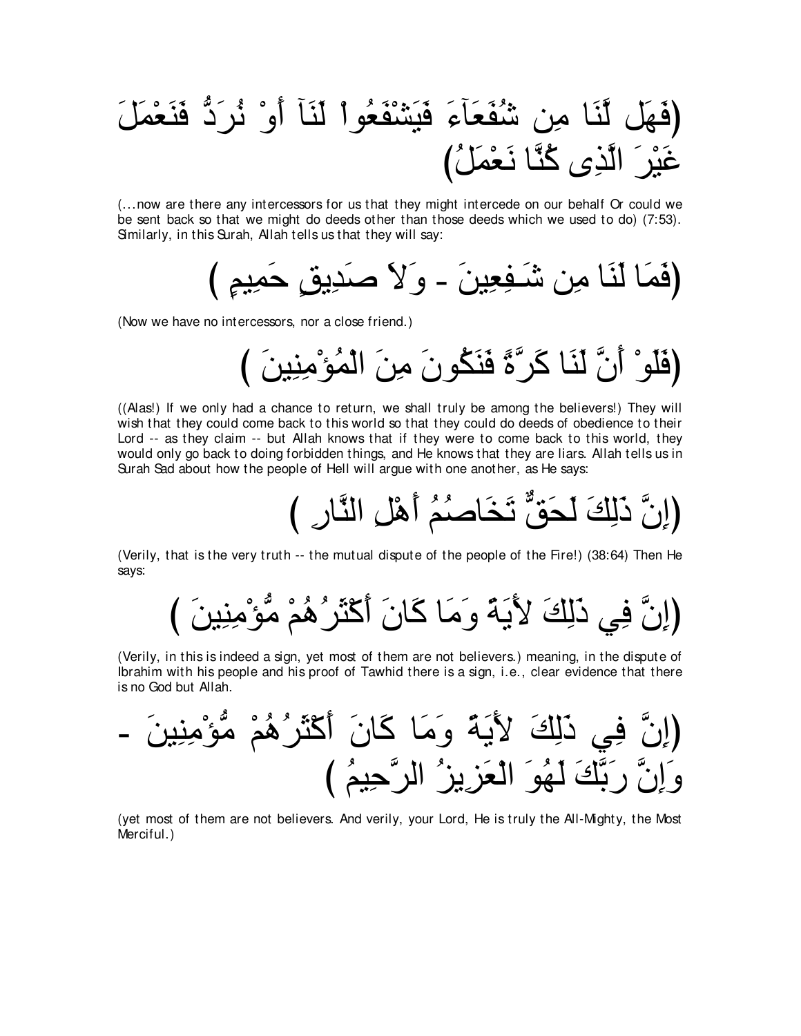(فَهَل لَّنَا مِن شُفَعَآءَ فَيَشْفَعُواْ لَنَآ أَوْ نُرَدُّ فَنَعْمَلَ غَيْرَ الَّذِى كُنَّا نَعْمَلُ)

(...now are there any intercessors for us that they might intercede on our behalf Or could we be sent back so that we might do deeds other than those deeds which we used to do) (7:53). Similarly, in this Surah, Allah tells us that they will say:

(فَمَا لَنَا مِن شَـفِعِينَ - وَلاَ صَدِيقٍ حَمِيمٍ )

(Now we have no intercessors, nor a close friend.)

(فَلَوْ أَنَّ لَنَا كَرَّةً فَنَكُونَ مِنَ الْمُؤْمِنِينَ )

((Alas!) If we only had a chance to return, we shall truly be among the believers!) They will wish that they could come back to this world so that they could do deeds of obedience to their Lord -- as they claim -- but Allah knows that if they were to come back to this world, they would only go back to doing forbidden things, and He knows that they are liars. Allah tells us in Surah Sad about how the people of Hell will argue with one another, as He says:

(إِنَّ ذَلِكَ لَحَقٌّ تَخَاصُمُ أَهْلِ النَّارِ )

(Verily, that is the very truth -- the mutual dispute of the people of the Fire!) (38:64) Then He says:

(إِنَّ فِي ذَلِكَ لأَيَةً وَمَا كَانَ أَكْثَرُهُمْ مُّؤْمِنِينَ )

(Verily, in this is indeed a sign, yet most of them are not believers.) meaning, in the dispute of Ibrahim with his people and his proof of Tawhid there is a sign, i.e., clear evidence that there is no God but Allah.

(إِنَّ فِي ذَلِكَ لأَيَةً وَمَا كَانَ أَكْثَرُهُمْ مُّؤْمِنِينَ - وَإِنَّ رَبَّكَ لَهُوَ الْعَزِيزُ الرَّحِيمُ )

(yet most of them are not believers. And verily, your Lord, He is truly the All-Mighty, the Most Merciful.)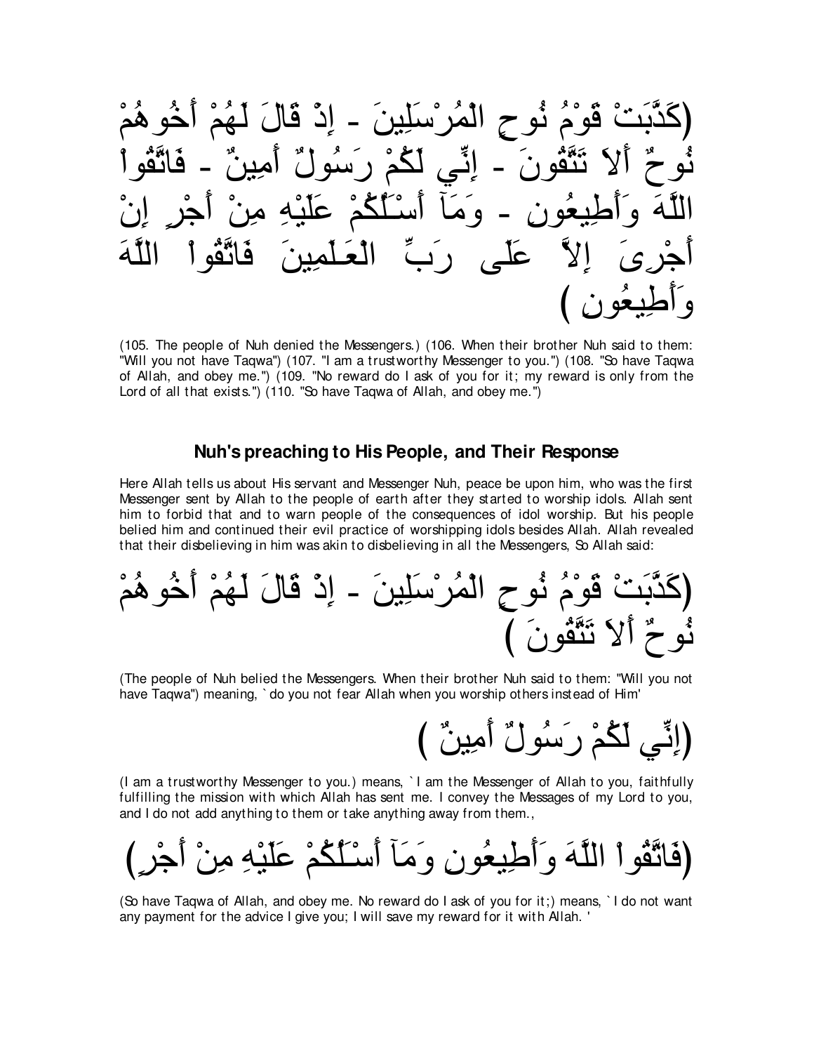(كَذَّبَتْ قَوْمُ نُوحٍ الْمُرْسَلِينَ - إِذْ قَالَ لَهُمْ أَخُوهُمْ نُوحٌ أَلاَ تَتَّقُونَ - إِنِّي لَكُمْ رَسُولٌ أَمِينٌ - فَاتَّقُواْ اللَّهَ وَأَطِيعُونِ - وَمَآ أَسْـَلُكُمْ عَلَيْهِ مِنْ أَجْرٍ إِنْ أَجْرِىَ إِلاَّ عَلَى رَبِّ الْعَـلَمِينَ فَاتَّقُواْ اللَّهَ وَأَطِيعُونِ )

(105. The people of Nuh denied the Messengers.) (106. When their brother Nuh said to them: "Will you not have Taqwa") (107. "I am a trustworthy Messenger to you.") (108. "So have Taqwa of Allah, and obey me.") (109. "No reward do I ask of you for it; my reward is only from the Lord of all that exists.") (110. "So have Taqwa of Allah, and obey me.")

### Nuh's preaching to His People, and Their Response

Here Allah tells us about His servant and Messenger Nuh, peace be upon him, who was the first Messenger sent by Allah to the people of earth after they started to worship idols. Allah sent him to forbid that and to warn people of the consequences of idol worship. But his people belied him and continued their evil practice of worshipping idols besides Allah. Allah revealed that their disbelieving in him was akin to disbelieving in all the Messengers, So Allah said:

(كَذَّبَتْ قَوْمُ نُوحٍ الْمُرْسَلِينَ - إِذْ قَالَ لَهُمْ أَخُوهُمْ نُوحٌ أَلاَ تَتَّقُونَ )

(The people of Nuh belied the Messengers. When their brother Nuh said to them: "Will you not have Taqwa") meaning, `do you not fear Allah when you worship others instead of Him'

(إِنِّي لَكُمْ رَسُولٌ أَمِينٌ )

(I am a trustworthy Messenger to you.) means, `I am the Messenger of Allah to you, faithfully fulfilling the mission with which Allah has sent me. I convey the Messages of my Lord to you, and I do not add anything to them or take anything away from them.,

(فَاتَّقُواْ اللَّهَ وَأَطِيعُونِ وَمَآ أَسْـَلُكُمْ عَلَيْهِ مِنْ أَجْرٍ)

(So have Taqwa of Allah, and obey me. No reward do I ask of you for it;) means, `I do not want any payment for the advice I give you; I will save my reward for it with Allah.'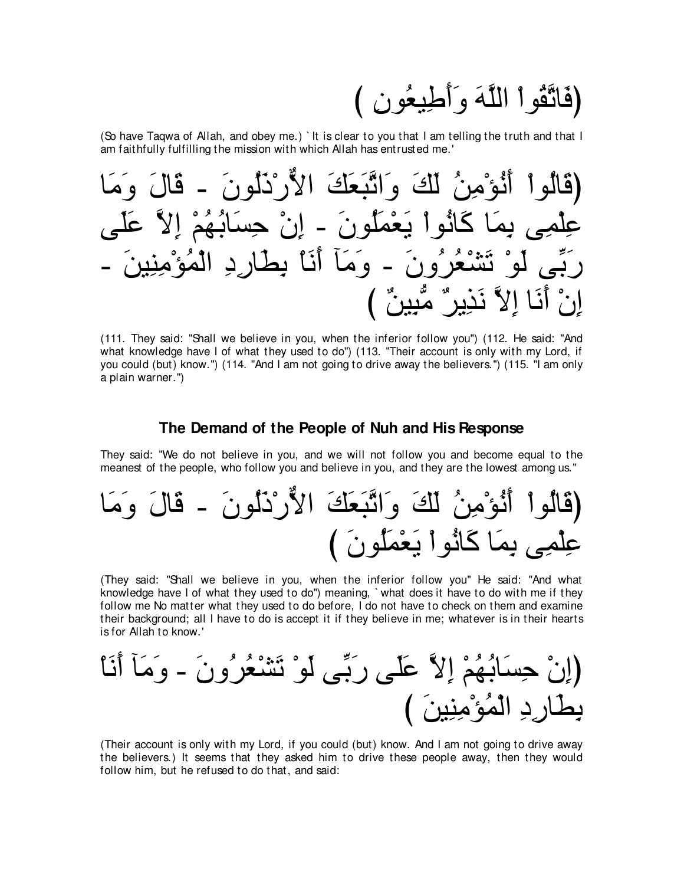(فَاتَّقُواْ اللَّهَ وَأَطِيعُونِ )

(So have Taqwa of Allah, and obey me.) `It is clear to you that I am telling the truth and that I am faithfully fulfilling the mission with which Allah has entrusted me.'

(قَالُواْ أَنُؤْمِنُ لَكَ وَاتَّبَعَكَ الاٌّرْذَلُونَ - قَالَ وَمَا عِلْمِى بِمَا كَانُواْ يَعْمَلُونَ - إِنْ حِسَابُهُمْ إِلاَّ عَلَى رَبِّى لَوْ تَشْعُرُونَ - وَمَآ أَنَاْ بِطَارِدِ الْمُؤْمِنِينَ - إِنْ أَنَا إِلاَّ نَذِيرٌ مُّبِينٌ )

(111. They said: "Shall we believe in you, when the inferior follow you") (112. He said: "And what knowledge have I of what they used to do") (113. "Their account is only with my Lord, if you could (but) know.") (114. "And I am not going to drive away the believers.") (115. "I am only a plain warner.")

### The Demand of the People of Nuh and His Response

They said: "We do not believe in you, and we will not follow you and become equal to the meanest of the people, who follow you and believe in you, and they are the lowest among us."

(قَالُواْ أَنُؤْمِنُ لَكَ وَاتَّبَعَكَ الاٌّرْذَلُونَ - قَالَ وَمَا عِلْمِى بِمَا كَانُواْ يَعْمَلُونَ )

(They said: "Shall we believe in you, when the inferior follow you" He said: "And what knowledge have I of what they used to do") meaning, `what does it have to do with me if they follow me No matter what they used to do before, I do not have to check on them and examine their background; all I have to do is accept it if they believe in me; whatever is in their hearts is for Allah to know.'

(إِنْ حِسَابُهُمْ إِلاَّ عَلَى رَبِّى لَوْ تَشْعُرُونَ - وَمَآ أَنَاْ بِطَارِدِ الْمُؤْمِنِينَ )

(Their account is only with my Lord, if you could (but) know. And I am not going to drive away the believers.) It seems that they asked him to drive these people away, then they would follow him, but he refused to do that, and said: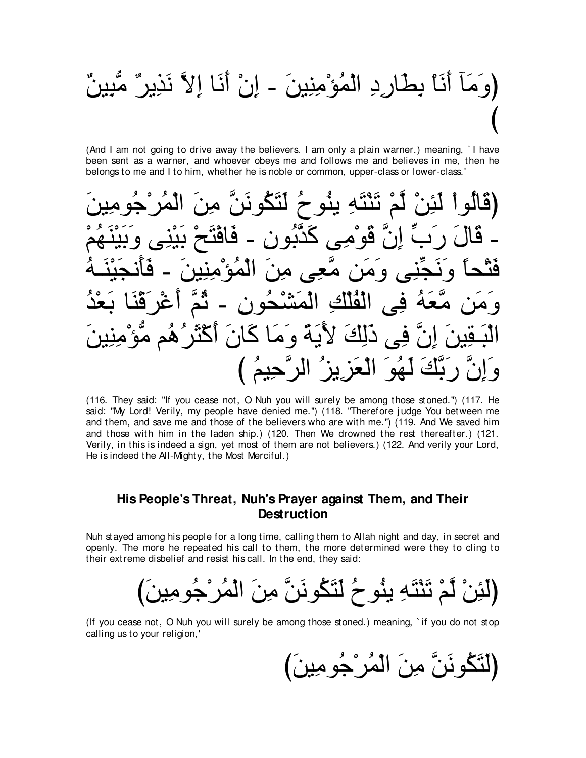(وَمَآ أَنَاْ بِطَارِدِ الْمُؤْمِنِينَ - إِنْ أَنَا إِلاَّ نَذِيرٌ مُّبِينٌ )

(And I am not going to drive away the believers. I am only a plain warner.) meaning, `I have been sent as a warner, and whoever obeys me and follows me and believes in me, then he belongs to me and I to him, whether he is noble or common, upper-class or lower-class.'

(قَالُواْ لَئِنْ لَّمْ تَنْتَهِ يٰنُوحُ لَتَكُونَنَّ مِنَ الْمُرْجُومِينَ - قَالَ رَبِّ إِنَّ قَوْمِى كَذَّبُونِ - فَافْتَحْ بَيْنِى وَبَيْنَهُمْ فَتْحاً وَنَجِّنِى وَمَن مَّعِى مِنَ الْمُؤْمِنِينَ - فَأَنجَيْنَـهُ وَمَن مَّعَهُ فِى الْفُلْكِ الْمَشْحُونِ - ثُمَّ أَغْرَقْنَا بَعْدُ الْبَـقِينَ إِنَّ فِى ذَلِكَ لأَيَةً وَمَا كَانَ أَكْثَرُهُم مُّؤْمِنِينَ وَإِنَّ رَبَّكَ لَهُوَ الْعَزِيزُ الرَّحِيمُ )

(116. They said: "If you cease not, O Nuh you will surely be among those stoned.") (117. He said: "My Lord! Verily, my people have denied me.") (118. "Therefore judge You between me and them, and save me and those of the believers who are with me.") (119. And We saved him and those with him in the laden ship.) (120. Then We drowned the rest thereafter.) (121. Verily, in this is indeed a sign, yet most of them are not believers.) (122. And verily your Lord, He is indeed the All-Mighty, the Most Merciful.)

## His People's Threat, Nuh's Prayer against Them, and Their Destruction

Nuh stayed among his people for a long time, calling them to Allah night and day, in secret and openly. The more he repeated his call to them, the more determined were they to cling to their extreme disbelief and resist his call. In the end, they said:

(لَئِنْ لَّمْ تَنْتَهِ يٰنُوحُ لَتَكُونَنَّ مِنَ الْمُرْجُومِينَ)

(If you cease not, O Nuh you will surely be among those stoned.) meaning, `if you do not stop calling us to your religion,'

(لَتَكُونَنَّ مِنَ الْمُرْجُومِينَ)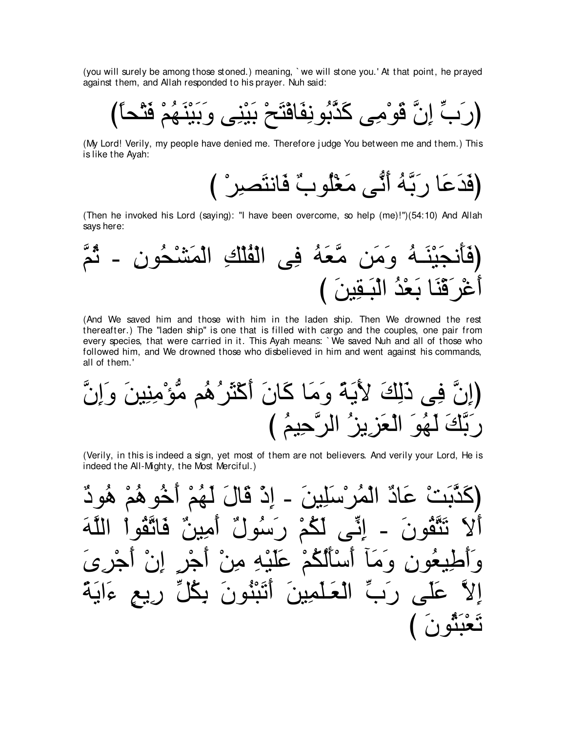(you will surely be among those stoned.) meaning, `we will stone you.' At that point, he prayed against them, and Allah responded to his prayer. Nuh said:

(رَبِّ إِنَّ قَوْمِى كَذَّبُونِفَافْتَحْ بَيْنِى وَبَيْنَهُمْ فَتْحاً)

(My Lord! Verily, my people have denied me. Therefore judge You between me and them.) This is like the Ayah:

(فَدَعَا رَبَّهُ أَنُّى مَغْلُوبٌ فَانتَصِرْ )

(Then he invoked his Lord (saying): "I have been overcome, so help (me)!")(54:10) And Allah says here:

(فَأَنجَيْنَـهُ وَمَن مَّعَهُ فِى الْفُلْكِ الْمَشْحُونِ - ثُمَّ أَغْرَقْنَا بَعْدُ الْبَـقِينَ )

(And We saved him and those with him in the laden ship. Then We drowned the rest thereafter.) The "laden ship" is one that is filled with cargo and the couples, one pair from every species, that were carried in it. This Ayah means: `We saved Nuh and all of those who followed him, and We drowned those who disbelieved in him and went against his commands, all of them.'

(إِنَّ فِى ذَلِكَ لأَيَةً وَمَا كَانَ أَكْثَرُهُم مُّؤْمِنِينَ وَإِنَّ رَبَّكَ لَهُوَ الْعَزِيزُ الرَّحِيمُ )

(Verily, in this is indeed a sign, yet most of them are not believers. And verily your Lord, He is indeed the All-Mighty, the Most Merciful.)

(كَذَّبَتْ عَادٌ الْمُرْسَلِينَ - إِذْ قَالَ لَهُمْ أَخُوهُمْ هُودٌ أَلاَ تَتَّقُونَ - إِنِّى لَكُمْ رَسُولٌ أَمِينٌ فَاتَّقُواْ اللَّهَ وَأَطِيعُونِ وَمَآ أَسْأَلُكُمْ عَلَيْهِ مِنْ أَجْرٍ إِنْ أَجْرِىَ إِلاَّ عَلَى رَبِّ الْعَـلَمِينَ أَتَبْنُونَ بِكُلِّ رِيعٍ ءَايَةً تَعْبَثُونَ )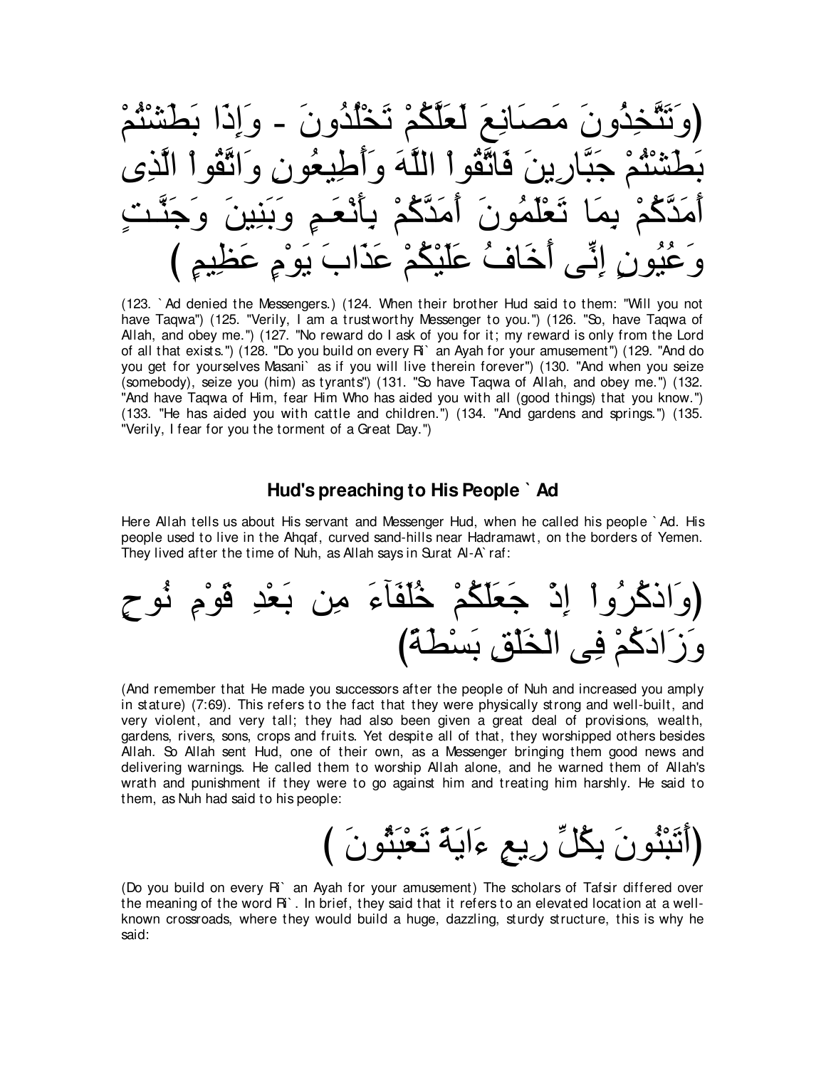(وَتَتَّخِذُونَ مَصَانِعَ لَعَلَّكُمْ تَخْلُدُونَ - وَإِذَا بَطَشْتُمْ بَطَشْتُمْ جَبَّارِينَ فَاتَّقُواْ اللَّهَ وَأَطِيعُونِ وَاتَّقُواْ الَّذِى أَمَدَّكُمْ بِمَا تَعْلَمُونَ أَمَدَّكُمْ بِأَنْعَـمٍ وَبَنِينَ وَجَنَّـتٍ وَعُيُونٍ إِنِّى أَخَافُ عَلَيْكُمْ عَذَابَ يَوْمٍ عَظِيمٍ )

(123. `Ad denied the Messengers.) (124. When their brother Hud said to them: "Will you not have Taqwa") (125. "Verily, I am a trustworthy Messenger to you.") (126. "So, have Taqwa of Allah, and obey me.") (127. "No reward do I ask of you for it; my reward is only from the Lord of all that exists.") (128. "Do you build on every Ri` an Ayah for your amusement") (129. "And do you get for yourselves Masani` as if you will live therein forever") (130. "And when you seize (somebody), seize you (him) as tyrants") (131. "So have Taqwa of Allah, and obey me.") (132. "And have Taqwa of Him, fear Him Who has aided you with all (good things) that you know.") (133. "He has aided you with cattle and children.") (134. "And gardens and springs.") (135. "Verily, I fear for you the torment of a Great Day.")

## Hud's preaching to His People `Ad

Here Allah tells us about His servant and Messenger Hud, when he called his people `Ad. His people used to live in the Ahqaf, curved sand-hills near Hadramawt, on the borders of Yemen. They lived after the time of Nuh, as Allah says in Surat Al-A`raf:

(وَاذكُرُواْ إِذْ جَعَلَكُمْ خُلَفَآءَ مِن بَعْدِ قَوْمِ نُوحٍ وَزَادَكُمْ فِى الْخَلْقِ بَسْطَةً)

(And remember that He made you successors after the people of Nuh and increased you amply in stature) (7:69). This refers to the fact that they were physically strong and well-built, and very violent, and very tall; they had also been given a great deal of provisions, wealth, gardens, rivers, sons, crops and fruits. Yet despite all of that, they worshipped others besides Allah. So Allah sent Hud, one of their own, as a Messenger bringing them good news and delivering warnings. He called them to worship Allah alone, and he warned them of Allah's wrath and punishment if they were to go against him and treating him harshly. He said to them, as Nuh had said to his people:

(أَتَبْنُونَ بِكُلِّ رِيعٍ ءَايَةً تَعْبَثُونَ )

(Do you build on every Ri` an Ayah for your amusement) The scholars of Tafsir differed over the meaning of the word Ri`. In brief, they said that it refers to an elevated location at a well-known crossroads, where they would build a huge, dazzling, sturdy structure, this is why he said: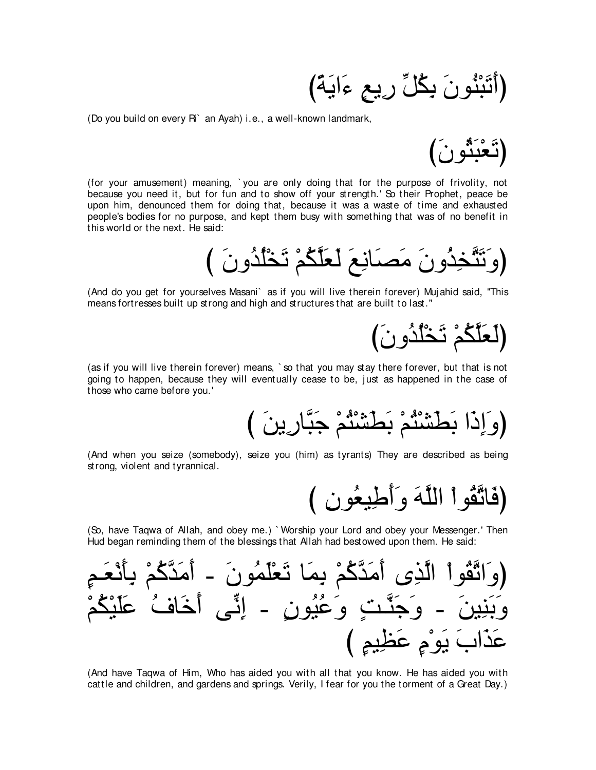(أَتَبْنُونَ بِكُلِّ رِيعٍ ءَايَةً)

(Do you build on every Ri` an Ayah) i.e., a well-known landmark,

(تَعْبَثُونَ)

(for your amusement) meaning, `you are only doing that for the purpose of frivolity, not because you need it, but for fun and to show off your strength.' So their Prophet, peace be upon him, denounced them for doing that, because it was a waste of time and exhausted people's bodies for no purpose, and kept them busy with something that was of no benefit in this world or the next. He said:

(وَتَتَّخِذُونَ مَصَانِعَ لَعَلَّكُمْ تَخْلُدُونَ )

(And do you get for yourselves Masani` as if you will live therein forever) Mujahid said, "This means fortresses built up strong and high and structures that are built to last."

(لَعَلَّكُمْ تَخْلُدُونَ)

(as if you will live therein forever) means, `so that you may stay there forever, but that is not going to happen, because they will eventually cease to be, just as happened in the case of those who came before you.'

(وَإِذَا بَطَشْتُمْ بَطَشْتُمْ جَبَّارِينَ )

(And when you seize (somebody), seize you (him) as tyrants) They are described as being strong, violent and tyrannical.

(فَاتَّقُواْ اللَّهَ وَأَطِيعُونِ )

(So, have Taqwa of Allah, and obey me.) `Worship your Lord and obey your Messenger.' Then Hud began reminding them of the blessings that Allah had bestowed upon them. He said:

(وَاتَّقُواْ الَّذِى أَمَدَّكُمْ بِمَا تَعْلَمُونَ - أَمَدَّكُمْ بِأَنْعَمٍ وَبَنِينَ - وَجَنَّـتٍ وَعُيُونٍ - إِنِّى أَخَافُ عَلَيْكُمْ عَذَابَ يَوْمٍ عَظِيمٍ )

(And have Taqwa of Him, Who has aided you with all that you know. He has aided you with cattle and children, and gardens and springs. Verily, I fear for you the torment of a Great Day.)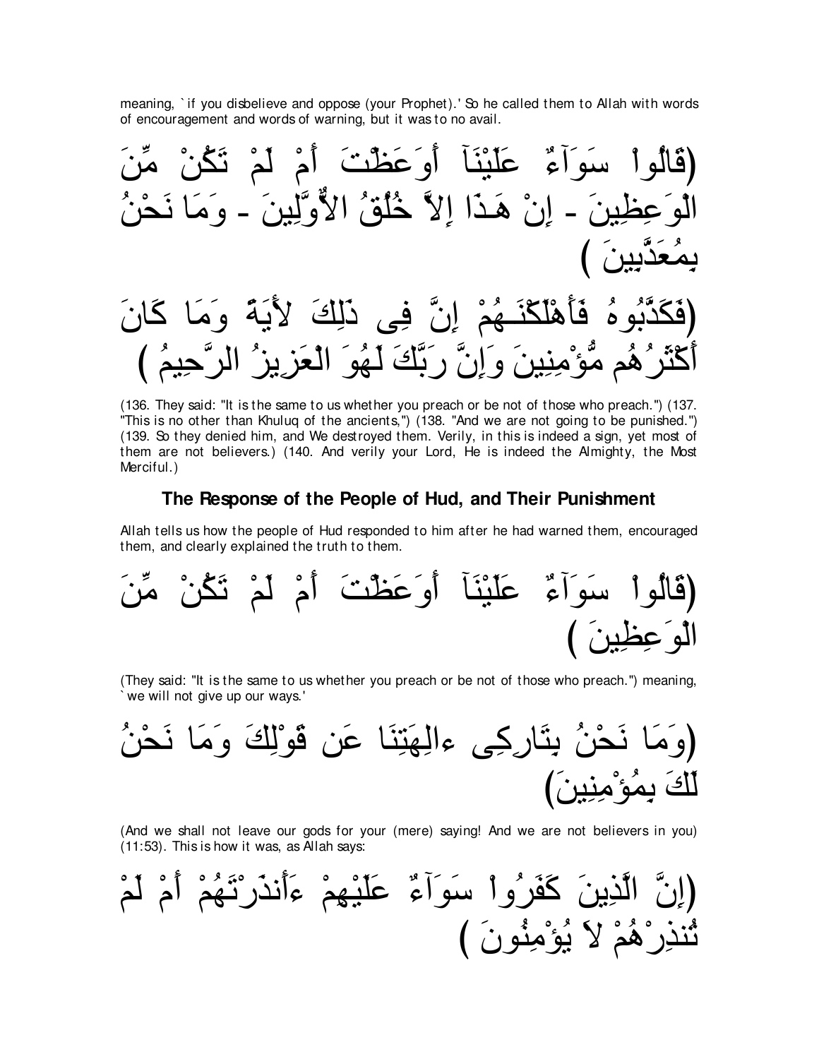meaning, `if you disbelieve and oppose (your Prophet).' So he called them to Allah with words of encouragement and words of warning, but it was to no avail.

(قَالُواْ سَوَآءٌ عَلَيْنَآ أَوَعَظْتَ أَمْ لَمْ تَكُنْ مِّنَ الْوَعِظِينَ - إِنْ هَـذَا إِلاَّ خُلُقُ الاٌّوَّلِينَ - وَمَا نَحْنُ بِمُعَذَّبِينَ )

(فَكَذَّبُوهُ فَأَهْلَكْنَـهُمْ إِنَّ فِى ذَلِكَ لأَيَةً وَمَا كَانَ أَكْثَرُهُم مُّؤْمِنِينَ وَإِنَّ رَبَّكَ لَهُوَ الْعَزِيزُ الرَّحِيمُ )

(136. They said: "It is the same to us whether you preach or be not of those who preach.") (137. "This is no other than Khuluq of the ancients,") (138. "And we are not going to be punished.") (139. So they denied him, and We destroyed them. Verily, in this is indeed a sign, yet most of them are not believers.) (140. And verily your Lord, He is indeed the Almighty, the Most Merciful.)

### The Response of the People of Hud, and Their Punishment

Allah tells us how the people of Hud responded to him after he had warned them, encouraged them, and clearly explained the truth to them.

(قَالُواْ سَوَآءٌ عَلَيْنَآ أَوَعَظْتَ أَمْ لَمْ تَكُنْ مِّنَ الْوَعِظِينَ )

(They said: "It is the same to us whether you preach or be not of those who preach.") meaning, `we will not give up our ways.'

(وَمَا نَحْنُ بِتَارِكِى ءالِهَتِنَا عَن قَوْلِكَ وَمَا نَحْنُ لَكَ بِمُؤْمِنِينَ)

(And we shall not leave our gods for your (mere) saying! And we are not believers in you) (11:53). This is how it was, as Allah says:

(إِنَّ الَّذِينَ كَفَرُواْ سَوَآءٌ عَلَيْهِمْ ءَأَنذَرْتَهُمْ أَمْ لَمْ تُنذِرْهُمْ لاَ يُؤْمِنُونَ )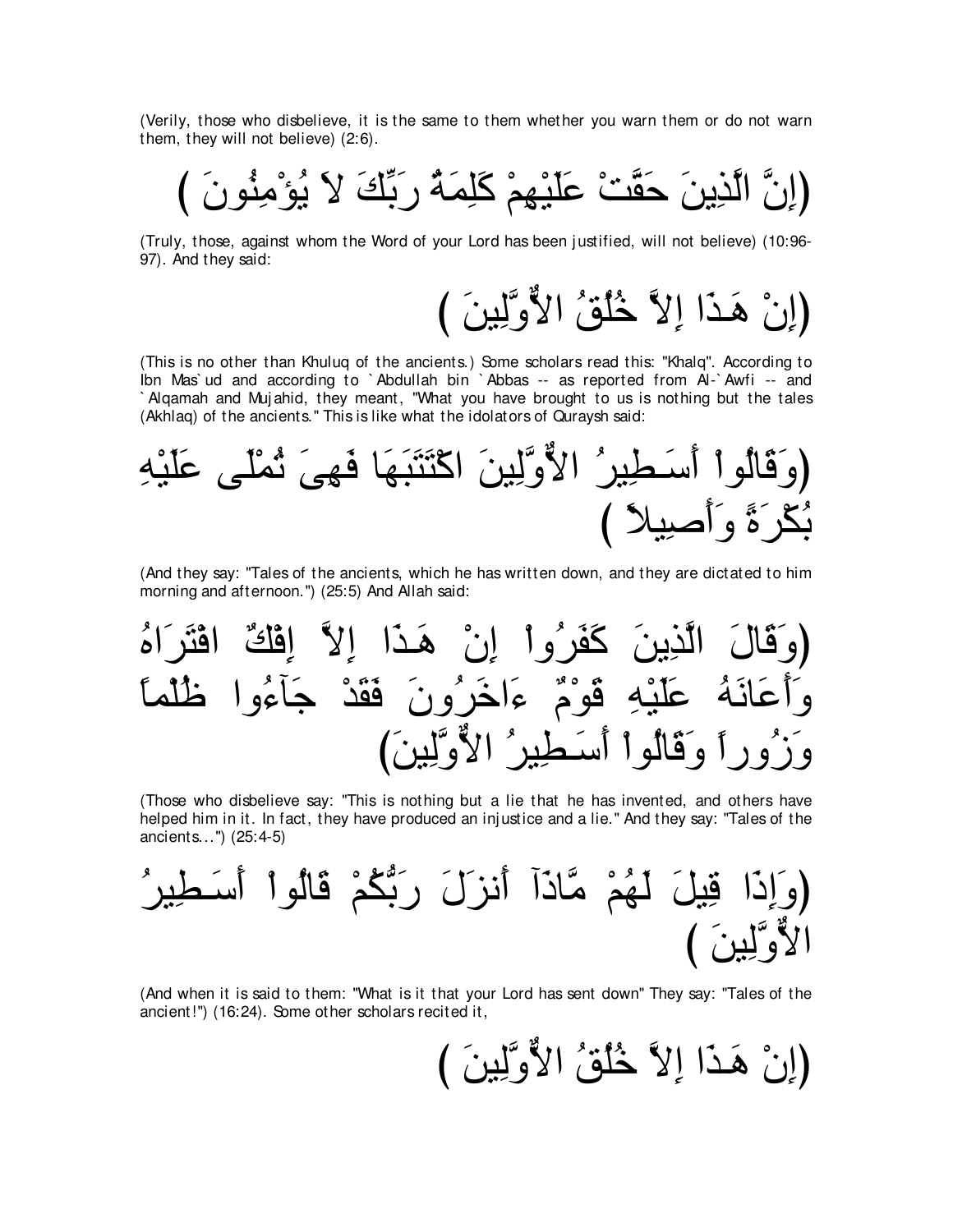(Verily, those who disbelieve, it is the same to them whether you warn them or do not warn them, they will not believe) (2:6).

(إِنَّ الَّذِينَ حَقَّتْ عَلَيْهِمْ كَلِمَةُ رَبِّكَ لاَ يُؤْمِنُونَ )

(Truly, those, against whom the Word of your Lord has been justified, will not believe) (10:96-97). And they said:

(إِنْ هَـذَا إِلاَّ خُلُقُ الاٌّوَّلِينَ )

(This is no other than Khuluq of the ancients.) Some scholars read this: "Khalq". According to Ibn Mas`ud and according to `Abdullah bin `Abbas -- as reported from Al-`Awfi -- and `Alqamah and Mujahid, they meant, "What you have brought to us is nothing but the tales (Akhlaq) of the ancients." This is like what the idolators of Quraysh said:

(وَقَالُواْ أَسَـطِيرُ الاٌّوَّلِينَ اكْتَتَبَهَا فَهِىَ تُمْلَى عَلَيْهِ بُكْرَةً وَأَصِيلاً )

(And they say: "Tales of the ancients, which he has written down, and they are dictated to him morning and afternoon.") (25:5) And Allah said:

(وَقَالَ الَّذِينَ كَفَرُواْ إِنْ هَـذَا إِلاَّ إِفْكٌ افْتَرَاهُ وَأَعَانَهُ عَلَيْهِ قَوْمٌ ءَاخَرُونَ فَقَدْ جَآءُوا ظُلْماً وَزُوراً وَقَالُواْ أَسَـطِيرُ الاٌّوَّلِينَ)

(Those who disbelieve say: "This is nothing but a lie that he has invented, and others have helped him in it. In fact, they have produced an injustice and a lie." And they say: "Tales of the ancients...") (25:4-5)

(وَإِذَا قِيلَ لَهُمْ مَّاذَآ أَنزَلَ رَبُّكُمْ قَالُواْ أَسَـطِيرُ الاٌّوَّلِينَ )

(And when it is said to them: "What is it that your Lord has sent down" They say: "Tales of the ancient!") (16:24). Some other scholars recited it,

(إِنْ هَـذَا إِلاَّ خُلُقُ الاٌّوَّلِينَ )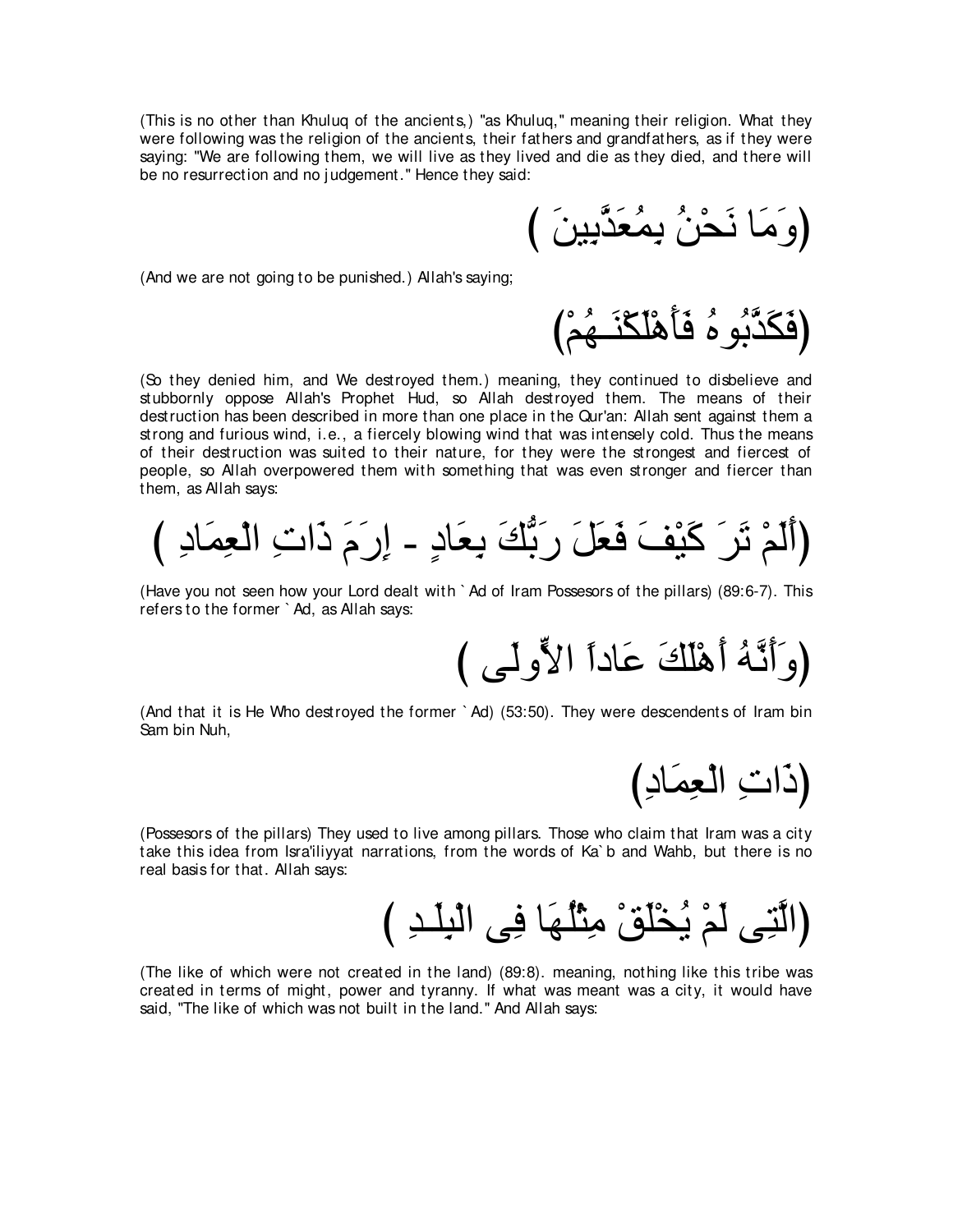(This is no other than Khuluq of the ancients,) "as Khuluq," meaning their religion. What they were following was the religion of the ancients, their fathers and grandfathers, as if they were saying: "We are following them, we will live as they lived and die as they died, and there will be no resurrection and no judgement." Hence they said:

(وَمَا نَحْنُ بِمُعَذَّبِينَ )

(And we are not going to be punished.) Allah's saying;

(فَكَذَّبُوهُ فَأَهْلَكْنَـهُمْ)

(So they denied him, and We destroyed them.) meaning, they continued to disbelieve and stubbornly oppose Allah's Prophet Hud, so Allah destroyed them. The means of their destruction has been described in more than one place in the Qur'an: Allah sent against them a strong and furious wind, i.e., a fiercely blowing wind that was intensely cold. Thus the means of their destruction was suited to their nature, for they were the strongest and fiercest of people, so Allah overpowered them with something that was even stronger and fiercer than them, as Allah says:

(أَلَمْ تَرَ كَيْفَ فَعَلَ رَبُّكَ بِعَادٍ - إِرَمَ ذَاتِ الْعِمَادِ )

(Have you not seen how your Lord dealt with `Ad of Iram Possesors of the pillars) (89:6-7). This refers to the former `Ad, as Allah says:

(وَأَنَّهُ أَهْلَكَ عَاداً الاٍّولَى )

(And that it is He Who destroyed the former `Ad) (53:50). They were descendents of Iram bin Sam bin Nuh,

(ذَاتِ الْعِمَادِ)

(Possesors of the pillars) They used to live among pillars. Those who claim that Iram was a city take this idea from Isra'iliyyat narrations, from the words of Ka`b and Wahb, but there is no real basis for that. Allah says:

(الَّتِى لَمْ يُخْلَقْ مِثْلُهَا فِى الْبِلَـدِ )

(The like of which were not created in the land) (89:8). meaning, nothing like this tribe was created in terms of might, power and tyranny. If what was meant was a city, it would have said, "The like of which was not built in the land." And Allah says: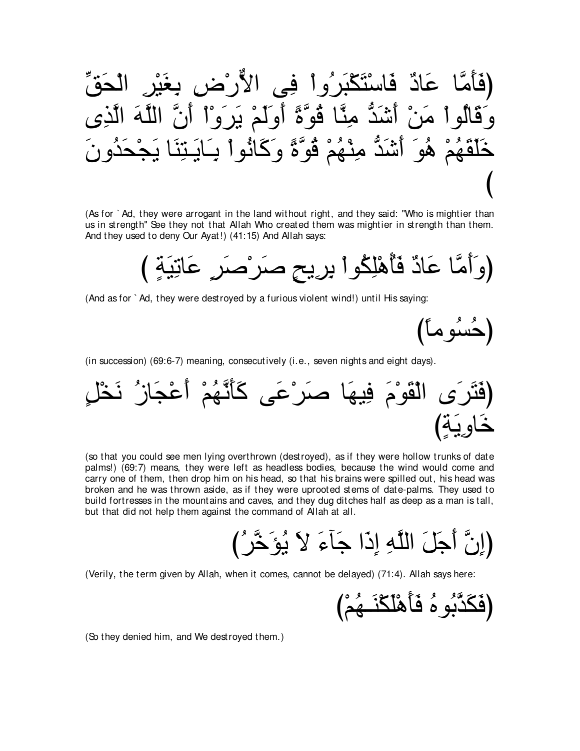(فَأَمَّا عَادٌ فَاسْتَكْبَرُواْ فِى الاٌّرْضِ بِغَيْرِ الْحَقِّ وَقَالُواْ مَنْ أَشَدُّ مِنَّا قُوَّةً أَوَلَمْ يَرَوْاْ أَنَّ اللَّهَ الَّذِى خَلَقَهُمْ هُوَ أَشَدُّ مِنْهُمْ قُوَّةً وَكَانُواْ بِـَايَـتِنَا يَجْحَدُونَ)

(As for ` Ad, they were arrogant in the land without right, and they said: "Who is mightier than us in strength" See they not that Allah Who created them was mightier in strength than them. And they used to deny Our Ayat!) (41:15) And Allah says:

(وَأَمَّا عَادٌ فَأُهْلِكُواْ بِرِيحٍ صَرْصَرٍ عَاتِيَةٍ )

(And as for ` Ad, they were destroyed by a furious violent wind!) until His saying:

(حُسُوماً)

(in succession) (69:6-7) meaning, consecutively (i.e., seven nights and eight days).

(فَتَرَى الْقَوْمَ فِيهَا صَرْعَى كَأَنَّهُمْ أَعْجَازُ نَخْلٍ خَاوِيَةٍ)

(so that you could see men lying overthrown (destroyed), as if they were hollow trunks of date palms!) (69:7) means, they were left as headless bodies, because the wind would come and carry one of them, then drop him on his head, so that his brains were spilled out, his head was broken and he was thrown aside, as if they were uprooted stems of date-palms. They used to build fortresses in the mountains and caves, and they dug ditches half as deep as a man is tall, but that did not help them against the command of Allah at all.

(إِنَّ أَجَلَ اللَّهِ إِذَا جَآءَ لاَ يُؤَخَّرُ)

(Verily, the term given by Allah, when it comes, cannot be delayed) (71:4). Allah says here:

(فَكَذَّبُوهُ فَأَهْلَكْنَـهُمْ)

(So they denied him, and We destroyed them.)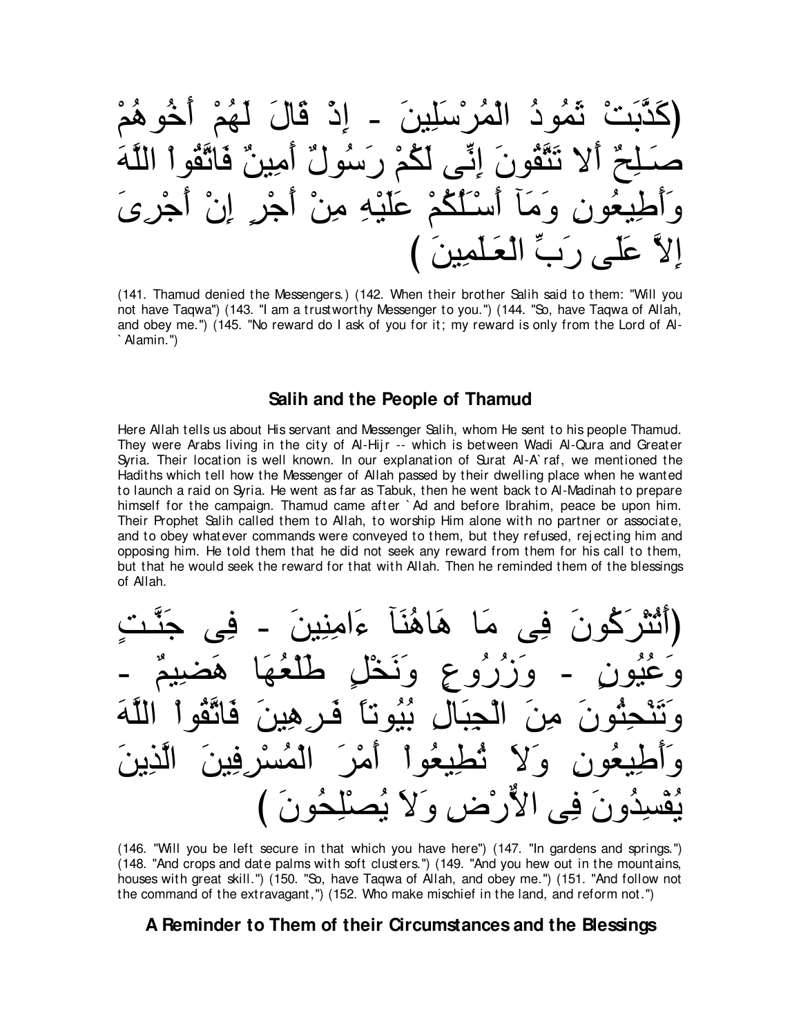(كَذَّبَتْ ثَمُودُ الْمُرْسَلِينَ - إِذْ قَالَ لَهُمْ أَخُوهُمْ صَـلِحٌ أَلا تَتَّقُونَ إِنِّى لَكُمْ رَسُولٌ أَمِينٌ فَاتَّقُواْ اللَّهَ وَأَطِيعُونِ وَمَآ أَسْـَلُكُمْ عَلَيْهِ مِنْ أَجْرٍ إِنْ أَجْرِىَ إِلاَّ عَلَى رَبِّ الْعَـلَمِينَ )

(141. Thamud denied the Messengers.) (142. When their brother Salih said to them: "Will you not have Taqwa") (143. "I am a trustworthy Messenger to you.") (144. "So, have Taqwa of Allah, and obey me.") (145. "No reward do I ask of you for it; my reward is only from the Lord of Al-`Alamin.")

## Salih and the People of Thamud

Here Allah tells us about His servant and Messenger Salih, whom He sent to his people Thamud. They were Arabs living in the city of Al-Hijr -- which is between Wadi Al-Qura and Greater Syria. Their location is well known. In our explanation of Surat Al-A`raf, we mentioned the Hadiths which tell how the Messenger of Allah passed by their dwelling place when he wanted to launch a raid on Syria. He went as far as Tabuk, then he went back to Al-Madinah to prepare himself for the campaign. Thamud came after `Ad and before Ibrahim, peace be upon him. Their Prophet Salih called them to Allah, to worship Him alone with no partner or associate, and to obey whatever commands were conveyed to them, but they refused, rejecting him and opposing him. He told them that he did not seek any reward from them for his call to them, but that he would seek the reward for that with Allah. Then he reminded them of the blessings of Allah.

(أَتُتْرَكُونَ فِى مَا هَاهُنَآ ءَامِنِينَ - فِى جَنَّـتٍ وَعُيُونٍ - وَزُرُوعٍ وَنَخْلٍ طَلْعُهَا هَضِيمٌ - وَتَنْحِتُونَ مِنَ الْجِبَالِ بُيُوتاً فَـرِهِينَ فَاتَّقُواْ اللَّهَ وَأَطِيعُونِ وَلاَ تُطِيعُواْ أَمْرَ الْمُسْرِفِينَ الَّذِينَ يُفْسِدُونَ فِى الاٌّرْضِ وَلاَ يُصْلِحُونَ )

(146. "Will you be left secure in that which you have here") (147. "In gardens and springs.") (148. "And crops and date palms with soft clusters.") (149. "And you hew out in the mountains, houses with great skill.") (150. "So, have Taqwa of Allah, and obey me.") (151. "And follow not the command of the extravagant,") (152. Who make mischief in the land, and reform not.")

## A Reminder to Them of their Circumstances and the Blessings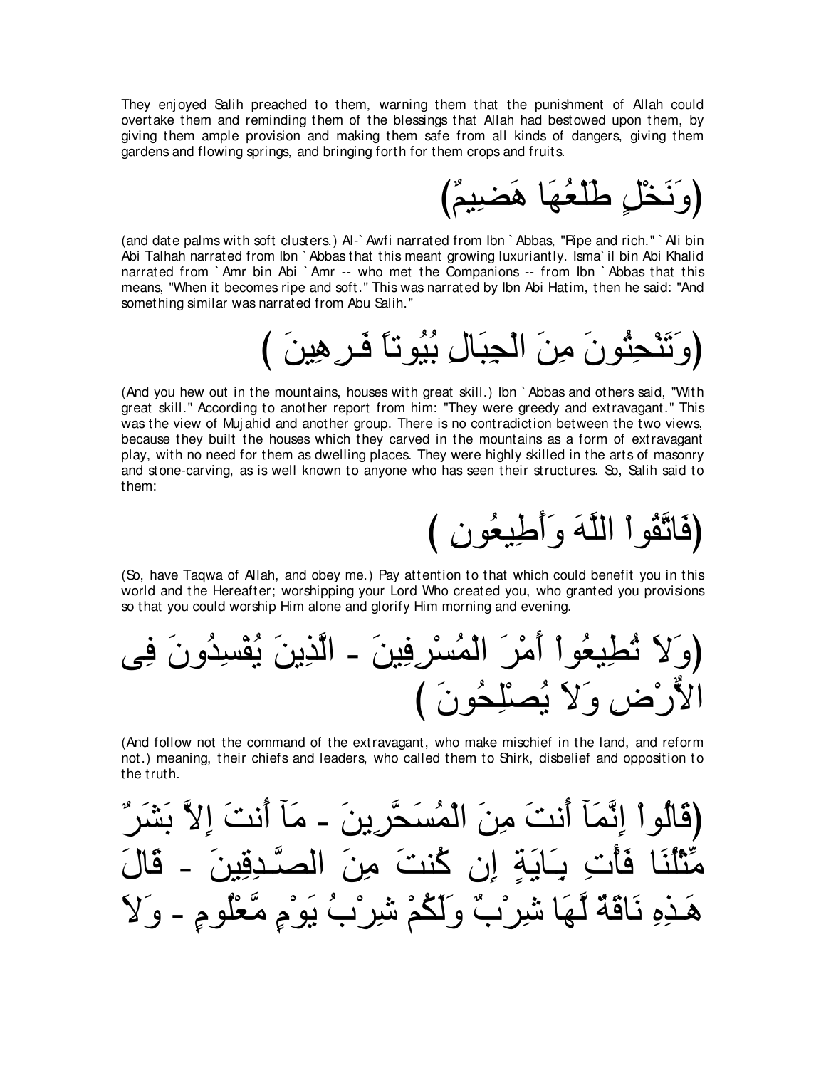They enjoyed Salih preached to them, warning them that the punishment of Allah could overtake them and reminding them of the blessings that Allah had bestowed upon them, by giving them ample provision and making them safe from all kinds of dangers, giving them gardens and flowing springs, and bringing forth for them crops and fruits.

(وَنَخْلٍ طَلْعُهَا هَضِيمٌ)

(and date palms with soft clusters.) Al-`Awfi narrated from Ibn `Abbas, "Ripe and rich." `Ali bin Abi Talhah narrated from Ibn `Abbas that this meant growing luxuriantly. Isma`il bin Abi Khalid narrated from `Amr bin Abi `Amr -- who met the Companions -- from Ibn `Abbas that this means, "When it becomes ripe and soft." This was narrated by Ibn Abi Hatim, then he said: "And something similar was narrated from Abu Salih."

(وَتَنْحِتُونَ مِنَ الْجِبَالِ بُيُوتاً فَـرِهِينَ )

(And you hew out in the mountains, houses with great skill.) Ibn `Abbas and others said, "With great skill." According to another report from him: "They were greedy and extravagant." This was the view of Mujahid and another group. There is no contradiction between the two views, because they built the houses which they carved in the mountains as a form of extravagant play, with no need for them as dwelling places. They were highly skilled in the arts of masonry and stone-carving, as is well known to anyone who has seen their structures. So, Salih said to them:

(فَاتَّقُواْ اللَّهَ وَأَطِيعُونِ )

(So, have Taqwa of Allah, and obey me.) Pay attention to that which could benefit you in this world and the Hereafter; worshipping your Lord Who created you, who granted you provisions so that you could worship Him alone and glorify Him morning and evening.

(وَلاَ تُطِيعُواْ أَمْرَ الْمُسْرِفِينَ - الَّذِينَ يُفْسِدُونَ فِى الاٌّرْضِ وَلاَ يُصْلِحُونَ )

(And follow not the command of the extravagant, who make mischief in the land, and reform not.) meaning, their chiefs and leaders, who called them to Shirk, disbelief and opposition to the truth.

(قَالُواْ إِنَّمَآ أَنتَ مِنَ الْمُسَحَّرِينَ - مَآ أَنتَ إِلاَّ بَشَرٌ مِّثْلُنَا فَأْتِ بِـَايَةٍ إِن كُنتَ مِنَ الصَّـدِقِينَ - قَالَ هَـذِهِ نَاقَةٌ لَّهَا شِرْبٌ وَلَكُمْ شِرْبُ يَوْمٍ مَّعْلُومٍ - وَلاَ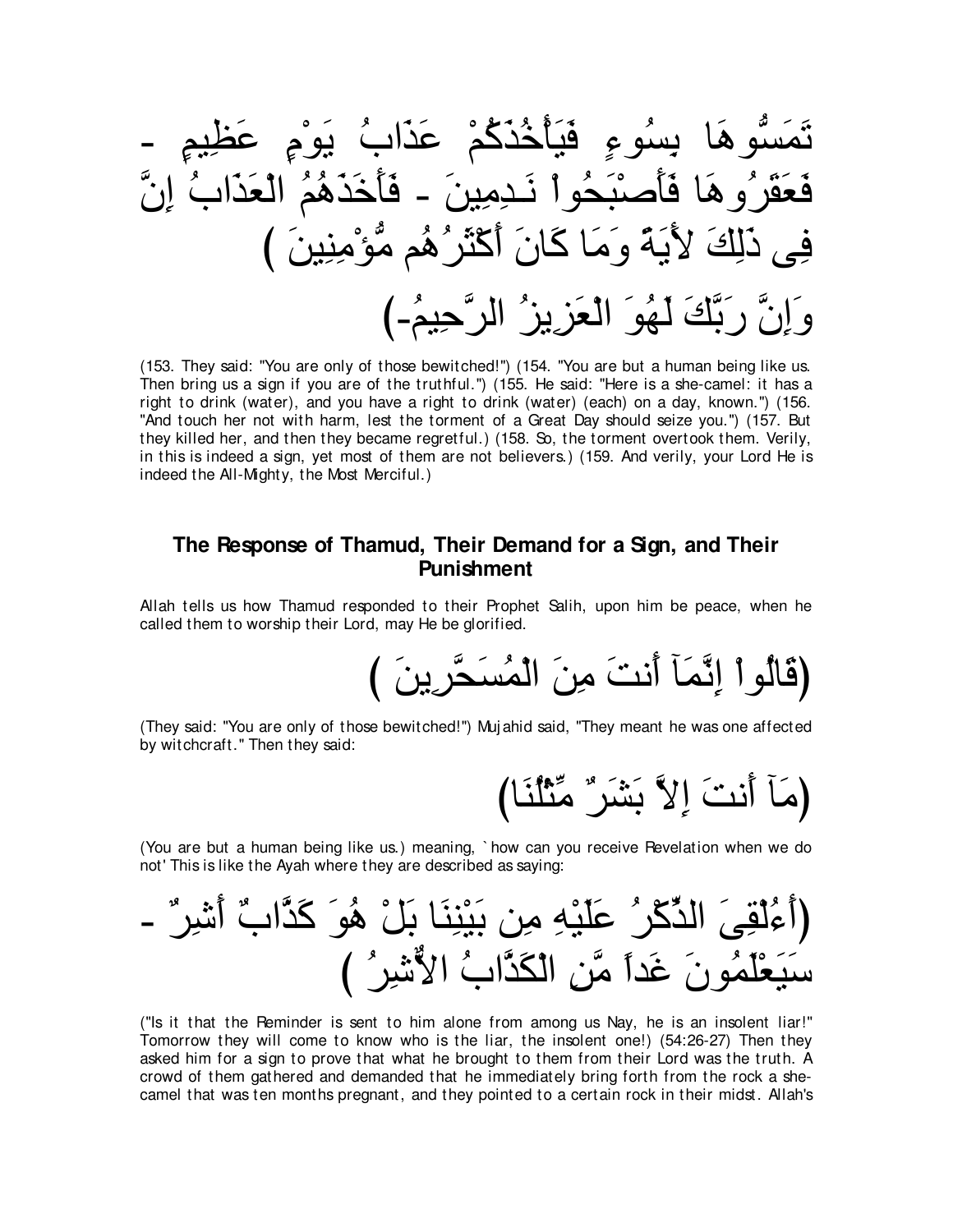تَمَسُّوهَا بِسُوءٍ فَيَأْخُذَكُمْ عَذَابُ يَوْمٍ عَظِيمٍ - فَعَقَرُوهَا فَأَصْبَحُواْ نَـدِمِينَ - فَأَخَذَهُمُ الْعَذَابُ إِنَّ فِى ذَلِكَ لأَيَةً وَمَا كَانَ أَكْثَرُهُم مُّؤْمِنِينَ ) وَإِنَّ رَبَّكَ لَهُوَ الْعَزِيزُ الرَّحِيمُ-)

(153. They said: "You are only of those bewitched!") (154. "You are but a human being like us. Then bring us a sign if you are of the truthful.") (155. He said: "Here is a she-camel: it has a right to drink (water), and you have a right to drink (water) (each) on a day, known.") (156. "And touch her not with harm, lest the torment of a Great Day should seize you.") (157. But they killed her, and then they became regretful.) (158. So, the torment overtook them. Verily, in this is indeed a sign, yet most of them are not believers.) (159. And verily, your Lord He is indeed the All-Mighty, the Most Merciful.)

## The Response of Thamud, Their Demand for a Sign, and Their Punishment

Allah tells us how Thamud responded to their Prophet Salih, upon him be peace, when he called them to worship their Lord, may He be glorified.

(قَالُواْ إِنَّمَآ أَنتَ مِنَ الْمُسَحَّرِينَ )

(They said: "You are only of those bewitched!") Mujahid said, "They meant he was one affected by witchcraft." Then they said:

(مَآ أَنتَ إِلاَّ بَشَرٌ مِّثْلُنَا)

(You are but a human being like us.) meaning, `how can you receive Revelation when we do not' This is like the Ayah where they are described as saying:

(أَءُلْقِىَ الذِّكْرُ عَلَيْهِ مِن بَيْنِنَا بَلْ هُوَ كَذَّابٌ أَشِرٌ - سَيَعْلَمُونَ غَداً مَّنِ الْكَذَّابُ الاٌّشِرُ )

("Is it that the Reminder is sent to him alone from among us Nay, he is an insolent liar!" Tomorrow they will come to know who is the liar, the insolent one!) (54:26-27) Then they asked him for a sign to prove that what he brought to them from their Lord was the truth. A crowd of them gathered and demanded that he immediately bring forth from the rock a she-camel that was ten months pregnant, and they pointed to a certain rock in their midst. Allah's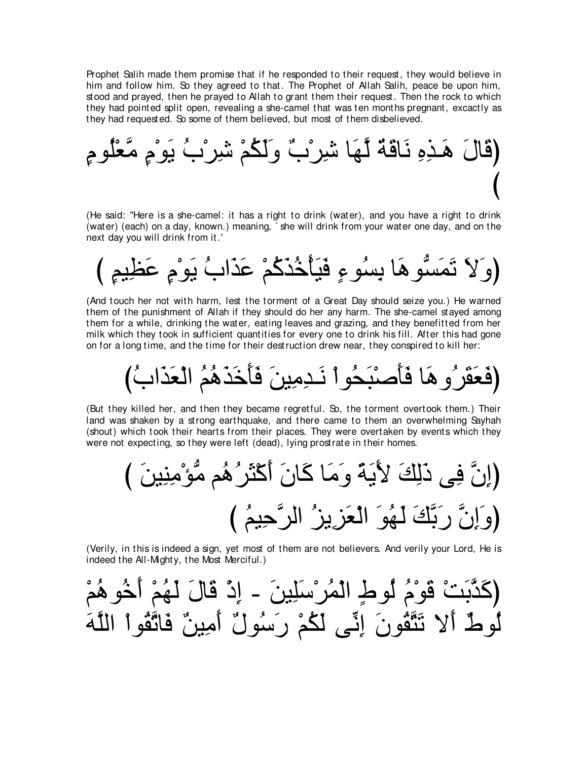Prophet Salih made them promise that if he responded to their request, they would believe in him and follow him. So they agreed to that. The Prophet of Allah Salih, peace be upon him, stood and prayed, then he prayed to Allah to grant them their request. Then the rock to which they had pointed split open, revealing a she-camel that was ten months pregnant, excactly as they had requested. So some of them believed, but most of them disbelieved.

(قَالَ هَـذِهِ نَاقَةٌ لَّهَا شِرْبٌ وَلَكُمْ شِرْبُ يَوْمٍ مَّعْلُومٍ)

(He said: "Here is a she-camel: it has a right to drink (water), and you have a right to drink (water) (each) on a day, known.) meaning, `she will drink from your water one day, and on the next day you will drink from it.'

(وَلاَ تَمَسُّوهَا بِسُوءٍ فَيَأْخُذَكُمْ عَذَابُ يَوْمٍ عَظِيمٍ )

(And touch her not with harm, lest the torment of a Great Day should seize you.) He warned them of the punishment of Allah if they should do her any harm. The she-camel stayed among them for a while, drinking the water, eating leaves and grazing, and they benefitted from her milk which they took in sufficient quantities for every one to drink his fill. After this had gone on for a long time, and the time for their destruction drew near, they conspired to kill her:

(فَعَقَرُوهَا فَأَصْبَحُواْ نَـدِمِينَ فَأَخَذَهُمُ الْعَذَابُ)

(But they killed her, and then they became regretful. So, the torment overtook them.) Their land was shaken by a strong earthquake, and there came to them an overwhelming Sayhah (shout) which took their hearts from their places. They were overtaken by events which they were not expecting, so they were left (dead), lying prostrate in their homes.

(إِنَّ فِى ذَلِكَ لأَيَةً وَمَا كَانَ أَكْثَرُهُم مُّؤْمِنِينَ )

(وَإِنَّ رَبَّكَ لَهُوَ الْعَزِيزُ الرَّحِيمُ )

(Verily, in this is indeed a sign, yet most of them are not believers. And verily your Lord, He is indeed the All-Mighty, the Most Merciful.)

(كَذَّبَتْ قَوْمُ لُوطٍ الْمُرْسَلِينَ - إِذْ قَالَ لَهُمْ أَخُوهُمْ لُوطٌ أَلا تَتَّقُونَ إِنِّى لَكُمْ رَسُولٌ أَمِينٌ فَاتَّقُواْ اللَّهَ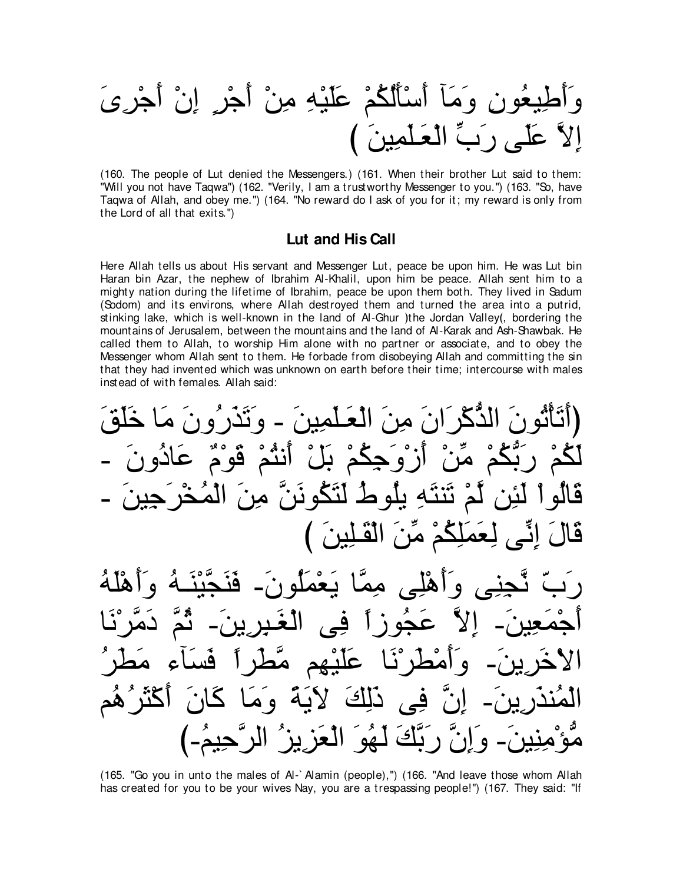وَأَطِيعُونِ وَمَآ أَسْأَلُكُمْ عَلَيْهِ مِنْ أَجْرٍ إِنْ أَجْرِىَ إِلاَّ عَلَى رَبِّ الْعَـلَمِينَ )

(160. The people of Lut denied the Messengers.) (161. When their brother Lut said to them: "Will you not have Taqwa") (162. "Verily, I am a trustworthy Messenger to you.") (163. "So, have Taqwa of Allah, and obey me.") (164. "No reward do I ask of you for it; my reward is only from the Lord of all that exits.")

### Lut and His Call

Here Allah tells us about His servant and Messenger Lut, peace be upon him. He was Lut bin Haran bin Azar, the nephew of Ibrahim Al-Khalil, upon him be peace. Allah sent him to a mighty nation during the lifetime of Ibrahim, peace be upon them both. They lived in Sadum (Sodom) and its environs, where Allah destroyed them and turned the area into a putrid, stinking lake, which is well-known in the land of Al-Ghur )the Jordan Valley(, bordering the mountains of Jerusalem, betweeen the mountains and the land of Al-Karak and Ash-Shawbak. He called them to Allah, to worship Him alone with no partner or associate, and to obey the Messenger whom Allah sent to them. He forbade from disobeying Allah and committing the sin that they had invented which was unknown on earth before their time; intercourse with males instead of with females. Allah said:

(أَتَأْتُونَ الذُّكْرَانَ مِنَ الْعَـلَمِينَ - وَتَذَرُونَ مَا خَلَقَ لَكُمْ رَبُّكُمْ مِّنْ أَزْوَجِكُمْ بَلْ أَنتُمْ قَوْمٌ عَادُونَ - قَالُواْ لَئِن لَّمْ تَنتَهِ يلُوطُ لَتَكُونَنَّ مِنَ الْمُخْرَجِينَ - قَالَ إِنِّى لِعَمَلِكُمْ مِّنَ الْقَـلِينَ )

رَبِّ نَّجِنِى وَأَهْلِى مِمَّا يَعْمَلُونَ- فَنَجَّيْنَـهُ وَأَهْلَهُ أَجْمَعِينَ- إِلاَّ عَجُوزاً فِى الْغَـبِرِينَ- ثُمَّ دَمَّرْنَا الاٌّخَرِينَ- وَأَمْطَرْنَا عَلَيْهِم مَّطَراً فَسَآء مَطَرُ الْمُنذَرِينَ- إِنَّ فِى ذَلِكَ لاّيَةً وَمَا كَانَ أَكْثَرُهُم مُّؤْمِنِينَ- وَإِنَّ رَبَّكَ لَهُوَ الْعَزِيزُ الرَّحِيمُ-)

(165. "Go you in unto the males of Al-`Alamin (people),") (166. "And leave those whom Allah has created for you to be your wives Nay, you are a trespassing people!") (167. They said: "If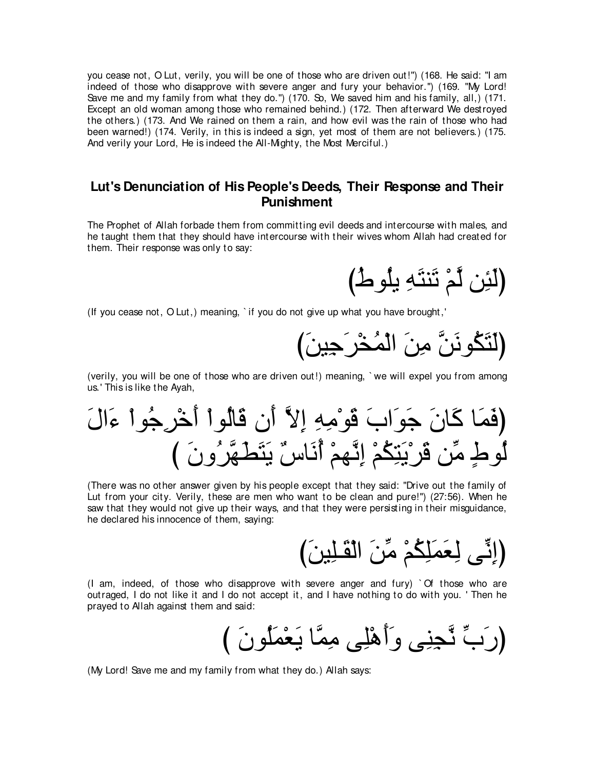you cease not, O Lut, verily, you will be one of those who are driven out!") (168. He said: "I am indeed of those who disapprove with severe anger and fury your behavior.") (169. "My Lord! Save me and my family from what they do.") (170. So, We saved him and his family, all,) (171. Except an old woman among those who remained behind.) (172. Then afterward We destroyed the others.) (173. And We rained on them a rain, and how evil was the rain of those who had been warned!) (174. Verily, in this is indeed a sign, yet most of them are not believers.) (175. And verily your Lord, He is indeed the All-Mighty, the Most Merciful.)

## Lut's Denunciation of His People's Deeds, Their Response and Their Punishment

The Prophet of Allah forbade them from committing evil deeds and intercourse with males, and he taught them that they should have intercourse with their wives whom Allah had created for them. Their response was only to say:

(لَئِن لَّمْ تَنتَهِ يلُوطُ)

(If you cease not, O Lut,) meaning, `if you do not give up what you have brought,'

(لَتَكُونَنَّ مِنَ الْمُخْرَجِينَ)

(verily, you will be one of those who are driven out!) meaning, `we will expel you from among us.' This is like the Ayah,

(فَمَا كَانَ جَوَابَ قَوْمِهِ إِلاَّ أَن قَالُواْ أَخْرِجُواْ ءَالَ لُوطٍ مِّن قَرْيَتِكُمْ إِنَّهمْ أُنَاسٌ يَتَطَهَّرُونَ )

(There was no other answer given by his people except that they said: "Drive out the family of Lut from your city. Verily, these are men who want to be clean and pure!") (27:56). When he saw that they would not give up their ways, and that they were persisting in their misguidance, he declared his innocence of them, saying:

(إِنِّى لِعَمَلِكُمْ مِّنَ الْقَـلِينَ)

(I am, indeed, of those who disapprove with severe anger and fury) `Of those who are outraged, I do not like it and I do not accept it, and I have nothing to do with you. ' Then he prayed to Allah against them and said:

(رَبِّ نَّجِنِى وَأَهْلِى مِمَّا يَعْمَلُونَ )

(My Lord! Save me and my family from what they do.) Allah says: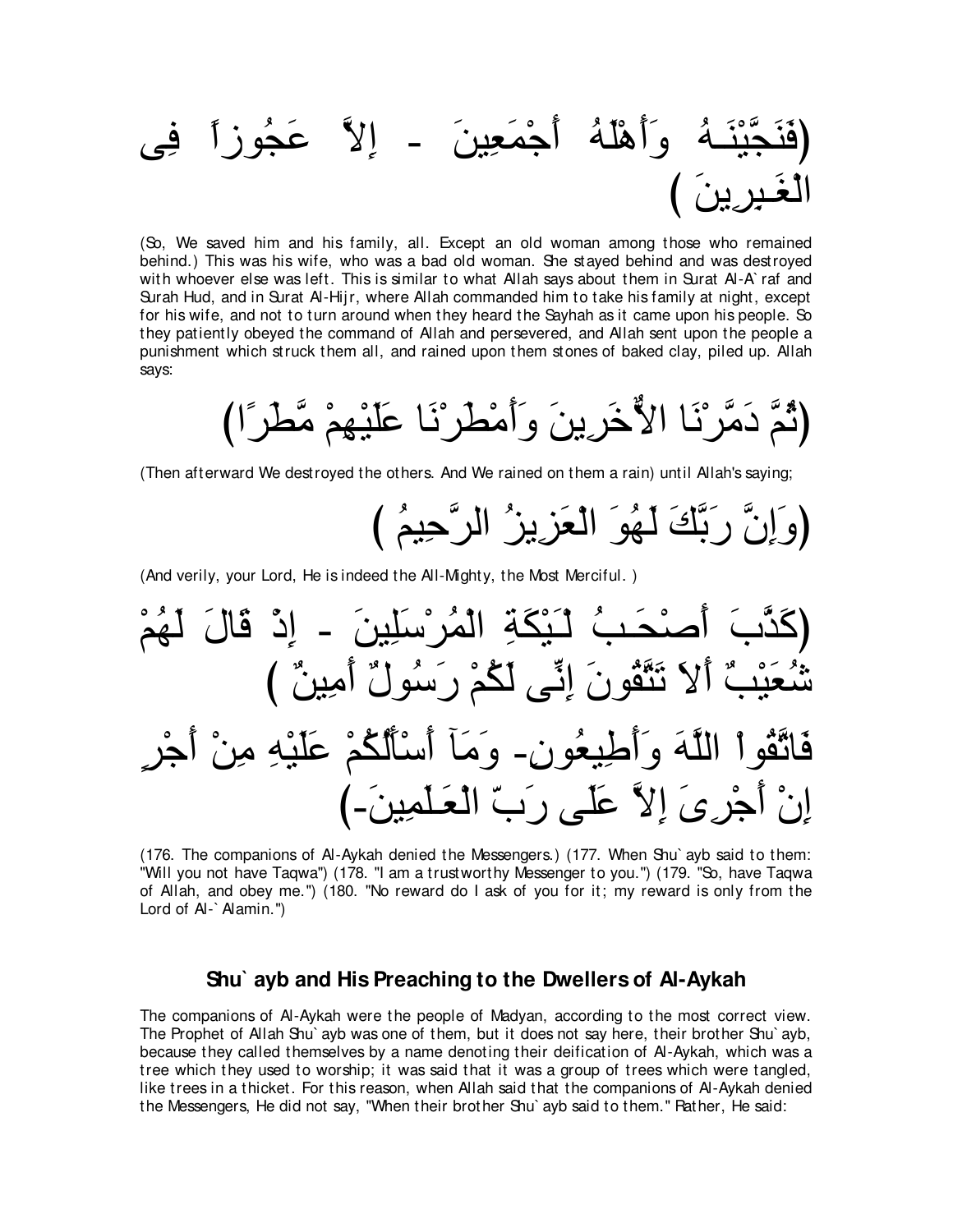(فَنَجَّيْنَـهُ وَأَهْلَهُ أَجْمَعِينَ - إِلاَّ عَجُوزاً فِى الْغَـبِرِينَ )

(So, We saved him and his family, all. Except an old woman among those who remained behind.) This was his wife, who was a bad old woman. She stayed behind and was destroyed with whoever else was left. This is similar to what Allah says about them in Surat Al-A`raf and Surah Hud, and in Surat Al-Hijr, where Allah commanded him to take his family at night, except for his wife, and not to turn around when they heard the Sayhah as it came upon his people. So they patiently obeyed the command of Allah and persevered, and Allah sent upon the people a punishment which struck them all, and rained upon them stones of baked clay, piled up. Allah says:

(ثُمَّ دَمَّرْنَا الاٌّخَرِينَ وَأَمْطَرْنَا عَلَيْهِمْ مَّطَرًا)

(Then afterward We destroyed the others. And We rained on them a rain) until Allah's saying;

(وَإِنَّ رَبَّكَ لَهُوَ الْعَزِيزُ الرَّحِيمُ )

(And verily, your Lord, He is indeed the All-Mighty, the Most Merciful. )

(كَذَّبَ أَصْحَـبُ لْـَيْكَةِ الْمُرْسَلِينَ - إِذْ قَالَ لَهُمْ شُعَيْبٌ أَلاَ تَتَّقُونَ إِنِّى لَكُمْ رَسُولٌ أَمِينٌ ) فَاتَّقُواْ اللَّهَ وَأَطِيعُونِ- وَمَآ أَسْأَلُكُمْ عَلَيْهِ مِنْ أَجْرٍ إِنْ أَجْرِىَ إِلاَّ عَلَى رَبِّ الْعَـلَمِينَ-)

(176. The companions of Al-Aykah denied the Messengers.) (177. When Shu`ayb said to them: "Will you not have Taqwa") (178. "I am a trustworthy Messenger to you.") (179. "So, have Taqwa of Allah, and obey me.") (180. "No reward do I ask of you for it; my reward is only from the Lord of Al-`Alamin.")

## Shu`ayb and His Preaching to the Dwellers of Al-Aykah

The companions of Al-Aykah were the people of Madyan, according to the most correct view. The Prophet of Allah Shu`ayb was one of them, but it does not say here, their brother Shu`ayb, because they called themselves by a name denoting their deification of Al-Aykah, which was a tree which they used to worship; it was said that it was a group of trees which were tangled, like trees in a thicket. For this reason, when Allah said that the companions of Al-Aykah denied the Messengers, He did not say, "When their brother Shu`ayb said to them." Rather, He said: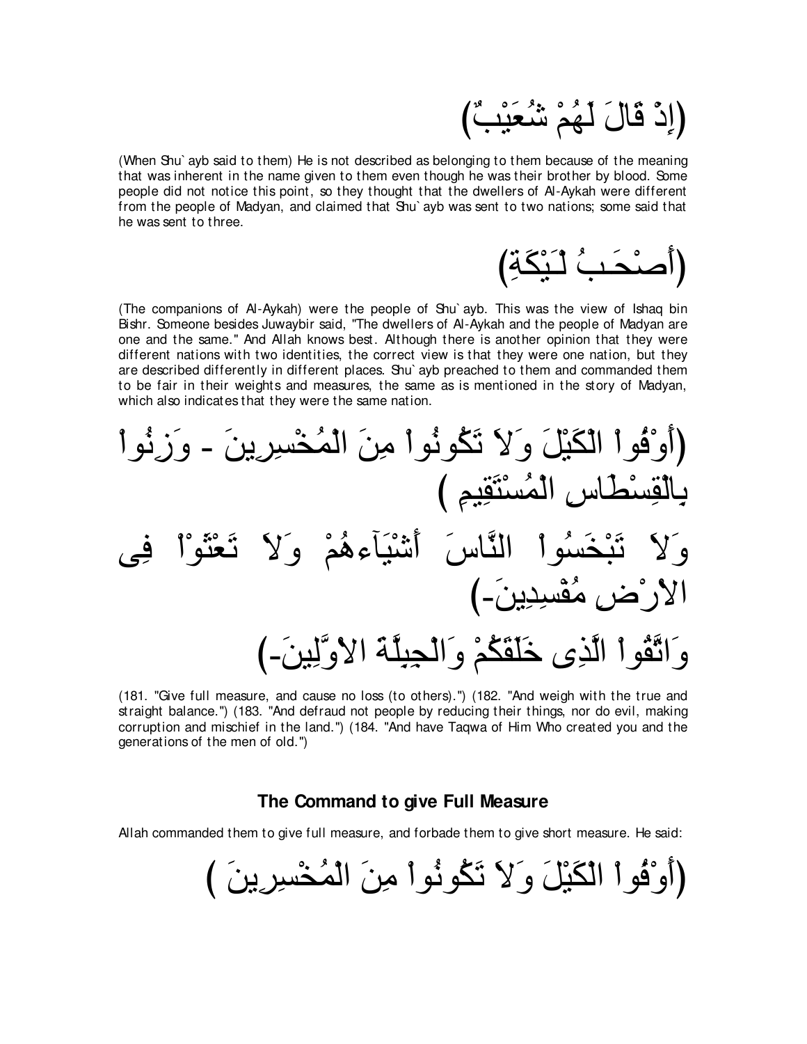(إِذْ قَالَ لَهُمْ شُعَيْبٌ)

(When Shu`ayb said to them) He is not described as belonging to them because of the meaning that was inherent in the name given to them even though he was their brother by blood. Some people did not notice this point, so they thought that the dwellers of Al-Aykah were different from the people of Madyan, and claimed that Shu`ayb was sent to two nations; some said that he was sent to three.

(أَصْحَـبُ لْـَيْكَةِ)

(The companions of Al-Aykah) were the people of Shu`ayb. This was the view of Ishaq bin Bishr. Someone besides Juwaybir said, "The dwellers of Al-Aykah and the people of Madyan are one and the same." And Allah knows best. Although there is another opinion that they were different nations with two identities, the correct view is that they were one nation, but they are described differently in different places. Shu`ayb preached to them and commanded them to be fair in their weights and measures, the same as is mentioned in the story of Madyan, which also indicates that they were the same nation.

(أَوْفُواْ الْكَيْلَ وَلاَ تَكُونُواْ مِنَ الْمُخْسِرِينَ - وَزِنُواْ بِالْقِسْطَاسِ الْمُسْتَقِيمِ )

وَلاَ تَبْخَسُواْ النَّاسَ أَشْيَآءَهُمْ وَلاَ تَعْثَوْاْ فِى الاٌّرْضِ مُفْسِدِينَ-)

وَاتَّقُواْ الَّذِى خَلَقَكُمْ وَالْجِبِلَّةَ الاٌّوَّلِينَ-)

(181. "Give full measure, and cause no loss (to others).") (182. "And weigh with the true and straight balance.") (183. "And defraud not people by reducing their things, nor do evil, making corruption and mischief in the land.") (184. "And have Taqwa of Him Who created you and the generations of the men of old.")

### The Command to give Full Measure

Allah commanded them to give full measure, and forbade them to give short measure. He said:

(أَوْفُواْ الْكَيْلَ وَلاَ تَكُونُواْ مِنَ الْمُخْسِرِينَ )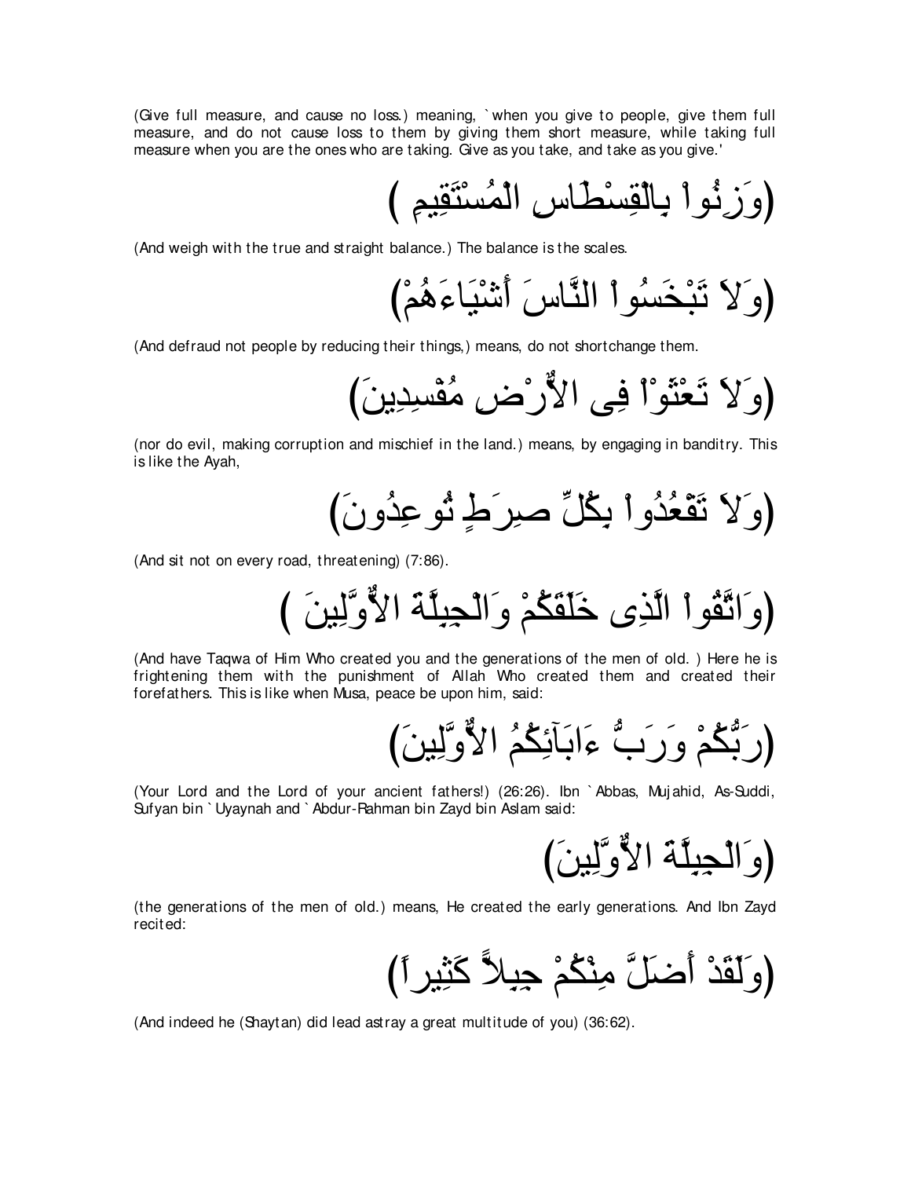(Give full measure, and cause no loss.) meaning, `when you give to people, give them full measure, and do not cause loss to them by giving them short measure, while taking full measure when you are the ones who are taking. Give as you take, and take as you give.'

(وَزِنُواْ بِالْقِسْطَاسِ الْمُسْتَقِيمِ )

(And weigh with the true and straight balance.) The balance is the scales.

(وَلاَ تَبْخَسُواْ النَّاسَ أَشْيَاءَهُمْ)

(And defraud not people by reducing their things,) means, do not shortchange them.

(وَلاَ تَعْثَوْاْ فِى الأٌّرْضِ مُفْسِدِينَ)

(nor do evil, making corruption and mischief in the land.) means, by engaging in banditry. This is like the Ayah,

(وَلاَ تَقْعُدُواْ بِكُلِّ صِرَطٍ تُوعِدُونَ)

(And sit not on every road, threatening) (7:86).

(وَاتَّقُواْ الَّذِى خَلَقَكُمْ وَالْجِبِلَّةَ الاٌّوَّلِينَ )

(And have Taqwa of Him Who created you and the generations of the men of old. ) Here he is frightening them with the punishment of Allah Who created them and created their forefathers. This is like when Musa, peace be upon him, said:

(رَبُّكُمْ وَرَبُّ ءَابَآئِكُمُ الاٌّوَّلِينَ)

(Your Lord and the Lord of your ancient fathers!) (26:26). Ibn `Abbas, Mujahid, As-Suddi, Sufyan bin `Uyaynah and `Abdur-Rahman bin Zayd bin Aslam said:

(وَالْجِبِلَّةَ الاٌّوَّلِينَ)

(the generations of the men of old.) means, He created the early generations. And Ibn Zayd recited:

(وَلَقَدْ أَضَلَّ مِنْكُمْ جِبِلاًّ كَثِيراً)

(And indeed he (Shaytan) did lead astray a great multitude of you) (36:62).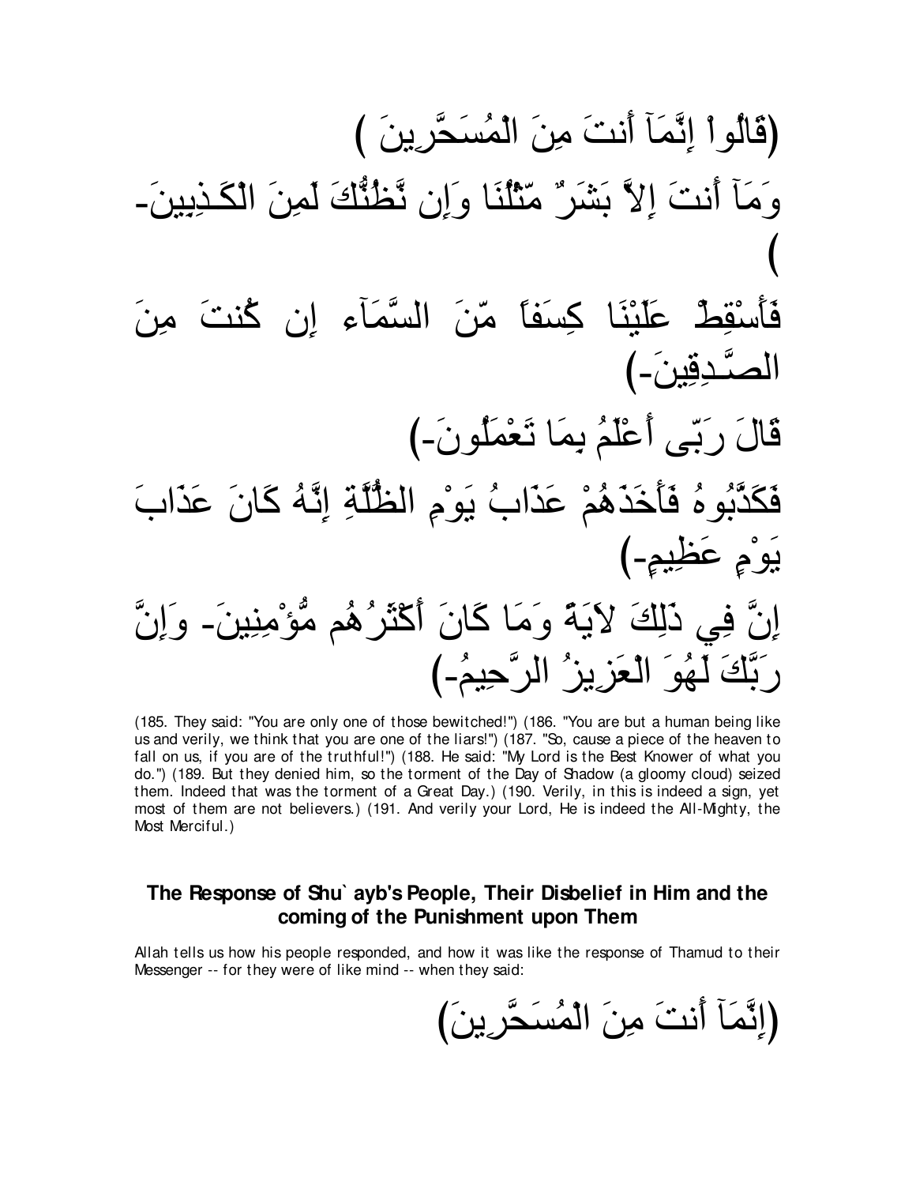(قَالُواْ إِنَّمَآ أَنتَ مِنَ الْمُسَحَّرِينَ )

وَمَآ أَنتَ إِلاَّ بَشَرٌ مِّثْلُنَا وَإِن نَّظُنُّكَ لَمِنَ الْكَـذِبِينَ-)

فَأَسْقِطْ عَلَيْنَا كِسَفاً مِّنَ السَّمَآءِ إِن كُنتَ مِنَ الصَّـدِقِينَ-)

قَالَ رَبِّى أَعْلَمُ بِمَا تَعْمَلُونَ-)

فَكَذَّبُوهُ فَأَخَذَهُمْ عَذَابُ يَوْمِ الظُّلَّةِ إِنَّهُ كَانَ عَذَابَ يَوْمٍ عَظِيمٍ-)

إِنَّ فِي ذَلِكَ لاّيَةً وَمَا كَانَ أَكْثَرُهُم مُّؤْمِنِينَ- وَإِنَّ رَبَّكَ لَهُوَ الْعَزِيزُ الرَّحِيمُ-)

(185. They said: "You are only one of those bewitched!") (186. "You are but a human being like us and verily, we think that you are one of the liars!") (187. "So, cause a piece of the heaven to fall on us, if you are of the truthful!") (188. He said: "My Lord is the Best Knower of what you do.") (189. But they denied him, so the torment of the Day of Shadow (a gloomy cloud) seized them. Indeed that was the torment of a Great Day.) (190. Verily, in this is indeed a sign, yet most of them are not believers.) (191. And verily your Lord, He is indeed the All-Mighty, the Most Merciful.)

### The Response of Shu` ayb's People, Their Disbelief in Him and the coming of the Punishment upon Them

Allah tells us how his people responded, and how it was like the response of Thamud to their Messenger -- for they were of like mind -- when they said:

(إِنَّمَآ أَنتَ مِنَ الْمُسَحَّرِينَ)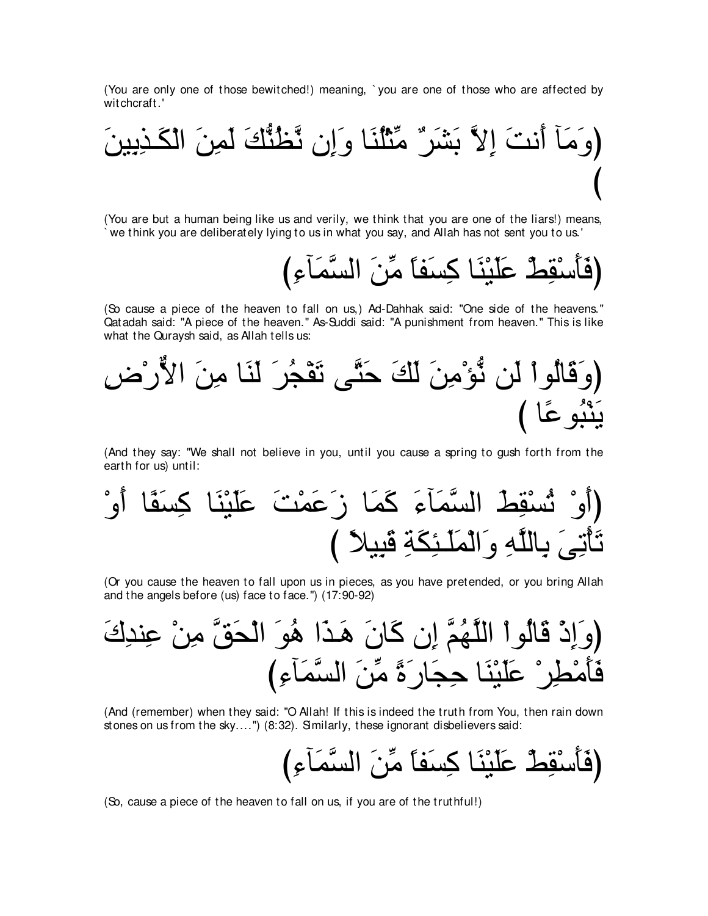(You are only one of those bewitched!) meaning, `you are one of those who are affected by witchcraft.'

(وَمَآ أَنتَ إِلاَّ بَشَرٌ مِّثْلُنَا وَإِن نَّظُنُّكَ لَمِنَ الْكَـذِبِينَ)

(You are but a human being like us and verily, we think that you are one of the liars!) means, `we think you are deliberately lying to us in what you say, and Allah has not sent you to us.'

(فَأَسْقِطْ عَلَيْنَا كِسَفاً مِّنَ السَّمَآءِ)

(So cause a piece of the heaven to fall on us,) Ad-Dahhak said: "One side of the heavens." Qatadah said: "A piece of the heaven." As-Suddi said: "A punishment from heaven." This is like what the Quraysh said, as Allah tells us:

(وَقَالُواْ لَن نُّؤْمِنَ لَكَ حَتَّى تَفْجُرَ لَنَا مِنَ الاٌّرْضِ يَنْبُوعًا )

(And they say: "We shall not believe in you, until you cause a spring to gush forth from the earth for us) until:

(أَوْ تُسْقِطَ السَّمَآءَ كَمَا زَعَمْتَ عَلَيْنَا كِسَفًا أَوْ تَأْتِىَ بِاللَّهِ وَالْمَلَـئِكَةِ قَبِيلاً )

(Or you cause the heaven to fall upon us in pieces, as you have pretended, or you bring Allah and the angels before (us) face to face.") (17:90-92)

(وَإِذْ قَالُواْ اللَّهُمَّ إِن كَانَ هَـذَا هُوَ الْحَقَّ مِنْ عِندِكَ فَأَمْطِرْ عَلَيْنَا حِجَارَةً مِّنَ السَّمَآءِ)

(And (remember) when they said: "O Allah! If this is indeed the truth from You, then rain down stones on us from the sky....") (8:32). Similarly, these ignorant disbelievers said:

(فَأَسْقِطْ عَلَيْنَا كِسَفاً مِّنَ السَّمَآءِ)

(So, cause a piece of the heaven to fall on us, if you are of the truthful!)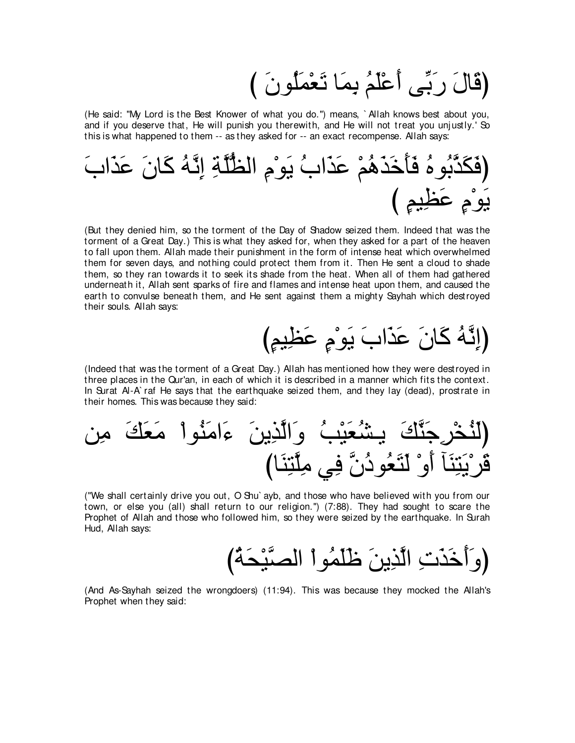(قَالَ رَبِّى أَعْلَمُ بِمَا تَعْمَلُونَ )

(He said: "My Lord is the Best Knower of what you do.") means, `Allah knows best about you, and if you deserve that, He will punish you therewith, and He will not treat you unjustly.' So this is what happened to them -- as they asked for -- an exact recompense. Allah says:

(فَكَذَّبُوهُ فَأَخَذَهُمْ عَذَابُ يَوْمِ الظُّلَّةِ إِنَّهُ كَانَ عَذَابَ يَوْمٍ عَظِيمٍ )

(But they denied him, so the torment of the Day of Shadow seized them. Indeed that was the torment of a Great Day.) This is what they asked for, when they asked for a part of the heaven to fall upon them. Allah made their punishment in the form of intense heat which overwhelmed them for seven days, and nothing could protect them from it. Then He sent a cloud to shade them, so they ran towards it to seek its shade from the heat. When all of them had gathered underneath it, Allah sent sparks of fire and flames and intense heat upon them, and caused the earth to convulse beneath them, and He sent against them a mighty Sayhah which destroyed their souls. Allah says:

(إِنَّهُ كَانَ عَذَابَ يَوْمٍ عَظِيمٍ)

(Indeed that was the torment of a Great Day.) Allah has mentioned how they were destroyed in three places in the Qur'an, in each of which it is described in a manner which fits the context. In Surat Al-A`raf He says that the earthquake seized them, and they lay (dead), prostrate in their homes. This was because they said:

(لَنُخْرِجَنَّكَ يـشُعَيْبُ وَالَّذِينَ ءَامَنُواْ مَعَكَ مِن قَرْيَتِنَآ أَوْ لَتَعُودُنَّ فِي مِلَّتِنَا)

("We shall certainly drive you out, O Shu`ayb, and those who have believed with you from our town, or else you (all) shall return to our religion.") (7:88). They had sought to scare the Prophet of Allah and those who followed him, so they were seized by the earthquake. In Surah Hud, Allah says:

(وَأَخَذَتِ الَّذِينَ ظَلَمُواْ الصَّيْحَةُ)

(And As-Sayhah seized the wrongdoers) (11:94). This was because they mocked the Allah's Prophet when they said: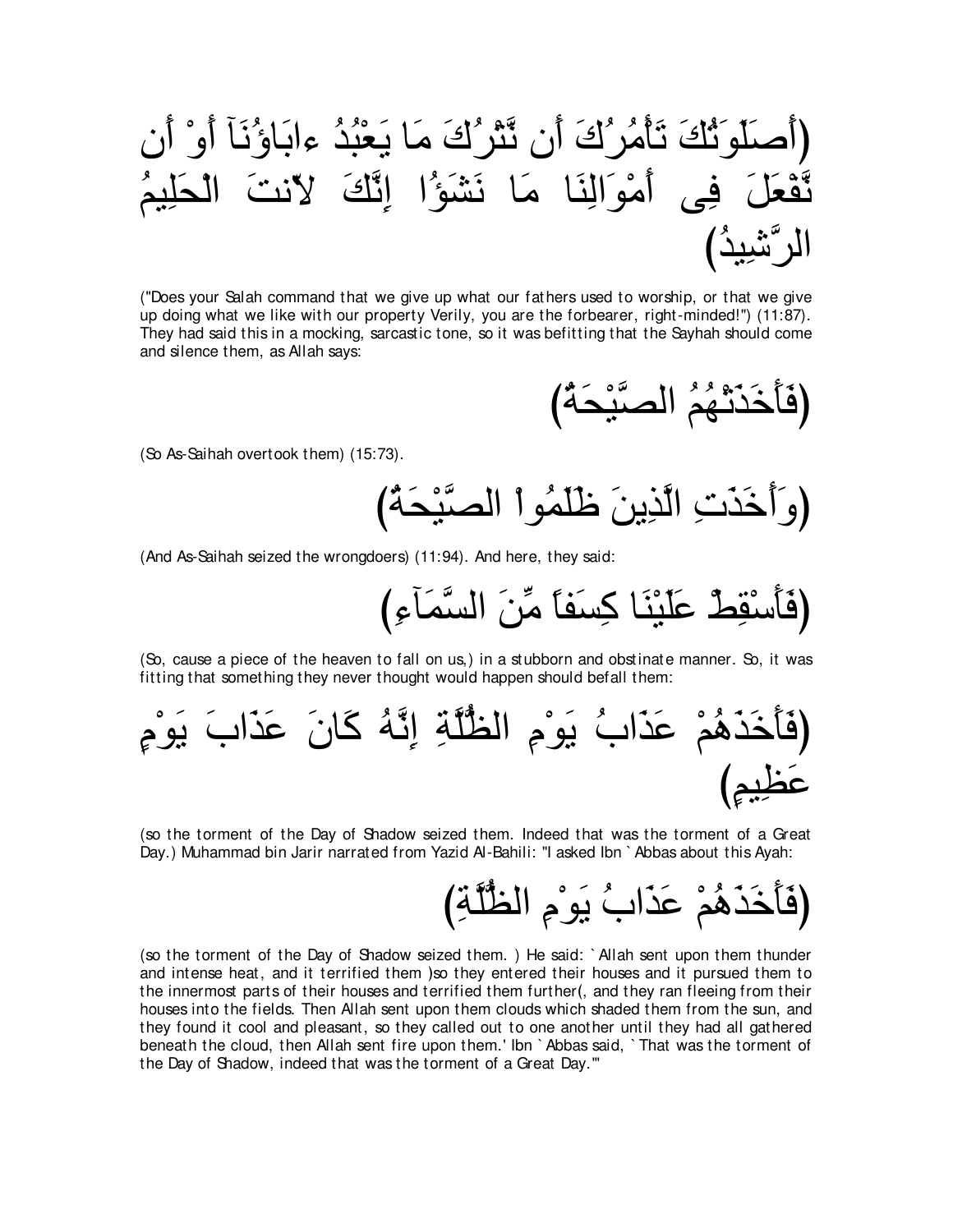(أَصَلَوَتُكَ تَأْمُرُكَ أَن نَّتْرُكَ مَا يَعْبُدُ ءابَاؤُنَآ أَوْ أَن نَّفْعَلَ فِى أَمْوَالِنَا مَا نَشَؤُا إِنَّكَ لاّنتَ الْحَلِيمُ الرَّشِيدُ)

("Does your Salah command that we give up what our fathers used to worship, or that we give up doing what we like with our property Verily, you are the forbearer, right-minded!") (11:87). They had said this in a mocking, sarcastic tone, so it was befitting that the Sayhah should come and silence them, as Allah says:

(فَأَخَذَتْهُمُ الصَّيْحَةُ)

(So As-Saihah overtook them) (15:73).

(وَأَخَذَتِ الَّذِينَ ظَلَمُواْ الصَّيْحَةُ)

(And As-Saihah seized the wrongdoers) (11:94). And here, they said:

(فَأَسْقِطْ عَلَيْنَا كِسَفاً مِّنَ السَّمَآءِ)

(So, cause a piece of the heaven to fall on us,) in a stubborn and obstinate manner. So, it was fitting that something they never thought would happen should befall them:

(فَأَخَذَهُمْ عَذَابُ يَوْمِ الظُّلَّةِ إِنَّهُ كَانَ عَذَابَ يَوْمٍ عَظِيمٍ)

(so the torment of the Day of Shadow seized them. Indeed that was the torment of a Great Day.) Muhammad bin Jarir narrated from Yazid Al-Bahili: "I asked Ibn `Abbas about this Ayah:

(فَأَخَذَهُمْ عَذَابُ يَوْمِ الظُّلَّةِ)

(so the torment of the Day of Shadow seized them. ) He said: `Allah sent upon them thunder and intense heat, and it terrified them )so they entered their houses and it pursued them to the innermost parts of their houses and terrified them further(, and they ran fleeing from their houses into the fields. Then Allah sent upon them clouds which shaded them from the sun, and they found it cool and pleasant, so they called out to one another until they had all gathered beneath the cloud, then Allah sent fire upon them.' Ibn `Abbas said, `That was the torment of the Day of Shadow, indeed that was the torment of a Great Day.'"